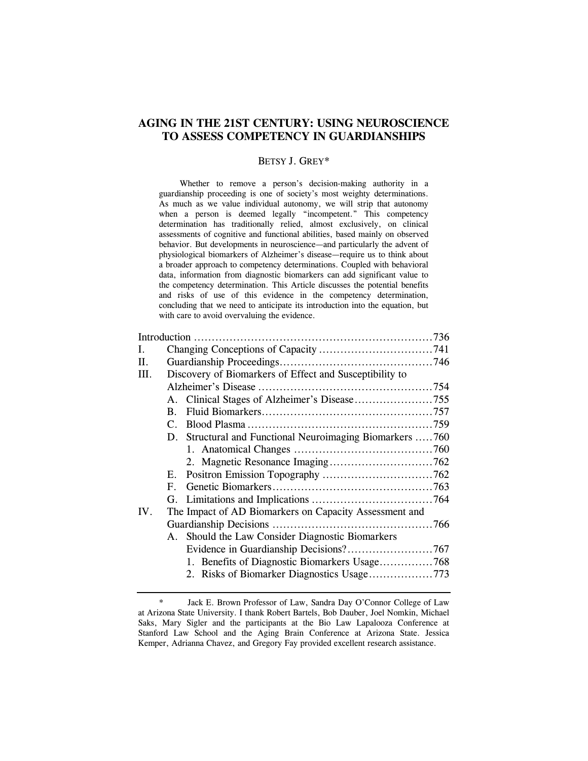# AGING IN THE 21ST CENTURY: USING NEUROSCIENCE TO ASSESS COMPETENCY IN GUARDIANSHIPS

BETSY J. GREY*

Whether to remove a person's decision-making authority in a guardianship proceeding is one of society's most weighty determinations. As much as we value individual autonomy, we will strip that autonomy when a person is deemed legally "incompetent." This competency determination has traditionally relied, almost exclusively, on clinical assessments of cognitive and functional abilities, based mainly on observed behavior. But developments in neuroscience—and particularly the advent of physiological biomarkers of Alzheimer's disease—require us to think about a broader approach to competency determinations. Coupled with behavioral data, information from diagnostic biomarkers can add significant value to the competency determination. This Article discusses the potential benefits and risks of use of this evidence in the competency determination, concluding that we need to anticipate its introduction into the equation, but with care to avoid overvaluing the evidence.

| | | |
|---|---|---|
| Introduction | | 736 |
| I. | Changing Conceptions of Capacity | 741 |
| II. | Guardianship Proceedings | 746 |
| III. | Discovery of Biomarkers of Effect and Susceptibility to Alzheimer's Disease | 754 |
| | A. Clinical Stages of Alzheimer's Disease | 755 |
| | B. Fluid Biomarkers | 757 |
| | C. Blood Plasma | 759 |
| | D. Structural and Functional Neuroimaging Biomarkers | 760 |
| | 1. Anatomical Changes | 760 |
| | 2. Magnetic Resonance Imaging | 762 |
| | E. Positron Emission Topography | 762 |
| | F. Genetic Biomarkers | 763 |
| | G. Limitations and Implications | 764 |
| IV. | The Impact of AD Biomarkers on Capacity Assessment and Guardianship Decisions | 766 |
| | A. Should the Law Consider Diagnostic Biomarkers Evidence in Guardianship Decisions? | 767 |
| | 1. Benefits of Diagnostic Biomarkers Usage | 768 |
| | 2. Risks of Biomarker Diagnostics Usage | 773 |

\* Jack E. Brown Professor of Law, Sandra Day O'Connor College of Law at Arizona State University. I thank Robert Bartels, Bob Dauber, Joel Nomkin, Michael Saks, Mary Sigler and the participants at the Bio Law Lapalooza Conference at Stanford Law School and the Aging Brain Conference at Arizona State. Jessica Kemper, Adrianna Chavez, and Gregory Fay provided excellent research assistance.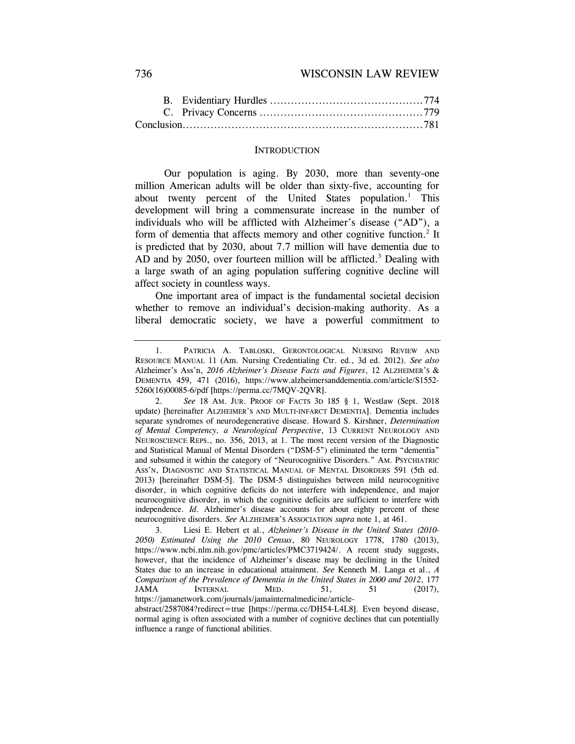B. Evidentiary Hurdles ........................................... 774
C. Privacy Concerns .............................................. 779
Conclusion.................................................................. 781

## INTRODUCTION

Our population is aging. By 2030, more than seventy-one million American adults will be older than sixty-five, accounting for about twenty percent of the United States population.[1] This development will bring a commensurate increase in the number of individuals who will be afflicted with Alzheimer's disease ("AD"), a form of dementia that affects memory and other cognitive function.[2] It is predicted that by 2030, about 7.7 million will have dementia due to AD and by 2050, over fourteen million will be afflicted.[3] Dealing with a large swath of an aging population suffering cognitive decline will affect society in countless ways.

One important area of impact is the fundamental societal decision whether to remove an individual's decision-making authority. As a liberal democratic society, we have a powerful commitment to

---

1. PATRICIA A. TABLOSKI, GERONTOLOGICAL NURSING REVIEW AND RESOURCE MANUAL 11 (Am. Nursing Credentialing Ctr. ed., 3d ed. 2012). *See also* Alzheimer's Ass'n, *2016 Alzheimer's Disease Facts and Figures*, 12 ALZHEIMER'S & DEMENTIA 459, 471 (2016), https://www.alzheimersanddementia.com/article/S1552-5260(16)00085-6/pdf [https://perma.cc/7MQV-2QVR].

2. *See* 18 AM. JUR. PROOF OF FACTS 3D 185 § 1, Westlaw (Sept. 2018 update) [hereinafter ALZHEIMER'S AND MULTI-INFARCT DEMENTIA]. Dementia includes separate syndromes of neurodegenerative disease. Howard S. Kirshner, *Determination of Mental Competency, a Neurological Perspective*, 13 CURRENT NEUROLOGY AND NEUROSCIENCE REPS., no. 356, 2013, at 1. The most recent version of the Diagnostic and Statistical Manual of Mental Disorders ("DSM-5") eliminated the term "dementia" and subsumed it within the category of "Neurocognitive Disorders." AM. PSYCHIATRIC ASS'N, DIAGNOSTIC AND STATISTICAL MANUAL OF MENTAL DISORDERS 591 (5th ed. 2013) [hereinafter DSM-5]. The DSM-5 distinguishes between mild neurocognitive disorder, in which cognitive deficits do not interfere with independence, and major neurocognitive disorder, in which the cognitive deficits are sufficient to interfere with independence. *Id.* Alzheimer's disease accounts for about eighty percent of these neurocognitive disorders. *See* ALZHEIMER'S ASSOCIATION *supra* note 1, at 461.

3. Liesi E. Hebert et al., *Alzheimer's Disease in the United States (2010-2050) Estimated Using the 2010 Census*, 80 NEUROLOGY 1778, 1780 (2013), https://www.ncbi.nlm.nih.gov/pmc/articles/PMC3719424/. A recent study suggests, however, that the incidence of Alzheimer's disease may be declining in the United States due to an increase in educational attainment. *See* Kenneth M. Langa et al., *A Comparison of the Prevalence of Dementia in the United States in 2000 and 2012*, 177 JAMA INTERNAL MED. 51, 51 (2017), https://jamanetwork.com/journals/jamainternalmedicine/article-abstract/2587084?redirect=true [https://perma.cc/DH54-L4L8]. Even beyond disease, normal aging is often associated with a number of cognitive declines that can potentially influence a range of functional abilities.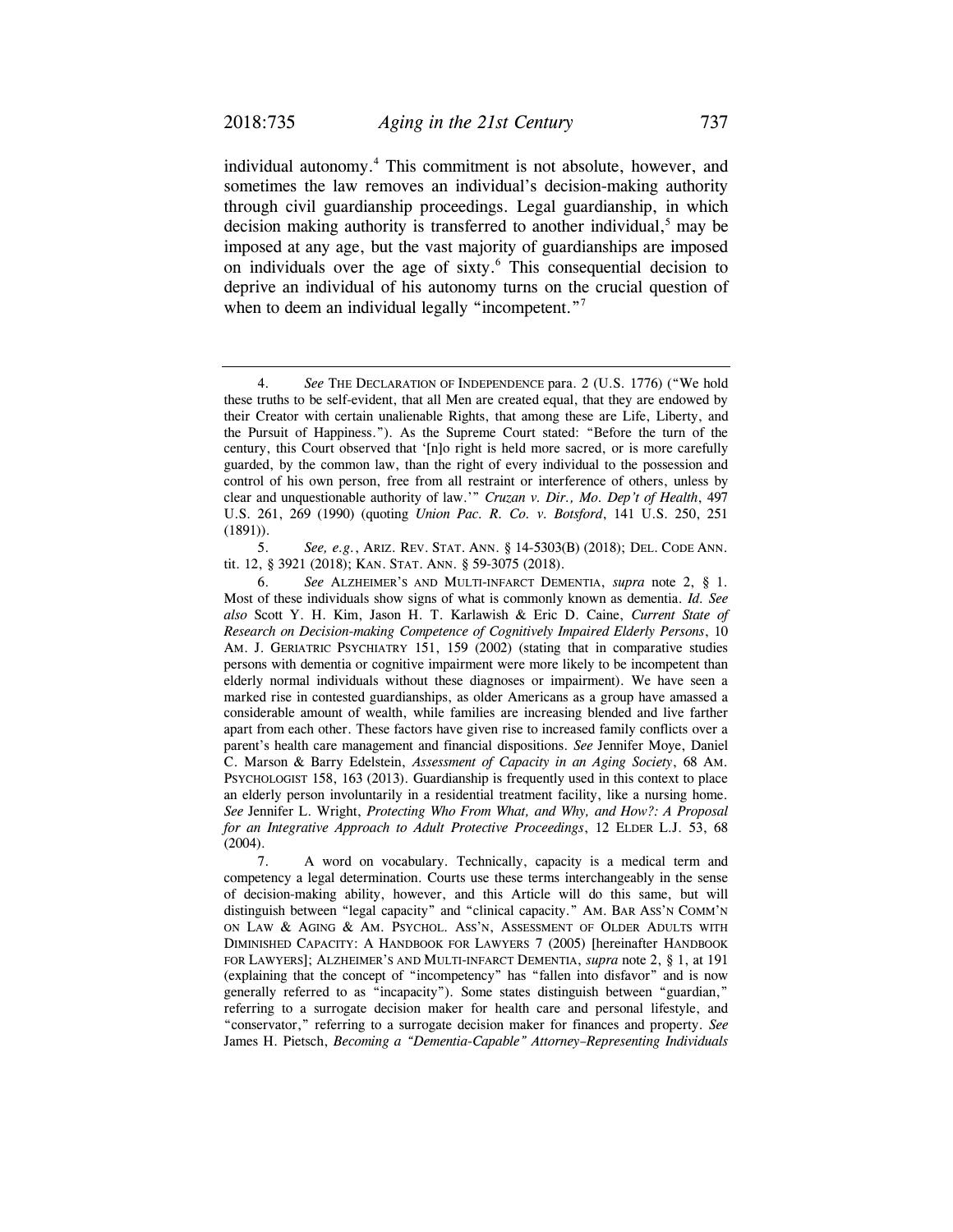individual autonomy.[4] This commitment is not absolute, however, and sometimes the law removes an individual's decision-making authority through civil guardianship proceedings. Legal guardianship, in which decision making authority is transferred to another individual,[5] may be imposed at any age, but the vast majority of guardianships are imposed on individuals over the age of sixty.[6] This consequential decision to deprive an individual of his autonomy turns on the crucial question of when to deem an individual legally "incompetent."[7]

---

4. *See* THE DECLARATION OF INDEPENDENCE para. 2 (U.S. 1776) ("We hold these truths to be self-evident, that all Men are created equal, that they are endowed by their Creator with certain unalienable Rights, that among these are Life, Liberty, and the Pursuit of Happiness."). As the Supreme Court stated: "Before the turn of the century, this Court observed that '[n]o right is held more sacred, or is more carefully guarded, by the common law, than the right of every individual to the possession and control of his own person, free from all restraint or interference of others, unless by clear and unquestionable authority of law.'" *Cruzan v. Dir., Mo. Dep't of Health*, 497 U.S. 261, 269 (1990) (quoting *Union Pac. R. Co. v. Botsford*, 141 U.S. 250, 251 (1891)).

5. *See, e.g.*, ARIZ. REV. STAT. ANN. § 14-5303(B) (2018); DEL. CODE ANN. tit. 12, § 3921 (2018); KAN. STAT. ANN. § 59-3075 (2018).

6. *See* ALZHEIMER'S AND MULTI-INFARCT DEMENTIA, *supra* note 2, § 1. Most of these individuals show signs of what is commonly known as dementia. *Id. See also* Scott Y. H. Kim, Jason H. T. Karlawish & Eric D. Caine, *Current State of Research on Decision-making Competence of Cognitively Impaired Elderly Persons*, 10 AM. J. GERIATRIC PSYCHIATRY 151, 159 (2002) (stating that in comparative studies persons with dementia or cognitive impairment were more likely to be incompetent than elderly normal individuals without these diagnoses or impairment). We have seen a marked rise in contested guardianships, as older Americans as a group have amassed a considerable amount of wealth, while families are increasing blended and live farther apart from each other. These factors have given rise to increased family conflicts over a parent's health care management and financial dispositions. *See* Jennifer Moye, Daniel C. Marson & Barry Edelstein, *Assessment of Capacity in an Aging Society*, 68 AM. PSYCHOLOGIST 158, 163 (2013). Guardianship is frequently used in this context to place an elderly person involuntarily in a residential treatment facility, like a nursing home. *See* Jennifer L. Wright, *Protecting Who From What, and Why, and How?: A Proposal for an Integrative Approach to Adult Protective Proceedings*, 12 ELDER L.J. 53, 68 (2004).

7. A word on vocabulary. Technically, capacity is a medical term and competency a legal determination. Courts use these terms interchangeably in the sense of decision-making ability, however, and this Article will do this same, but will distinguish between "legal capacity" and "clinical capacity." AM. BAR ASS'N COMM'N ON LAW & AGING & AM. PSYCHOL. ASS'N, ASSESSMENT OF OLDER ADULTS WITH DIMINISHED CAPACITY: A HANDBOOK FOR LAWYERS 7 (2005) [hereinafter HANDBOOK FOR LAWYERS]; ALZHEIMER'S AND MULTI-INFARCT DEMENTIA, *supra* note 2, § 1, at 191 (explaining that the concept of "incompetency" has "fallen into disfavor" and is now generally referred to as "incapacity"). Some states distinguish between "guardian," referring to a surrogate decision maker for health care and personal lifestyle, and "conservator," referring to a surrogate decision maker for finances and property. *See* James H. Pietsch, *Becoming a "Dementia-Capable" Attorney–Representing Individuals*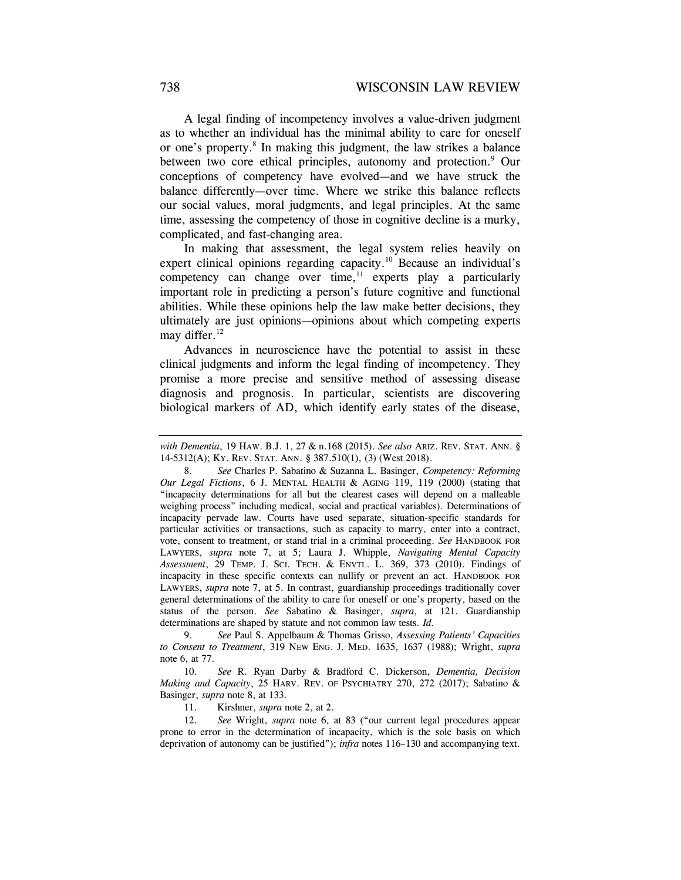A legal finding of incompetency involves a value-driven judgment as to whether an individual has the minimal ability to care for oneself or one's property.[8] In making this judgment, the law strikes a balance between two core ethical principles, autonomy and protection.[9] Our conceptions of competency have evolved—and we have struck the balance differently—over time. Where we strike this balance reflects our social values, moral judgments, and legal principles. At the same time, assessing the competency of those in cognitive decline is a murky, complicated, and fast-changing area.

In making that assessment, the legal system relies heavily on expert clinical opinions regarding capacity.[10] Because an individual's competency can change over time,[11] experts play a particularly important role in predicting a person's future cognitive and functional abilities. While these opinions help the law make better decisions, they ultimately are just opinions—opinions about which competing experts may differ.[12]

Advances in neuroscience have the potential to assist in these clinical judgments and inform the legal finding of incompetency. They promise a more precise and sensitive method of assessing disease diagnosis and prognosis. In particular, scientists are discovering biological markers of AD, which identify early states of the disease,

---

*with Dementia*, 19 HAW. B.J. 1, 27 & n.168 (2015). *See also* ARIZ. REV. STAT. ANN. § 14-5312(A); KY. REV. STAT. ANN. § 387.510(1), (3) (West 2018).

8. *See* Charles P. Sabatino & Suzanna L. Basinger, *Competency: Reforming Our Legal Fictions*, 6 J. MENTAL HEALTH & AGING 119, 119 (2000) (stating that "incapacity determinations for all but the clearest cases will depend on a malleable weighing process" including medical, social and practical variables). Determinations of incapacity pervade law. Courts have used separate, situation-specific standards for particular activities or transactions, such as capacity to marry, enter into a contract, vote, consent to treatment, or stand trial in a criminal proceeding. *See* HANDBOOK FOR LAWYERS, *supra* note 7, at 5; Laura J. Whipple, *Navigating Mental Capacity Assessment*, 29 TEMP. J. SCI. TECH. & ENVTL. L. 369, 373 (2010). Findings of incapacity in these specific contexts can nullify or prevent an act. HANDBOOK FOR LAWYERS, *supra* note 7, at 5. In contrast, guardianship proceedings traditionally cover general determinations of the ability to care for oneself or one's property, based on the status of the person. *See* Sabatino & Basinger, *supra*, at 121. Guardianship determinations are shaped by statute and not common law tests. *Id.*

9. *See* Paul S. Appelbaum & Thomas Grisso, *Assessing Patients' Capacities to Consent to Treatment*, 319 NEW ENG. J. MED. 1635, 1637 (1988); Wright, *supra* note 6, at 77.

10. *See* R. Ryan Darby & Bradford C. Dickerson, *Dementia, Decision Making and Capacity*, 25 HARV. REV. OF PSYCHIATRY 270, 272 (2017); Sabatino & Basinger, *supra* note 8, at 133.

11. Kirshner, *supra* note 2, at 2.

12. *See* Wright, *supra* note 6, at 83 ("our current legal procedures appear prone to error in the determination of incapacity, which is the sole basis on which deprivation of autonomy can be justified"); *infra* notes 116–130 and accompanying text.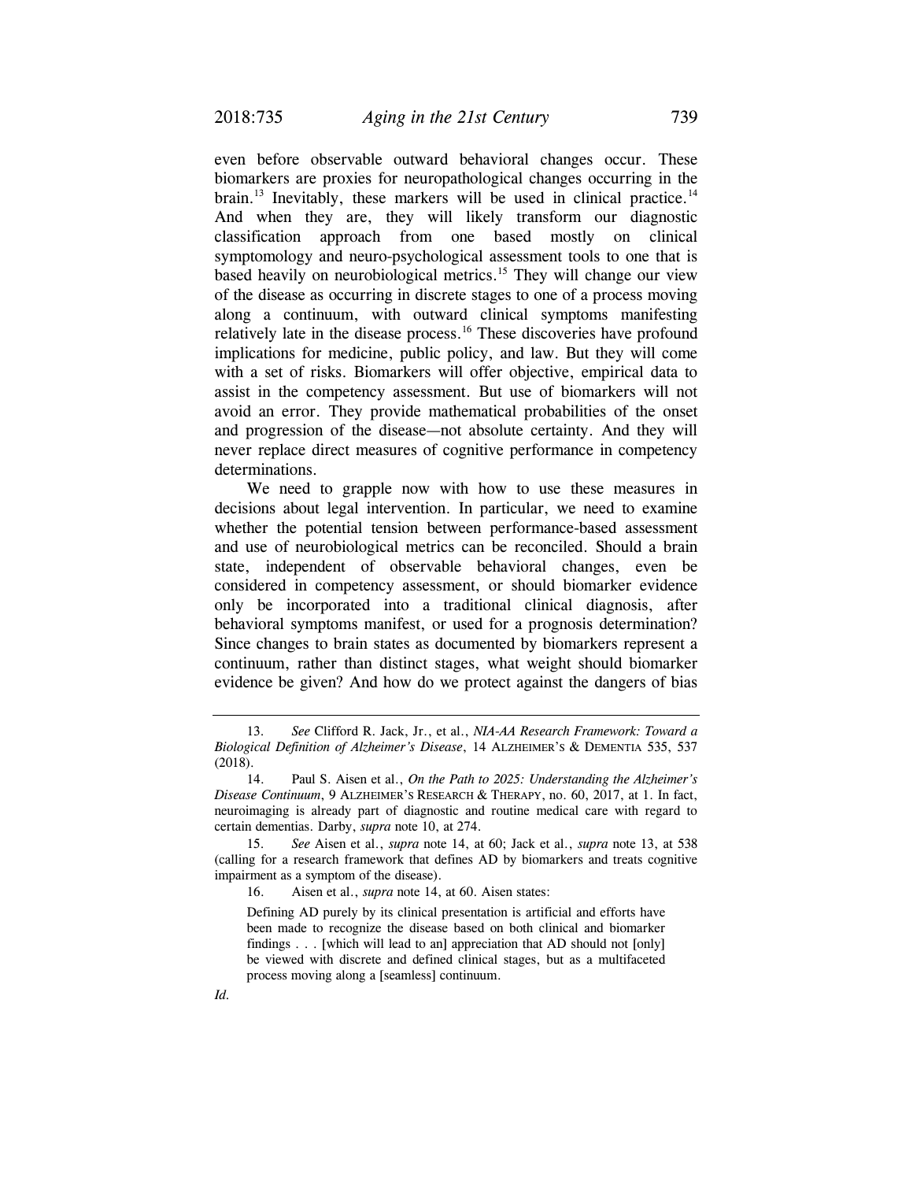even before observable outward behavioral changes occur. These biomarkers are proxies for neuropathological changes occurring in the brain.[13] Inevitably, these markers will be used in clinical practice.[14] And when they are, they will likely transform our diagnostic classification approach from one based mostly on clinical symptomology and neuro-psychological assessment tools to one that is based heavily on neurobiological metrics.[15] They will change our view of the disease as occurring in discrete stages to one of a process moving along a continuum, with outward clinical symptoms manifesting relatively late in the disease process.[16] These discoveries have profound implications for medicine, public policy, and law. But they will come with a set of risks. Biomarkers will offer objective, empirical data to assist in the competency assessment. But use of biomarkers will not avoid an error. They provide mathematical probabilities of the onset and progression of the disease—not absolute certainty. And they will never replace direct measures of cognitive performance in competency determinations.

We need to grapple now with how to use these measures in decisions about legal intervention. In particular, we need to examine whether the potential tension between performance-based assessment and use of neurobiological metrics can be reconciled. Should a brain state, independent of observable behavioral changes, even be considered in competency assessment, or should biomarker evidence only be incorporated into a traditional clinical diagnosis, after behavioral symptoms manifest, or used for a prognosis determination? Since changes to brain states as documented by biomarkers represent a continuum, rather than distinct stages, what weight should biomarker evidence be given? And how do we protect against the dangers of bias

---

13. *See* Clifford R. Jack, Jr., et al., *NIA-AA Research Framework: Toward a Biological Definition of Alzheimer's Disease*, 14 ALZHEIMER'S & DEMENTIA 535, 537 (2018).

14. Paul S. Aisen et al., *On the Path to 2025: Understanding the Alzheimer's Disease Continuum*, 9 ALZHEIMER'S RESEARCH & THERAPY, no. 60, 2017, at 1. In fact, neuroimaging is already part of diagnostic and routine medical care with regard to certain dementias. Darby, *supra* note 10, at 274.

15. *See* Aisen et al., *supra* note 14, at 60; Jack et al., *supra* note 13, at 538 (calling for a research framework that defines AD by biomarkers and treats cognitive impairment as a symptom of the disease).

16. Aisen et al., *supra* note 14, at 60. Aisen states:

> Defining AD purely by its clinical presentation is artificial and efforts have been made to recognize the disease based on both clinical and biomarker findings . . . [which will lead to an] appreciation that AD should not [only] be viewed with discrete and defined clinical stages, but as a multifaceted process moving along a [seamless] continuum.

*Id.*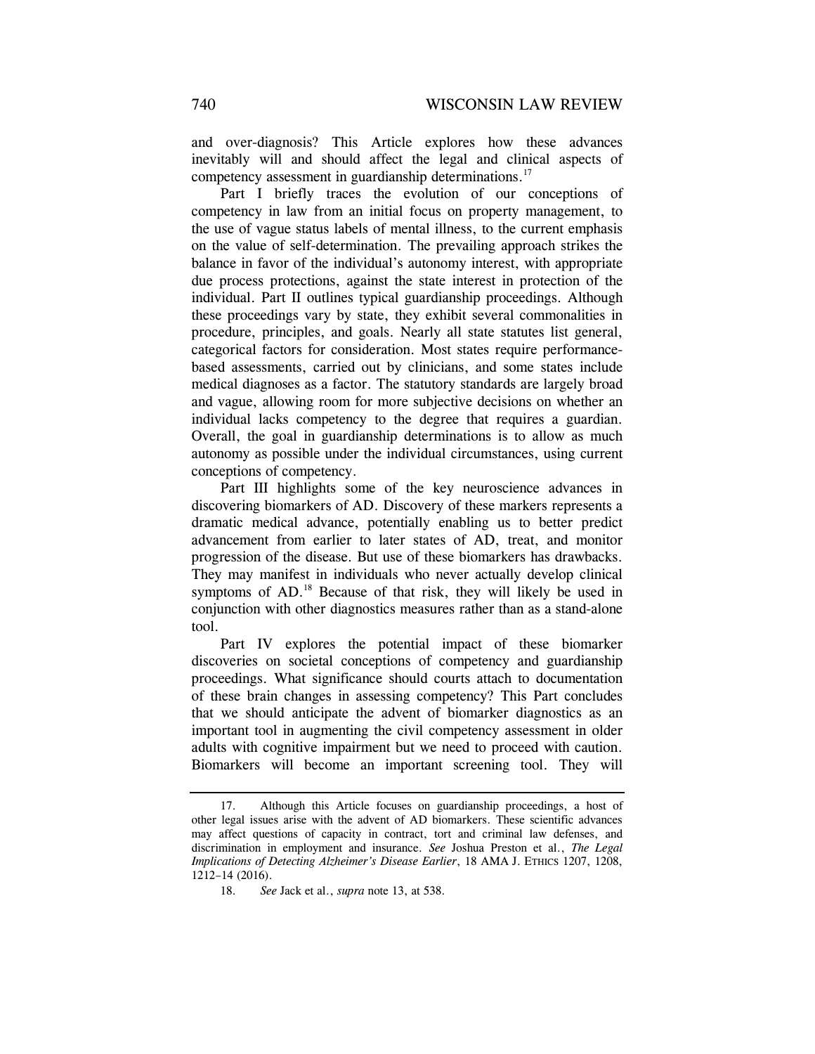and over-diagnosis? This Article explores how these advances inevitably will and should affect the legal and clinical aspects of competency assessment in guardianship determinations.[17]

Part I briefly traces the evolution of our conceptions of competency in law from an initial focus on property management, to the use of vague status labels of mental illness, to the current emphasis on the value of self-determination. The prevailing approach strikes the balance in favor of the individual's autonomy interest, with appropriate due process protections, against the state interest in protection of the individual. Part II outlines typical guardianship proceedings. Although these proceedings vary by state, they exhibit several commonalities in procedure, principles, and goals. Nearly all state statutes list general, categorical factors for consideration. Most states require performance-based assessments, carried out by clinicians, and some states include medical diagnoses as a factor. The statutory standards are largely broad and vague, allowing room for more subjective decisions on whether an individual lacks competency to the degree that requires a guardian. Overall, the goal in guardianship determinations is to allow as much autonomy as possible under the individual circumstances, using current conceptions of competency.

Part III highlights some of the key neuroscience advances in discovering biomarkers of AD. Discovery of these markers represents a dramatic medical advance, potentially enabling us to better predict advancement from earlier to later states of AD, treat, and monitor progression of the disease. But use of these biomarkers has drawbacks. They may manifest in individuals who never actually develop clinical symptoms of AD.[18] Because of that risk, they will likely be used in conjunction with other diagnostics measures rather than as a stand-alone tool.

Part IV explores the potential impact of these biomarker discoveries on societal conceptions of competency and guardianship proceedings. What significance should courts attach to documentation of these brain changes in assessing competency? This Part concludes that we should anticipate the advent of biomarker diagnostics as an important tool in augmenting the civil competency assessment in older adults with cognitive impairment but we need to proceed with caution. Biomarkers will become an important screening tool. They will

---

17. Although this Article focuses on guardianship proceedings, a host of other legal issues arise with the advent of AD biomarkers. These scientific advances may affect questions of capacity in contract, tort and criminal law defenses, and discrimination in employment and insurance. *See* Joshua Preston et al., *The Legal Implications of Detecting Alzheimer's Disease Earlier*, 18 AMA J. ETHICS 1207, 1208, 1212–14 (2016).

18. *See* Jack et al., *supra* note 13, at 538.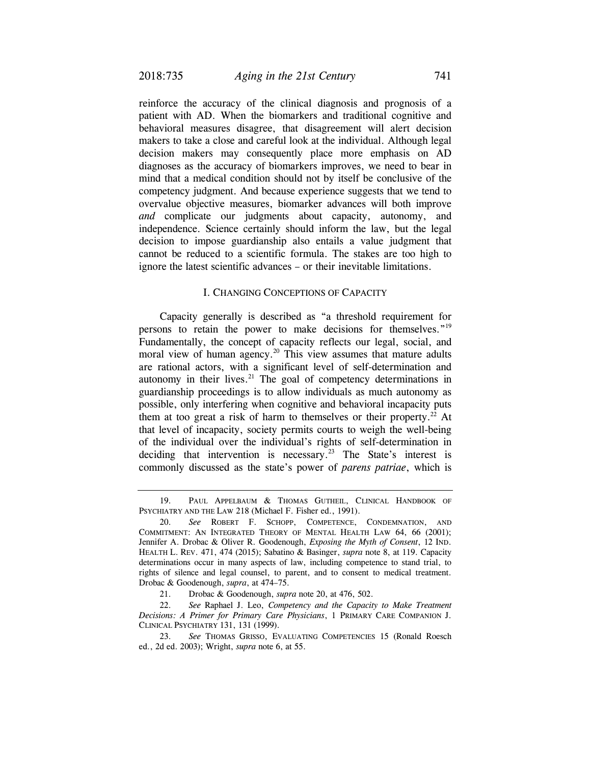reinforce the accuracy of the clinical diagnosis and prognosis of a patient with AD. When the biomarkers and traditional cognitive and behavioral measures disagree, that disagreement will alert decision makers to take a close and careful look at the individual. Although legal decision makers may consequently place more emphasis on AD diagnoses as the accuracy of biomarkers improves, we need to bear in mind that a medical condition should not by itself be conclusive of the competency judgment. And because experience suggests that we tend to overvalue objective measures, biomarker advances will both improve *and* complicate our judgments about capacity, autonomy, and independence. Science certainly should inform the law, but the legal decision to impose guardianship also entails a value judgment that cannot be reduced to a scientific formula. The stakes are too high to ignore the latest scientific advances – or their inevitable limitations.

## I. CHANGING CONCEPTIONS OF CAPACITY

Capacity generally is described as "a threshold requirement for persons to retain the power to make decisions for themselves."[19] Fundamentally, the concept of capacity reflects our legal, social, and moral view of human agency.[20] This view assumes that mature adults are rational actors, with a significant level of self-determination and autonomy in their lives.[21] The goal of competency determinations in guardianship proceedings is to allow individuals as much autonomy as possible, only interfering when cognitive and behavioral incapacity puts them at too great a risk of harm to themselves or their property.[22] At that level of incapacity, society permits courts to weigh the well-being of the individual over the individual's rights of self-determination in deciding that intervention is necessary.[23] The State's interest is commonly discussed as the state's power of *parens patriae*, which is

---

19. PAUL APPELBAUM & THOMAS GUTHEIL, CLINICAL HANDBOOK OF PSYCHIATRY AND THE LAW 218 (Michael F. Fisher ed., 1991).

20. *See* ROBERT F. SCHOPP, COMPETENCE, CONDEMNATION, AND COMMITMENT: AN INTEGRATED THEORY OF MENTAL HEALTH LAW 64, 66 (2001); Jennifer A. Drobac & Oliver R. Goodenough, *Exposing the Myth of Consent*, 12 IND. HEALTH L. REV. 471, 474 (2015); Sabatino & Basinger, *supra* note 8, at 119. Capacity determinations occur in many aspects of law, including competence to stand trial, to rights of silence and legal counsel, to parent, and to consent to medical treatment. Drobac & Goodenough, *supra*, at 474–75.

21. Drobac & Goodenough, *supra* note 20, at 476, 502.

22. *See* Raphael J. Leo, *Competency and the Capacity to Make Treatment Decisions: A Primer for Primary Care Physicians*, 1 PRIMARY CARE COMPANION J. CLINICAL PSYCHIATRY 131, 131 (1999).

23. *See* THOMAS GRISSO, EVALUATING COMPETENCIES 15 (Ronald Roesch ed., 2d ed. 2003); Wright, *supra* note 6, at 55.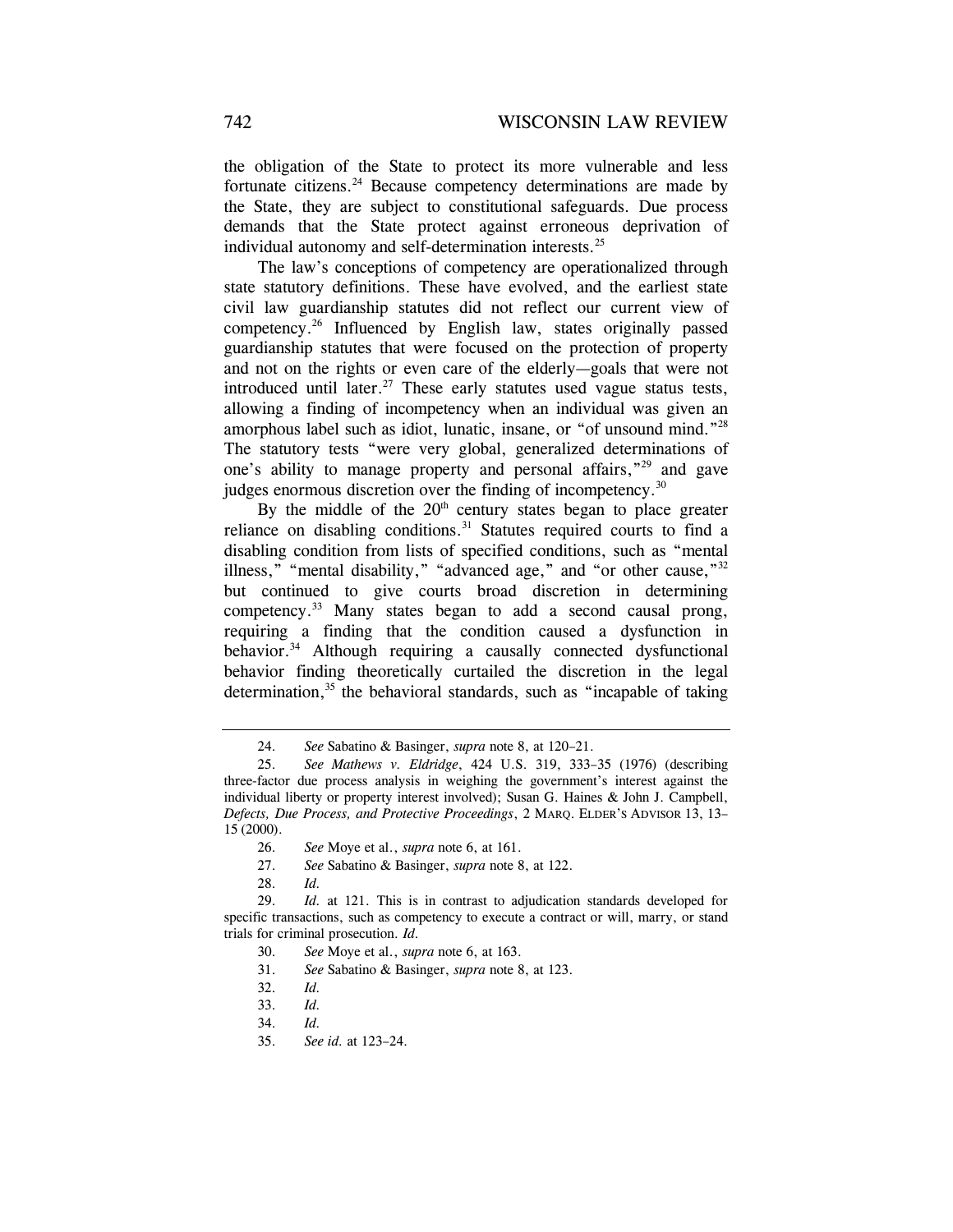the obligation of the State to protect its more vulnerable and less fortunate citizens.[24] Because competency determinations are made by the State, they are subject to constitutional safeguards. Due process demands that the State protect against erroneous deprivation of individual autonomy and self-determination interests.[25]

The law's conceptions of competency are operationalized through state statutory definitions. These have evolved, and the earliest state civil law guardianship statutes did not reflect our current view of competency.[26] Influenced by English law, states originally passed guardianship statutes that were focused on the protection of property and not on the rights or even care of the elderly—goals that were not introduced until later.[27] These early statutes used vague status tests, allowing a finding of incompetency when an individual was given an amorphous label such as idiot, lunatic, insane, or "of unsound mind."[28] The statutory tests "were very global, generalized determinations of one's ability to manage property and personal affairs,"[29] and gave judges enormous discretion over the finding of incompetency.[30]

By the middle of the 20th century states began to place greater reliance on disabling conditions.[31] Statutes required courts to find a disabling condition from lists of specified conditions, such as "mental illness," "mental disability," "advanced age," and "or other cause,"[32] but continued to give courts broad discretion in determining competency.[33] Many states began to add a second causal prong, requiring a finding that the condition caused a dysfunction in behavior.[34] Although requiring a causally connected dysfunctional behavior finding theoretically curtailed the discretion in the legal determination,[35] the behavioral standards, such as "incapable of taking

---

24. *See* Sabatino & Basinger, *supra* note 8, at 120–21.

25. *See Mathews v. Eldridge*, 424 U.S. 319, 333–35 (1976) (describing three-factor due process analysis in weighing the government's interest against the individual liberty or property interest involved); Susan G. Haines & John J. Campbell, *Defects, Due Process, and Protective Proceedings*, 2 MARQ. ELDER'S ADVISOR 13, 13–15 (2000).

26. *See* Moye et al., *supra* note 6, at 161.

27. *See* Sabatino & Basinger, *supra* note 8, at 122.

28. *Id.*

29. *Id.* at 121. This is in contrast to adjudication standards developed for specific transactions, such as competency to execute a contract or will, marry, or stand trials for criminal prosecution. *Id.*

30. *See* Moye et al., *supra* note 6, at 163.

31. *See* Sabatino & Basinger, *supra* note 8, at 123.

32. *Id.*

33. *Id.*

34. *Id.*

35. *See id.* at 123–24.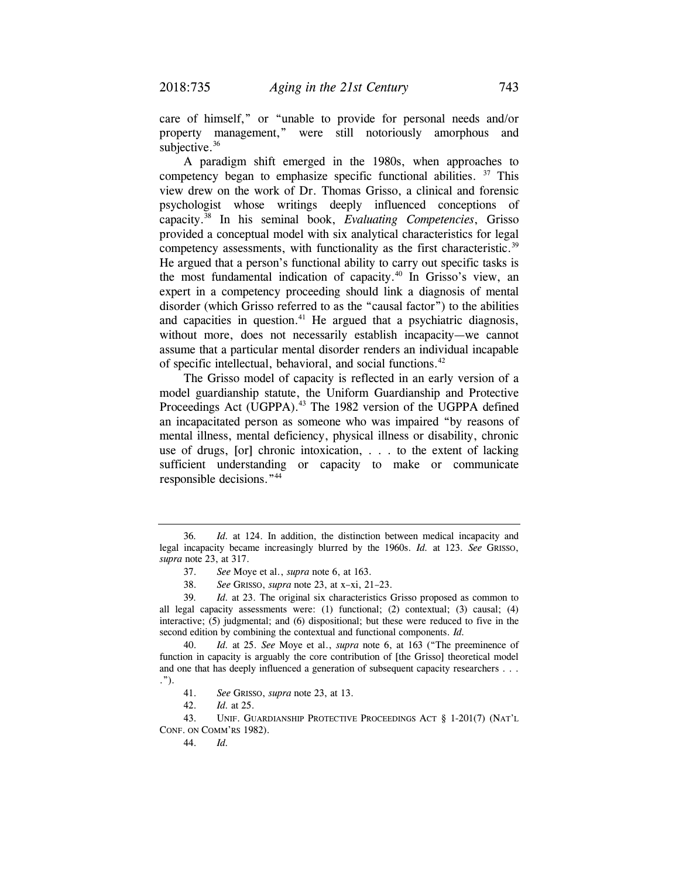care of himself," or "unable to provide for personal needs and/or property management," were still notoriously amorphous and subjective.[36]

A paradigm shift emerged in the 1980s, when approaches to competency began to emphasize specific functional abilities.[37] This view drew on the work of Dr. Thomas Grisso, a clinical and forensic psychologist whose writings deeply influenced conceptions of capacity.[38] In his seminal book, *Evaluating Competencies*, Grisso provided a conceptual model with six analytical characteristics for legal competency assessments, with functionality as the first characteristic.[39] He argued that a person's functional ability to carry out specific tasks is the most fundamental indication of capacity.[40] In Grisso's view, an expert in a competency proceeding should link a diagnosis of mental disorder (which Grisso referred to as the "causal factor") to the abilities and capacities in question.[41] He argued that a psychiatric diagnosis, without more, does not necessarily establish incapacity—we cannot assume that a particular mental disorder renders an individual incapable of specific intellectual, behavioral, and social functions.[42]

The Grisso model of capacity is reflected in an early version of a model guardianship statute, the Uniform Guardianship and Protective Proceedings Act (UGPPA).[43] The 1982 version of the UGPPA defined an incapacitated person as someone who was impaired "by reasons of mental illness, mental deficiency, physical illness or disability, chronic use of drugs, [or] chronic intoxication, . . . to the extent of lacking sufficient understanding or capacity to make or communicate responsible decisions."[44]

---

36. *Id.* at 124. In addition, the distinction between medical incapacity and legal incapacity became increasingly blurred by the 1960s. *Id.* at 123. *See* GRISSO, *supra* note 23, at 317.

37. *See* Moye et al., *supra* note 6, at 163.

38. *See* GRISSO, *supra* note 23, at x–xi, 21–23.

39. *Id.* at 23. The original six characteristics Grisso proposed as common to all legal capacity assessments were: (1) functional; (2) contextual; (3) causal; (4) interactive; (5) judgmental; and (6) dispositional; but these were reduced to five in the second edition by combining the contextual and functional components. *Id.*

40. *Id.* at 25. *See* Moye et al., *supra* note 6, at 163 ("The preeminence of function in capacity is arguably the core contribution of [the Grisso] theoretical model and one that has deeply influenced a generation of subsequent capacity researchers . . . .").

41. *See* GRISSO, *supra* note 23, at 13.

42. *Id.* at 25.

43. UNIF. GUARDIANSHIP PROTECTIVE PROCEEDINGS ACT § 1-201(7) (NAT'L CONF. ON COMM'RS 1982).

44. *Id.*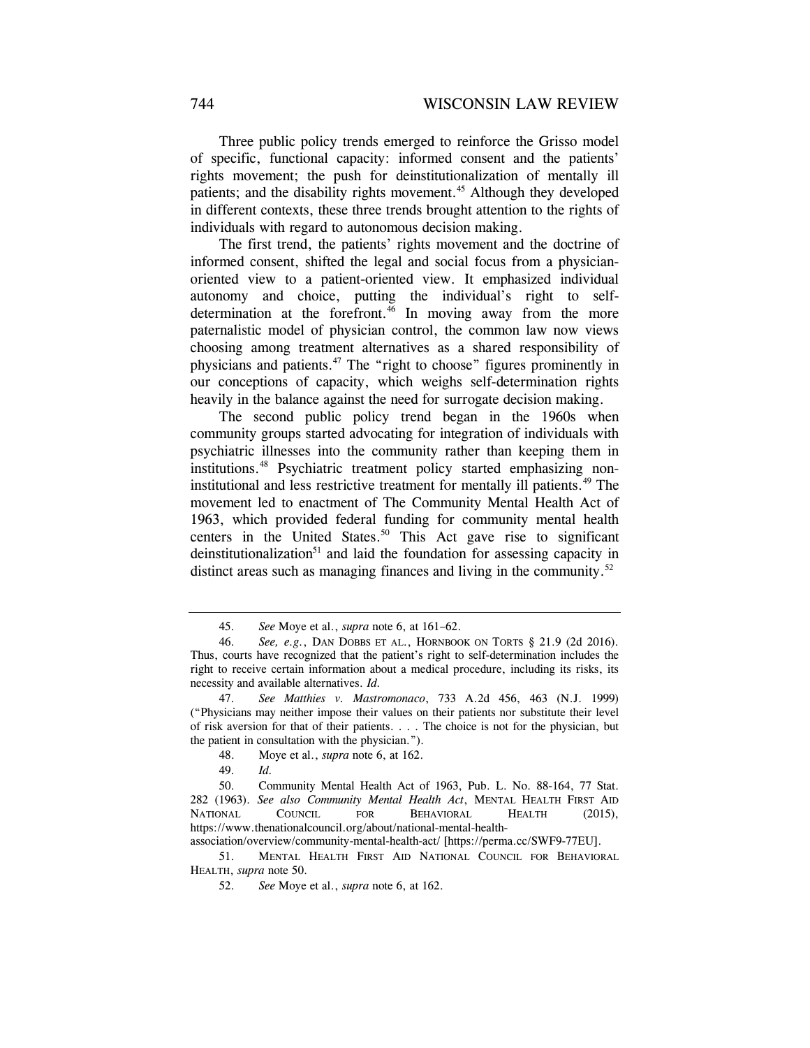Three public policy trends emerged to reinforce the Grisso model of specific, functional capacity: informed consent and the patients' rights movement; the push for deinstitutionalization of mentally ill patients; and the disability rights movement.[45] Although they developed in different contexts, these three trends brought attention to the rights of individuals with regard to autonomous decision making.

The first trend, the patients' rights movement and the doctrine of informed consent, shifted the legal and social focus from a physician-oriented view to a patient-oriented view. It emphasized individual autonomy and choice, putting the individual's right to self-determination at the forefront.[46] In moving away from the more paternalistic model of physician control, the common law now views choosing among treatment alternatives as a shared responsibility of physicians and patients.[47] The "right to choose" figures prominently in our conceptions of capacity, which weighs self-determination rights heavily in the balance against the need for surrogate decision making.

The second public policy trend began in the 1960s when community groups started advocating for integration of individuals with psychiatric illnesses into the community rather than keeping them in institutions.[48] Psychiatric treatment policy started emphasizing non-institutional and less restrictive treatment for mentally ill patients.[49] The movement led to enactment of The Community Mental Health Act of 1963, which provided federal funding for community mental health centers in the United States.[50] This Act gave rise to significant deinstitutionalization[51] and laid the foundation for assessing capacity in distinct areas such as managing finances and living in the community.[52]

---

45. *See* Moye et al., *supra* note 6, at 161–62.

46. *See, e.g.*, DAN DOBBS ET AL., HORNBOOK ON TORTS § 21.9 (2d 2016). Thus, courts have recognized that the patient's right to self-determination includes the right to receive certain information about a medical procedure, including its risks, its necessity and available alternatives. *Id.*

47. *See Matthies v. Mastromonaco*, 733 A.2d 456, 463 (N.J. 1999) ("Physicians may neither impose their values on their patients nor substitute their level of risk aversion for that of their patients. . . . The choice is not for the physician, but the patient in consultation with the physician.").

48. Moye et al., *supra* note 6, at 162.

49. *Id.*

50. Community Mental Health Act of 1963, Pub. L. No. 88-164, 77 Stat. 282 (1963). *See also Community Mental Health Act*, MENTAL HEALTH FIRST AID NATIONAL COUNCIL FOR BEHAVIORAL HEALTH (2015), https://www.thenationalcouncil.org/about/national-mental-health-association/overview/community-mental-health-act/ [https://perma.cc/SWF9-77EU].

51. MENTAL HEALTH FIRST AID NATIONAL COUNCIL FOR BEHAVIORAL HEALTH, *supra* note 50.

52. *See* Moye et al., *supra* note 6, at 162.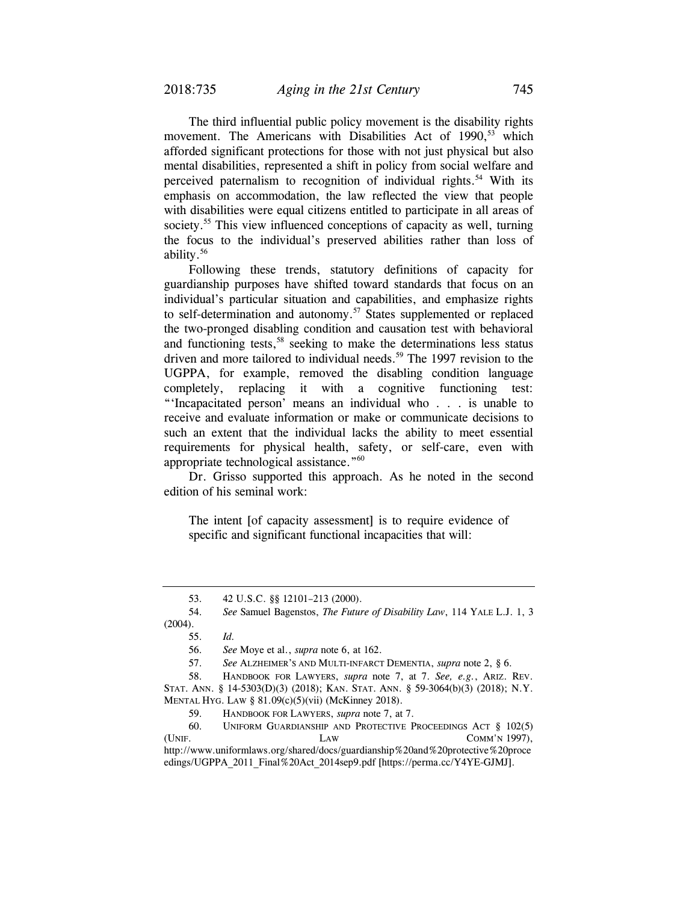The third influential public policy movement is the disability rights movement. The Americans with Disabilities Act of 1990,[53] which afforded significant protections for those with not just physical but also mental disabilities, represented a shift in policy from social welfare and perceived paternalism to recognition of individual rights.[54] With its emphasis on accommodation, the law reflected the view that people with disabilities were equal citizens entitled to participate in all areas of society.[55] This view influenced conceptions of capacity as well, turning the focus to the individual's preserved abilities rather than loss of ability.[56]

Following these trends, statutory definitions of capacity for guardianship purposes have shifted toward standards that focus on an individual's particular situation and capabilities, and emphasize rights to self-determination and autonomy.[57] States supplemented or replaced the two-pronged disabling condition and causation test with behavioral and functioning tests,[58] seeking to make the determinations less status driven and more tailored to individual needs.[59] The 1997 revision to the UGPPA, for example, removed the disabling condition language completely, replacing it with a cognitive functioning test: "'Incapacitated person' means an individual who . . . is unable to receive and evaluate information or make or communicate decisions to such an extent that the individual lacks the ability to meet essential requirements for physical health, safety, or self-care, even with appropriate technological assistance."[60]

Dr. Grisso supported this approach. As he noted in the second edition of his seminal work:

> The intent [of capacity assessment] is to require evidence of specific and significant functional incapacities that will:

---

53. 42 U.S.C. §§ 12101–213 (2000).

54. *See* Samuel Bagenstos, *The Future of Disability Law*, 114 YALE L.J. 1, 3 (2004).

55. *Id.*

56. *See* Moye et al., *supra* note 6, at 162.

57. *See* ALZHEIMER'S AND MULTI-INFARCT DEMENTIA, *supra* note 2, § 6.

58. HANDBOOK FOR LAWYERS, *supra* note 7, at 7. *See, e.g.*, ARIZ. REV. STAT. ANN. § 14-5303(D)(3) (2018); KAN. STAT. ANN. § 59-3064(b)(3) (2018); N.Y. MENTAL HYG. LAW § 81.09(c)(5)(vii) (McKinney 2018).

59. HANDBOOK FOR LAWYERS, *supra* note 7, at 7.

60. UNIFORM GUARDIANSHIP AND PROTECTIVE PROCEEDINGS ACT § 102(5) (UNIF. LAW COMM'N 1997), http://www.uniformlaws.org/shared/docs/guardianship%20and%20protective%20proceedings/UGPPA_2011_Final%20Act_2014sep9.pdf [https://perma.cc/Y4YE-GJMJ].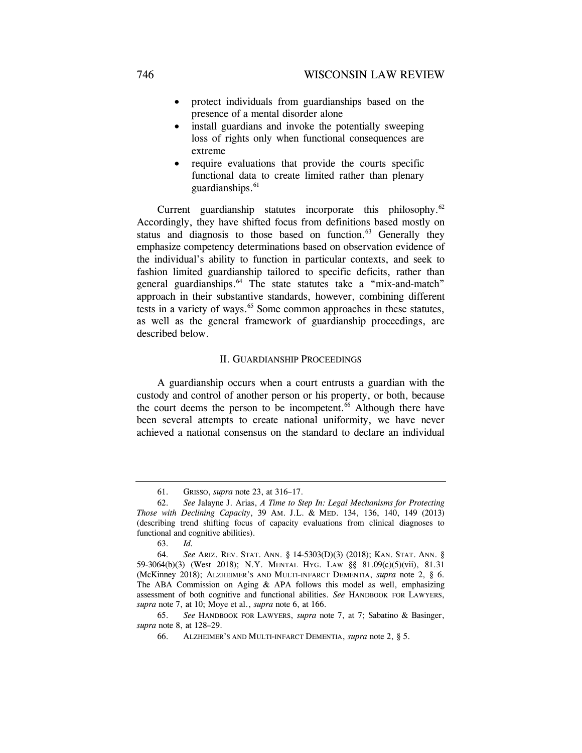- protect individuals from guardianships based on the presence of a mental disorder alone
- install guardians and invoke the potentially sweeping loss of rights only when functional consequences are extreme
- require evaluations that provide the courts specific functional data to create limited rather than plenary guardianships.[61]

Current guardianship statutes incorporate this philosophy.[62] Accordingly, they have shifted focus from definitions based mostly on status and diagnosis to those based on function.[63] Generally they emphasize competency determinations based on observation evidence of the individual's ability to function in particular contexts, and seek to fashion limited guardianship tailored to specific deficits, rather than general guardianships.[64] The state statutes take a "mix-and-match" approach in their substantive standards, however, combining different tests in a variety of ways.[65] Some common approaches in these statutes, as well as the general framework of guardianship proceedings, are described below.

## II. Guardianship Proceedings

A guardianship occurs when a court entrusts a guardian with the custody and control of another person or his property, or both, because the court deems the person to be incompetent.[66] Although there have been several attempts to create national uniformity, we have never achieved a national consensus on the standard to declare an individual

---

61. Grisso, *supra* note 23, at 316–17.

62. *See* Jalayne J. Arias, *A Time to Step In: Legal Mechanisms for Protecting Those with Declining Capacity*, 39 Am. J.L. & Med. 134, 136, 140, 149 (2013) (describing trend shifting focus of capacity evaluations from clinical diagnoses to functional and cognitive abilities).

63. *Id.*

64. *See* Ariz. Rev. Stat. Ann. § 14-5303(D)(3) (2018); Kan. Stat. Ann. § 59-3064(b)(3) (West 2018); N.Y. Mental Hyg. Law §§ 81.09(c)(5)(vii), 81.31 (McKinney 2018); Alzheimer's and Multi-infarct Dementia, *supra* note 2, § 6. The ABA Commission on Aging & APA follows this model as well, emphasizing assessment of both cognitive and functional abilities. *See* Handbook for Lawyers, *supra* note 7, at 10; Moye et al., *supra* note 6, at 166.

65. *See* Handbook for Lawyers, *supra* note 7, at 7; Sabatino & Basinger, *supra* note 8, at 128–29.

66. Alzheimer's and Multi-infarct Dementia, *supra* note 2, § 5.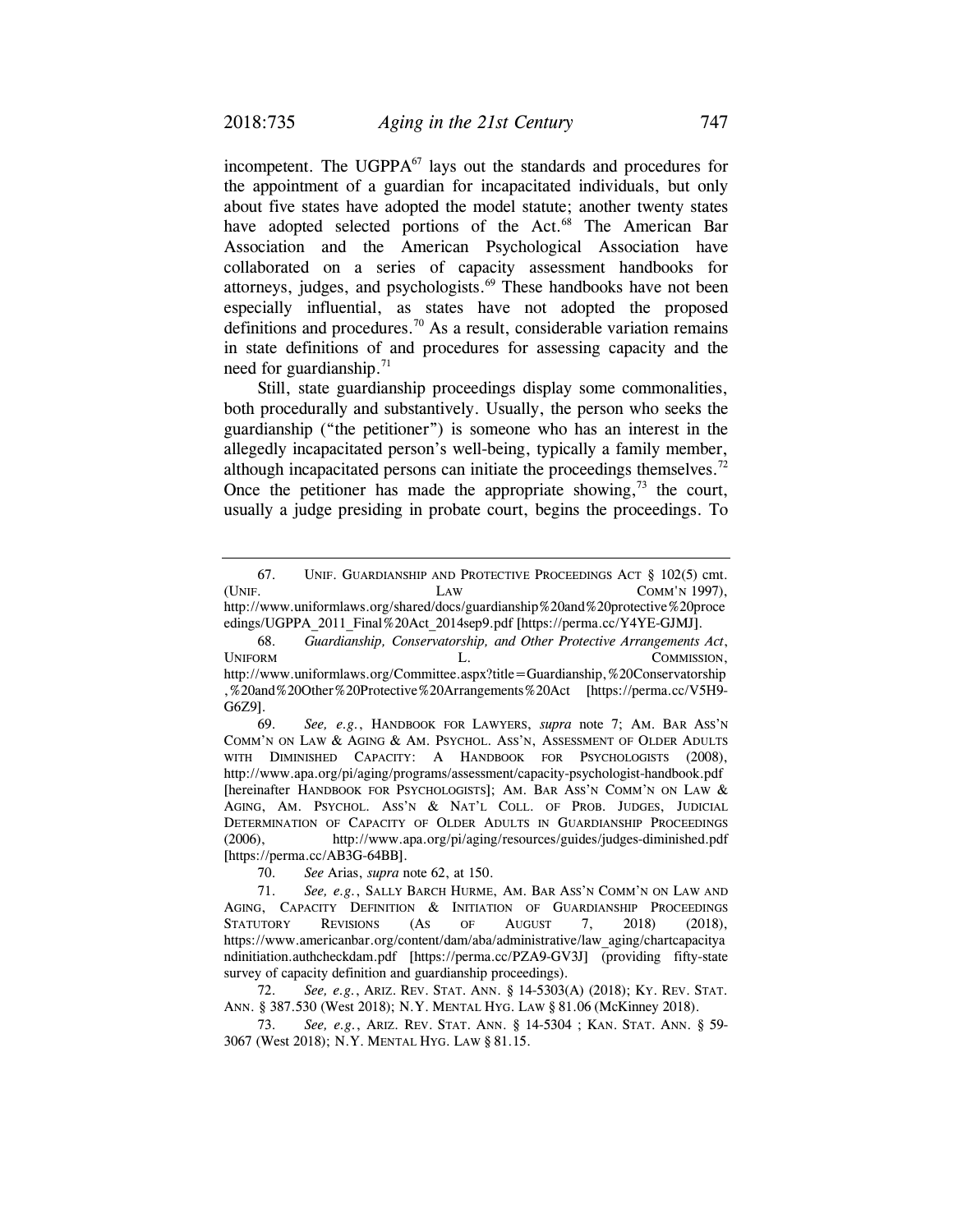incompetent. The UGPPA[67] lays out the standards and procedures for the appointment of a guardian for incapacitated individuals, but only about five states have adopted the model statute; another twenty states have adopted selected portions of the Act.[68] The American Bar Association and the American Psychological Association have collaborated on a series of capacity assessment handbooks for attorneys, judges, and psychologists.[69] These handbooks have not been especially influential, as states have not adopted the proposed definitions and procedures.[70] As a result, considerable variation remains in state definitions of and procedures for assessing capacity and the need for guardianship.[71]

Still, state guardianship proceedings display some commonalities, both procedurally and substantively. Usually, the person who seeks the guardianship ("the petitioner") is someone who has an interest in the allegedly incapacitated person's well-being, typically a family member, although incapacitated persons can initiate the proceedings themselves.[72] Once the petitioner has made the appropriate showing,[73] the court, usually a judge presiding in probate court, begins the proceedings. To

---

67. UNIF. GUARDIANSHIP AND PROTECTIVE PROCEEDINGS ACT § 102(5) cmt. (UNIF. LAW COMM'N 1997), http://www.uniformlaws.org/shared/docs/guardianship%20and%20protective%20proceedings/UGPPA_2011_Final%20Act_2014sep9.pdf [https://perma.cc/Y4YE-GJMJ].

68. *Guardianship, Conservatorship, and Other Protective Arrangements Act*, UNIFORM L. COMMISSION, http://www.uniformlaws.org/Committee.aspx?title=Guardianship,%20Conservatorship,%20and%20Other%20Protective%20Arrangements%20Act [https://perma.cc/V5H9-G6Z9].

69. *See, e.g.*, HANDBOOK FOR LAWYERS, *supra* note 7; AM. BAR ASS'N COMM'N ON LAW & AGING & AM. PSYCHOL. ASS'N, ASSESSMENT OF OLDER ADULTS WITH DIMINISHED CAPACITY: A HANDBOOK FOR PSYCHOLOGISTS (2008), http://www.apa.org/pi/aging/programs/assessment/capacity-psychologist-handbook.pdf [hereinafter HANDBOOK FOR PSYCHOLOGISTS]; AM. BAR ASS'N COMM'N ON LAW & AGING, AM. PSYCHOL. ASS'N & NAT'L COLL. OF PROB. JUDGES, JUDICIAL DETERMINATION OF CAPACITY OF OLDER ADULTS IN GUARDIANSHIP PROCEEDINGS (2006), http://www.apa.org/pi/aging/resources/guides/judges-diminished.pdf [https://perma.cc/AB3G-64BB].

70. *See* Arias, *supra* note 62, at 150.

71. *See, e.g.*, SALLY BARCH HURME, AM. BAR ASS'N COMM'N ON LAW AND AGING, CAPACITY DEFINITION & INITIATION OF GUARDIANSHIP PROCEEDINGS STATUTORY REVISIONS (AS OF AUGUST 7, 2018) (2018), https://www.americanbar.org/content/dam/aba/administrative/law_aging/chartcapacityandinitiation.authcheckdam.pdf [https://perma.cc/PZA9-GV3J] (providing fifty-state survey of capacity definition and guardianship proceedings).

72. *See, e.g.*, ARIZ. REV. STAT. ANN. § 14-5303(A) (2018); KY. REV. STAT. ANN. § 387.530 (West 2018); N.Y. MENTAL HYG. LAW § 81.06 (McKinney 2018).

73. *See, e.g.*, ARIZ. REV. STAT. ANN. § 14-5304 ; KAN. STAT. ANN. § 59-3067 (West 2018); N.Y. MENTAL HYG. LAW § 81.15.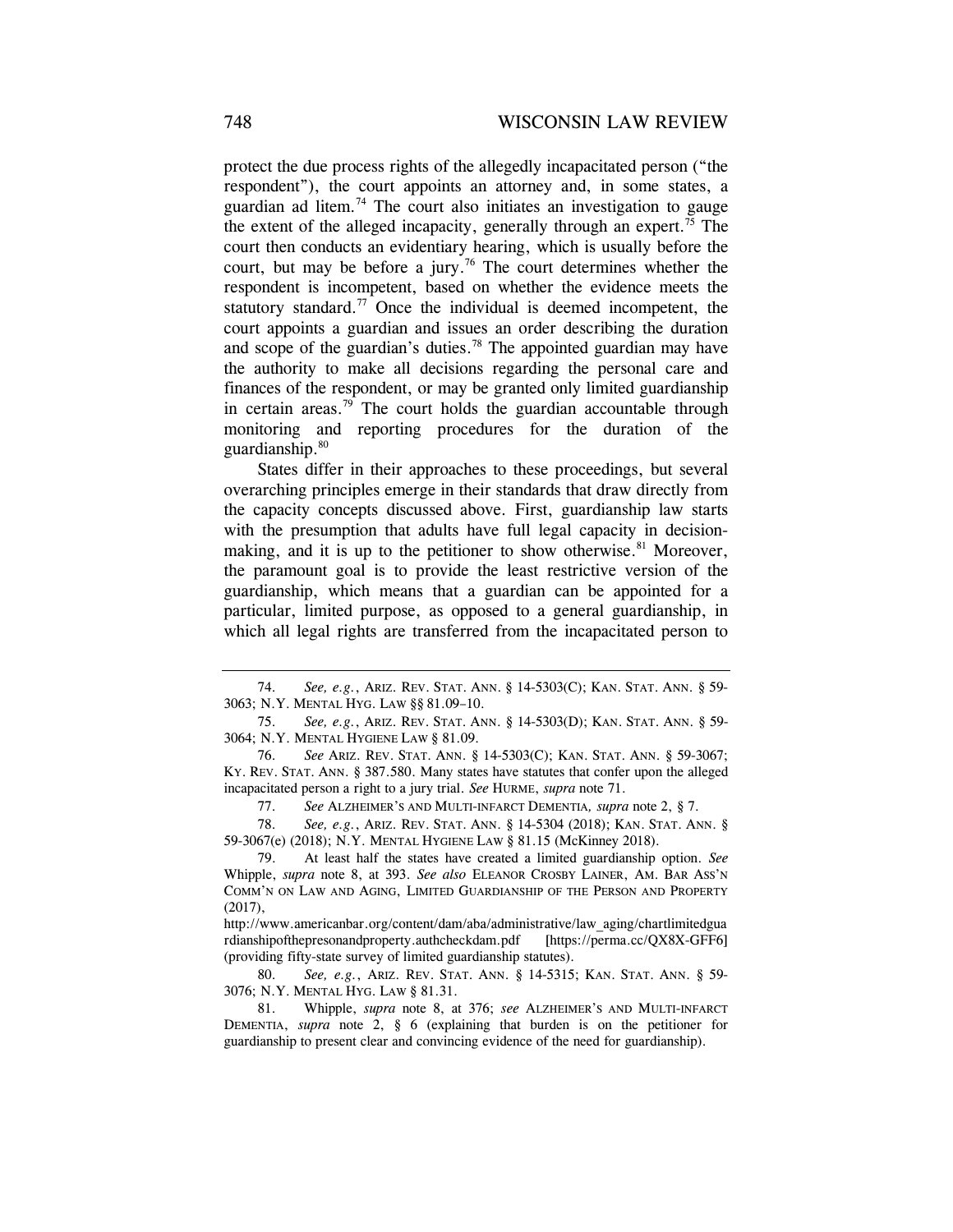protect the due process rights of the allegedly incapacitated person ("the respondent"), the court appoints an attorney and, in some states, a guardian ad litem.[74] The court also initiates an investigation to gauge the extent of the alleged incapacity, generally through an expert.[75] The court then conducts an evidentiary hearing, which is usually before the court, but may be before a jury.[76] The court determines whether the respondent is incompetent, based on whether the evidence meets the statutory standard.[77] Once the individual is deemed incompetent, the court appoints a guardian and issues an order describing the duration and scope of the guardian's duties.[78] The appointed guardian may have the authority to make all decisions regarding the personal care and finances of the respondent, or may be granted only limited guardianship in certain areas.[79] The court holds the guardian accountable through monitoring and reporting procedures for the duration of the guardianship.[80]

States differ in their approaches to these proceedings, but several overarching principles emerge in their standards that draw directly from the capacity concepts discussed above. First, guardianship law starts with the presumption that adults have full legal capacity in decision-making, and it is up to the petitioner to show otherwise.[81] Moreover, the paramount goal is to provide the least restrictive version of the guardianship, which means that a guardian can be appointed for a particular, limited purpose, as opposed to a general guardianship, in which all legal rights are transferred from the incapacitated person to

---

74. *See, e.g.*, ARIZ. REV. STAT. ANN. § 14-5303(C); KAN. STAT. ANN. § 59-3063; N.Y. MENTAL HYG. LAW §§ 81.09–10.

75. *See, e.g.*, ARIZ. REV. STAT. ANN. § 14-5303(D); KAN. STAT. ANN. § 59-3064; N.Y. MENTAL HYGIENE LAW § 81.09.

76. *See* ARIZ. REV. STAT. ANN. § 14-5303(C); KAN. STAT. ANN. § 59-3067; KY. REV. STAT. ANN. § 387.580. Many states have statutes that confer upon the alleged incapacitated person a right to a jury trial. *See* HURME, *supra* note 71.

77. *See* ALZHEIMER'S AND MULTI-INFARCT DEMENTIA*, supra* note 2, § 7.

78. *See, e.g.*, ARIZ. REV. STAT. ANN. § 14-5304 (2018); KAN. STAT. ANN. § 59-3067(e) (2018); N.Y. MENTAL HYGIENE LAW § 81.15 (McKinney 2018).

79. At least half the states have created a limited guardianship option. *See* Whipple, *supra* note 8, at 393. *See also* ELEANOR CROSBY LAINER, AM. BAR ASS'N COMM'N ON LAW AND AGING, LIMITED GUARDIANSHIP OF THE PERSON AND PROPERTY (2017), http://www.americanbar.org/content/dam/aba/administrative/law_aging/chartlimitedguardianshipofthepresonandproperty.authcheckdam.pdf [https://perma.cc/QX8X-GFF6] (providing fifty-state survey of limited guardianship statutes).

80. *See, e.g.*, ARIZ. REV. STAT. ANN. § 14-5315; KAN. STAT. ANN. § 59-3076; N.Y. MENTAL HYG. LAW § 81.31.

81. Whipple, *supra* note 8, at 376; *see* ALZHEIMER'S AND MULTI-INFARCT DEMENTIA, *supra* note 2, § 6 (explaining that burden is on the petitioner for guardianship to present clear and convincing evidence of the need for guardianship).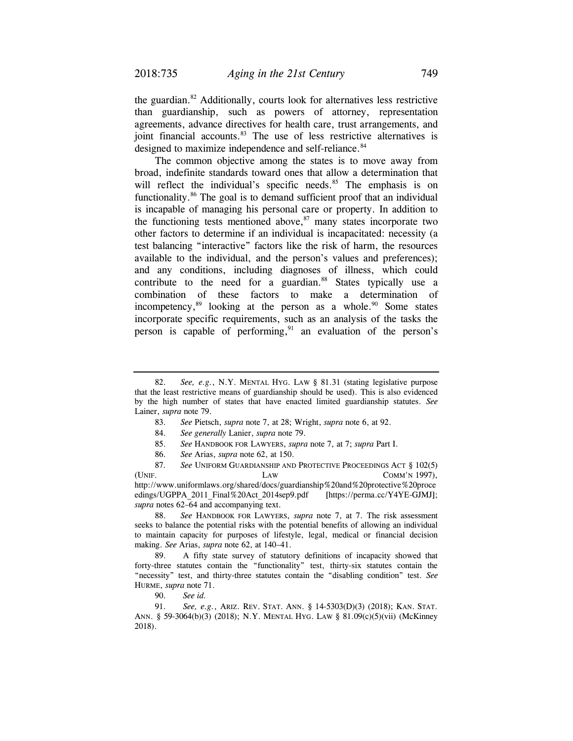the guardian.[82] Additionally, courts look for alternatives less restrictive than guardianship, such as powers of attorney, representation agreements, advance directives for health care, trust arrangements, and joint financial accounts.[83] The use of less restrictive alternatives is designed to maximize independence and self-reliance.[84]

The common objective among the states is to move away from broad, indefinite standards toward ones that allow a determination that will reflect the individual's specific needs.[85] The emphasis is on functionality.[86] The goal is to demand sufficient proof that an individual is incapable of managing his personal care or property. In addition to the functioning tests mentioned above,[87] many states incorporate two other factors to determine if an individual is incapacitated: necessity (a test balancing "interactive" factors like the risk of harm, the resources available to the individual, and the person's values and preferences); and any conditions, including diagnoses of illness, which could contribute to the need for a guardian.[88] States typically use a combination of these factors to make a determination of incompetency,[89] looking at the person as a whole.[90] Some states incorporate specific requirements, such as an analysis of the tasks the person is capable of performing,[91] an evaluation of the person's

---

82. *See, e.g.*, N.Y. MENTAL HYG. LAW § 81.31 (stating legislative purpose that the least restrictive means of guardianship should be used). This is also evidenced by the high number of states that have enacted limited guardianship statutes. *See* Lainer, *supra* note 79.

83. *See* Pietsch, *supra* note 7, at 28; Wright, *supra* note 6, at 92.

84. *See generally* Lanier, *supra* note 79.

85. *See* HANDBOOK FOR LAWYERS, *supra* note 7, at 7; *supra* Part I.

86. *See* Arias, *supra* note 62, at 150.

87. *See* UNIFORM GUARDIANSHIP AND PROTECTIVE PROCEEDINGS ACT § 102(5) (UNIF. LAW COMM'N 1997), http://www.uniformlaws.org/shared/docs/guardianship%20and%20protective%20proceedings/UGPPA_2011_Final%20Act_2014sep9.pdf [https://perma.cc/Y4YE-GJMJ]; *supra* notes 62–64 and accompanying text.

88. *See* HANDBOOK FOR LAWYERS, *supra* note 7, at 7. The risk assessment seeks to balance the potential risks with the potential benefits of allowing an individual to maintain capacity for purposes of lifestyle, legal, medical or financial decision making. *See* Arias, *supra* note 62, at 140–41.

89. A fifty state survey of statutory definitions of incapacity showed that forty-three statutes contain the "functionality" test, thirty-six statutes contain the "necessity" test, and thirty-three statutes contain the "disabling condition" test. *See* HURME, *supra* note 71.

90. *See id.*

91. *See, e.g.*, ARIZ. REV. STAT. ANN. § 14-5303(D)(3) (2018); KAN. STAT. ANN. § 59-3064(b)(3) (2018); N.Y. MENTAL HYG. LAW § 81.09(c)(5)(vii) (McKinney 2018).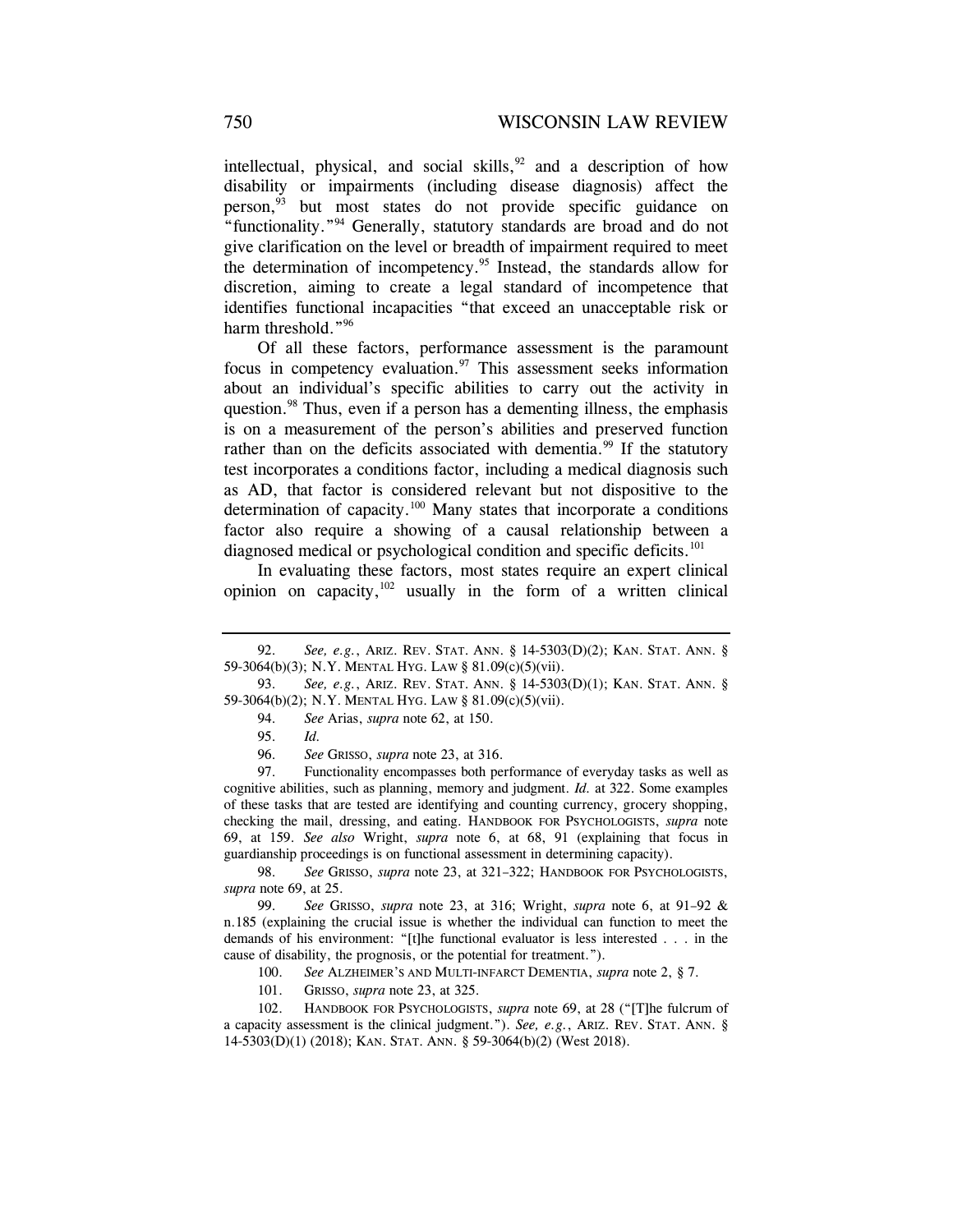intellectual, physical, and social skills,[92] and a description of how disability or impairments (including disease diagnosis) affect the person,[93] but most states do not provide specific guidance on "functionality."[94] Generally, statutory standards are broad and do not give clarification on the level or breadth of impairment required to meet the determination of incompetency.[95] Instead, the standards allow for discretion, aiming to create a legal standard of incompetence that identifies functional incapacities "that exceed an unacceptable risk or harm threshold."[96]

Of all these factors, performance assessment is the paramount focus in competency evaluation.[97] This assessment seeks information about an individual's specific abilities to carry out the activity in question.[98] Thus, even if a person has a dementing illness, the emphasis is on a measurement of the person's abilities and preserved function rather than on the deficits associated with dementia.[99] If the statutory test incorporates a conditions factor, including a medical diagnosis such as AD, that factor is considered relevant but not dispositive to the determination of capacity.[100] Many states that incorporate a conditions factor also require a showing of a causal relationship between a diagnosed medical or psychological condition and specific deficits.[101]

In evaluating these factors, most states require an expert clinical opinion on capacity,[102] usually in the form of a written clinical

---

92. *See, e.g.*, ARIZ. REV. STAT. ANN. § 14-5303(D)(2); KAN. STAT. ANN. § 59-3064(b)(3); N.Y. MENTAL HYG. LAW § 81.09(c)(5)(vii).

93. *See, e.g.*, ARIZ. REV. STAT. ANN. § 14-5303(D)(1); KAN. STAT. ANN. § 59-3064(b)(2); N.Y. MENTAL HYG. LAW § 81.09(c)(5)(vii).

94. *See* Arias, *supra* note 62, at 150.

95. *Id.*

96. *See* GRISSO, *supra* note 23, at 316.

97. Functionality encompasses both performance of everyday tasks as well as cognitive abilities, such as planning, memory and judgment. *Id.* at 322. Some examples of these tasks that are tested are identifying and counting currency, grocery shopping, checking the mail, dressing, and eating. HANDBOOK FOR PSYCHOLOGISTS, *supra* note 69, at 159. *See also* Wright, *supra* note 6, at 68, 91 (explaining that focus in guardianship proceedings is on functional assessment in determining capacity).

98. *See* GRISSO, *supra* note 23, at 321–322; HANDBOOK FOR PSYCHOLOGISTS, *supra* note 69, at 25.

99. *See* GRISSO, *supra* note 23, at 316; Wright, *supra* note 6, at 91–92 & n.185 (explaining the crucial issue is whether the individual can function to meet the demands of his environment: "[t]he functional evaluator is less interested . . . in the cause of disability, the prognosis, or the potential for treatment.").

100. *See* ALZHEIMER'S AND MULTI-INFARCT DEMENTIA, *supra* note 2, § 7.

101. GRISSO, *supra* note 23, at 325.

102. HANDBOOK FOR PSYCHOLOGISTS, *supra* note 69, at 28 ("[T]he fulcrum of a capacity assessment is the clinical judgment."). *See, e.g.*, ARIZ. REV. STAT. ANN. § 14-5303(D)(1) (2018); KAN. STAT. ANN. § 59-3064(b)(2) (West 2018).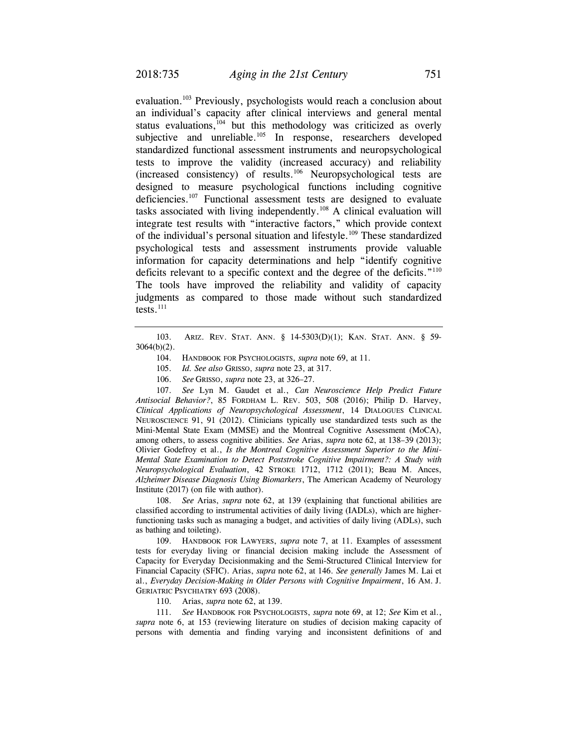evaluation.[103] Previously, psychologists would reach a conclusion about an individual's capacity after clinical interviews and general mental status evaluations,[104] but this methodology was criticized as overly subjective and unreliable.[105] In response, researchers developed standardized functional assessment instruments and neuropsychological tests to improve the validity (increased accuracy) and reliability (increased consistency) of results.[106] Neuropsychological tests are designed to measure psychological functions including cognitive deficiencies.[107] Functional assessment tests are designed to evaluate tasks associated with living independently.[108] A clinical evaluation will integrate test results with "interactive factors," which provide context of the individual's personal situation and lifestyle.[109] These standardized psychological tests and assessment instruments provide valuable information for capacity determinations and help "identify cognitive deficits relevant to a specific context and the degree of the deficits."[110] The tools have improved the reliability and validity of capacity judgments as compared to those made without such standardized tests.[111]

---

103. ARIZ. REV. STAT. ANN. § 14-5303(D)(1); KAN. STAT. ANN. § 59-3064(b)(2).

104. HANDBOOK FOR PSYCHOLOGISTS, *supra* note 69, at 11.

105. *Id. See also* GRISSO, *supra* note 23, at 317.

106. *See* GRISSO, *supra* note 23, at 326–27.

107. *See* Lyn M. Gaudet et al., *Can Neuroscience Help Predict Future Antisocial Behavior?*, 85 FORDHAM L. REV. 503, 508 (2016); Philip D. Harvey, *Clinical Applications of Neuropsychological Assessment*, 14 DIALOGUES CLINICAL NEUROSCIENCE 91, 91 (2012). Clinicians typically use standardized tests such as the Mini-Mental State Exam (MMSE) and the Montreal Cognitive Assessment (MoCA), among others, to assess cognitive abilities. *See* Arias, *supra* note 62, at 138–39 (2013); Olivier Godefroy et al., *Is the Montreal Cognitive Assessment Superior to the Mini-Mental State Examination to Detect Poststroke Cognitive Impairment?: A Study with Neuropsychological Evaluation*, 42 STROKE 1712, 1712 (2011); Beau M. Ances, *Alzheimer Disease Diagnosis Using Biomarkers*, The American Academy of Neurology Institute (2017) (on file with author).

108. *See* Arias, *supra* note 62, at 139 (explaining that functional abilities are classified according to instrumental activities of daily living (IADLs), which are higher-functioning tasks such as managing a budget, and activities of daily living (ADLs), such as bathing and toileting).

109. HANDBOOK FOR LAWYERS, *supra* note 7, at 11. Examples of assessment tests for everyday living or financial decision making include the Assessment of Capacity for Everyday Decisionmaking and the Semi-Structured Clinical Interview for Financial Capacity (SFIC). Arias, *supra* note 62, at 146. *See generally* James M. Lai et al., *Everyday Decision-Making in Older Persons with Cognitive Impairment*, 16 AM. J. GERIATRIC PSYCHIATRY 693 (2008).

110. Arias, *supra* note 62, at 139.

111. *See* HANDBOOK FOR PSYCHOLOGISTS, *supra* note 69, at 12; *See* Kim et al., *supra* note 6, at 153 (reviewing literature on studies of decision making capacity of persons with dementia and finding varying and inconsistent definitions of and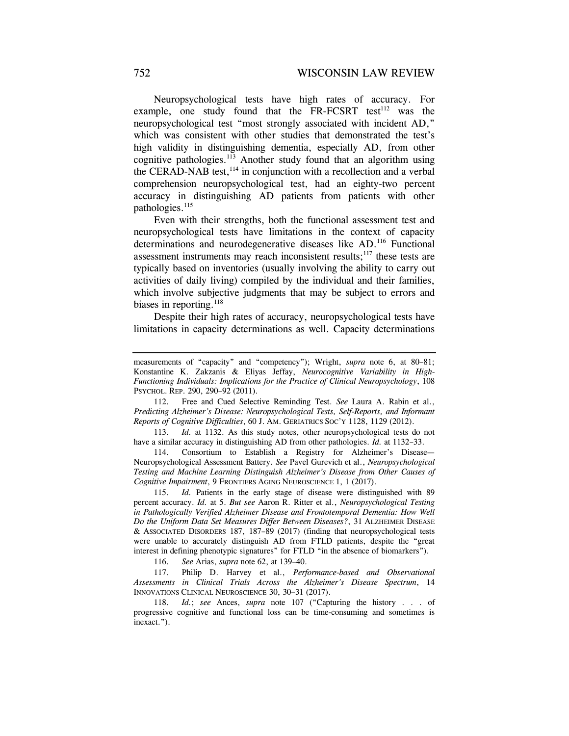Neuropsychological tests have high rates of accuracy. For example, one study found that the FR-FCSRT test[112] was the neuropsychological test "most strongly associated with incident AD," which was consistent with other studies that demonstrated the test's high validity in distinguishing dementia, especially AD, from other cognitive pathologies.[113] Another study found that an algorithm using the CERAD-NAB test,[114] in conjunction with a recollection and a verbal comprehension neuropsychological test, had an eighty-two percent accuracy in distinguishing AD patients from patients with other pathologies.[115]

Even with their strengths, both the functional assessment test and neuropsychological tests have limitations in the context of capacity determinations and neurodegenerative diseases like AD.[116] Functional assessment instruments may reach inconsistent results;[117] these tests are typically based on inventories (usually involving the ability to carry out activities of daily living) compiled by the individual and their families, which involve subjective judgments that may be subject to errors and biases in reporting.[118]

Despite their high rates of accuracy, neuropsychological tests have limitations in capacity determinations as well. Capacity determinations

---

measurements of "capacity" and "competency"); Wright, *supra* note 6, at 80–81; Konstantine K. Zakzanis & Eliyas Jeffay, *Neurocognitive Variability in High-Functioning Individuals: Implications for the Practice of Clinical Neuropsychology*, 108 PSYCHOL. REP. 290, 290–92 (2011).

112. Free and Cued Selective Reminding Test. *See* Laura A. Rabin et al., *Predicting Alzheimer's Disease: Neuropsychological Tests, Self-Reports, and Informant Reports of Cognitive Difficulties*, 60 J. AM. GERIATRICS SOC'Y 1128, 1129 (2012).

113. *Id.* at 1132. As this study notes, other neuropsychological tests do not have a similar accuracy in distinguishing AD from other pathologies. *Id.* at 1132–33.

114. Consortium to Establish a Registry for Alzheimer's Disease—Neuropsychological Assessment Battery. *See* Pavel Gurevich et al., *Neuropsychological Testing and Machine Learning Distinguish Alzheimer's Disease from Other Causes of Cognitive Impairment*, 9 FRONTIERS AGING NEUROSCIENCE 1, 1 (2017).

115. *Id.* Patients in the early stage of disease were distinguished with 89 percent accuracy. *Id.* at 5. *But see* Aaron R. Ritter et al., *Neuropsychological Testing in Pathologically Verified Alzheimer Disease and Frontotemporal Dementia: How Well Do the Uniform Data Set Measures Differ Between Diseases?*, 31 ALZHEIMER DISEASE & ASSOCIATED DISORDERS 187, 187–89 (2017) (finding that neuropsychological tests were unable to accurately distinguish AD from FTLD patients, despite the "great interest in defining phenotypic signatures" for FTLD "in the absence of biomarkers").

116. *See* Arias, *supra* note 62, at 139–40.

117. Philip D. Harvey et al., *Performance-based and Observational Assessments in Clinical Trials Across the Alzheimer's Disease Spectrum*, 14 INNOVATIONS CLINICAL NEUROSCIENCE 30, 30–31 (2017).

118. *Id.*; *see* Ances, *supra* note 107 ("Capturing the history . . . of progressive cognitive and functional loss can be time-consuming and sometimes is inexact.").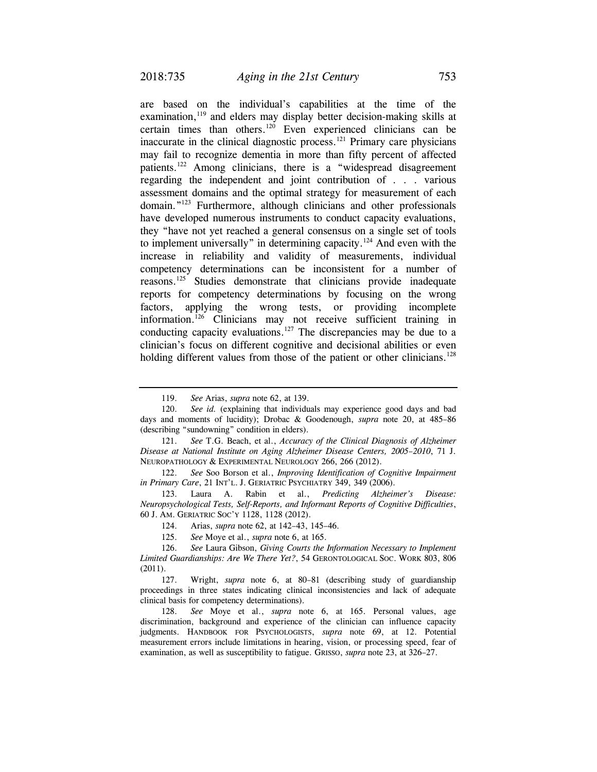are based on the individual's capabilities at the time of the examination,[119] and elders may display better decision-making skills at certain times than others.[120] Even experienced clinicians can be inaccurate in the clinical diagnostic process.[121] Primary care physicians may fail to recognize dementia in more than fifty percent of affected patients.[122] Among clinicians, there is a "widespread disagreement regarding the independent and joint contribution of . . . various assessment domains and the optimal strategy for measurement of each domain."[123] Furthermore, although clinicians and other professionals have developed numerous instruments to conduct capacity evaluations, they "have not yet reached a general consensus on a single set of tools to implement universally" in determining capacity.[124] And even with the increase in reliability and validity of measurements, individual competency determinations can be inconsistent for a number of reasons.[125] Studies demonstrate that clinicians provide inadequate reports for competency determinations by focusing on the wrong factors, applying the wrong tests, or providing incomplete information.[126] Clinicians may not receive sufficient training in conducting capacity evaluations.[127] The discrepancies may be due to a clinician's focus on different cognitive and decisional abilities or even holding different values from those of the patient or other clinicians.[128]

---

119. *See* Arias, *supra* note 62, at 139.

120. *See id.* (explaining that individuals may experience good days and bad days and moments of lucidity); Drobac & Goodenough, *supra* note 20, at 485–86 (describing "sundowning" condition in elders).

121. *See* T.G. Beach, et al., *Accuracy of the Clinical Diagnosis of Alzheimer Disease at National Institute on Aging Alzheimer Disease Centers, 2005–2010*, 71 J. NEUROPATHOLOGY & EXPERIMENTAL NEUROLOGY 266, 266 (2012).

122. *See* Soo Borson et al., *Improving Identification of Cognitive Impairment in Primary Care*, 21 INT'L. J. GERIATRIC PSYCHIATRY 349, 349 (2006).

123. Laura A. Rabin et al., *Predicting Alzheimer's Disease: Neuropsychological Tests, Self-Reports, and Informant Reports of Cognitive Difficulties*, 60 J. AM. GERIATRIC SOC'Y 1128, 1128 (2012).

124. Arias, *supra* note 62, at 142–43, 145–46.

125. *See* Moye et al., *supra* note 6, at 165.

126. *See* Laura Gibson, *Giving Courts the Information Necessary to Implement Limited Guardianships: Are We There Yet?*, 54 GERONTOLOGICAL SOC. WORK 803, 806 (2011).

127. Wright, *supra* note 6, at 80–81 (describing study of guardianship proceedings in three states indicating clinical inconsistencies and lack of adequate clinical basis for competency determinations).

128. *See* Moye et al., *supra* note 6, at 165. Personal values, age discrimination, background and experience of the clinician can influence capacity judgments. HANDBOOK FOR PSYCHOLOGISTS, *supra* note 69, at 12. Potential measurement errors include limitations in hearing, vision, or processing speed, fear of examination, as well as susceptibility to fatigue. GRISSO, *supra* note 23, at 326–27.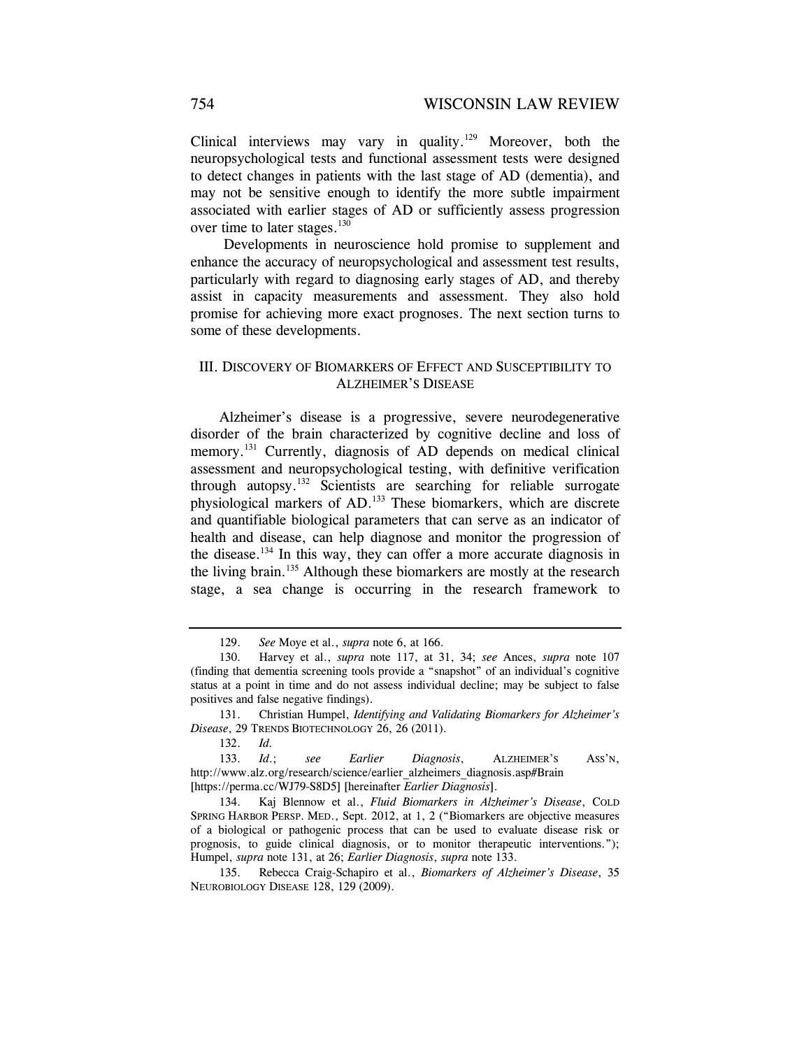Clinical interviews may vary in quality.[129] Moreover, both the neuropsychological tests and functional assessment tests were designed to detect changes in patients with the last stage of AD (dementia), and may not be sensitive enough to identify the more subtle impairment associated with earlier stages of AD or sufficiently assess progression over time to later stages.[130]

Developments in neuroscience hold promise to supplement and enhance the accuracy of neuropsychological and assessment test results, particularly with regard to diagnosing early stages of AD, and thereby assist in capacity measurements and assessment. They also hold promise for achieving more exact prognoses. The next section turns to some of these developments.

## III. Discovery of Biomarkers of Effect and Susceptibility to Alzheimer's Disease

Alzheimer's disease is a progressive, severe neurodegenerative disorder of the brain characterized by cognitive decline and loss of memory.[131] Currently, diagnosis of AD depends on medical clinical assessment and neuropsychological testing, with definitive verification through autopsy.[132] Scientists are searching for reliable surrogate physiological markers of AD.[133] These biomarkers, which are discrete and quantifiable biological parameters that can serve as an indicator of health and disease, can help diagnose and monitor the progression of the disease.[134] In this way, they can offer a more accurate diagnosis in the living brain.[135] Although these biomarkers are mostly at the research stage, a sea change is occurring in the research framework to

---

129. *See* Moye et al., *supra* note 6, at 166.

130. Harvey et al., *supra* note 117, at 31, 34; *see* Ances, *supra* note 107 (finding that dementia screening tools provide a "snapshot" of an individual's cognitive status at a point in time and do not assess individual decline; may be subject to false positives and false negative findings).

131. Christian Humpel, *Identifying and Validating Biomarkers for Alzheimer's Disease*, 29 TRENDS BIOTECHNOLOGY 26, 26 (2011).

132. *Id.*

133. *Id.*; *see* *Earlier Diagnosis*, ALZHEIMER'S ASS'N, http://www.alz.org/research/science/earlier_alzheimers_diagnosis.asp#Brain [https://perma.cc/WJ79-S8D5] [hereinafter *Earlier Diagnosis*].

134. Kaj Blennow et al., *Fluid Biomarkers in Alzheimer's Disease*, COLD SPRING HARBOR PERSP. MED., Sept. 2012, at 1, 2 ("Biomarkers are objective measures of a biological or pathogenic process that can be used to evaluate disease risk or prognosis, to guide clinical diagnosis, or to monitor therapeutic interventions."); Humpel, *supra* note 131, at 26; *Earlier Diagnosis*, *supra* note 133.

135. Rebecca Craig-Schapiro et al., *Biomarkers of Alzheimer's Disease*, 35 NEUROBIOLOGY DISEASE 128, 129 (2009).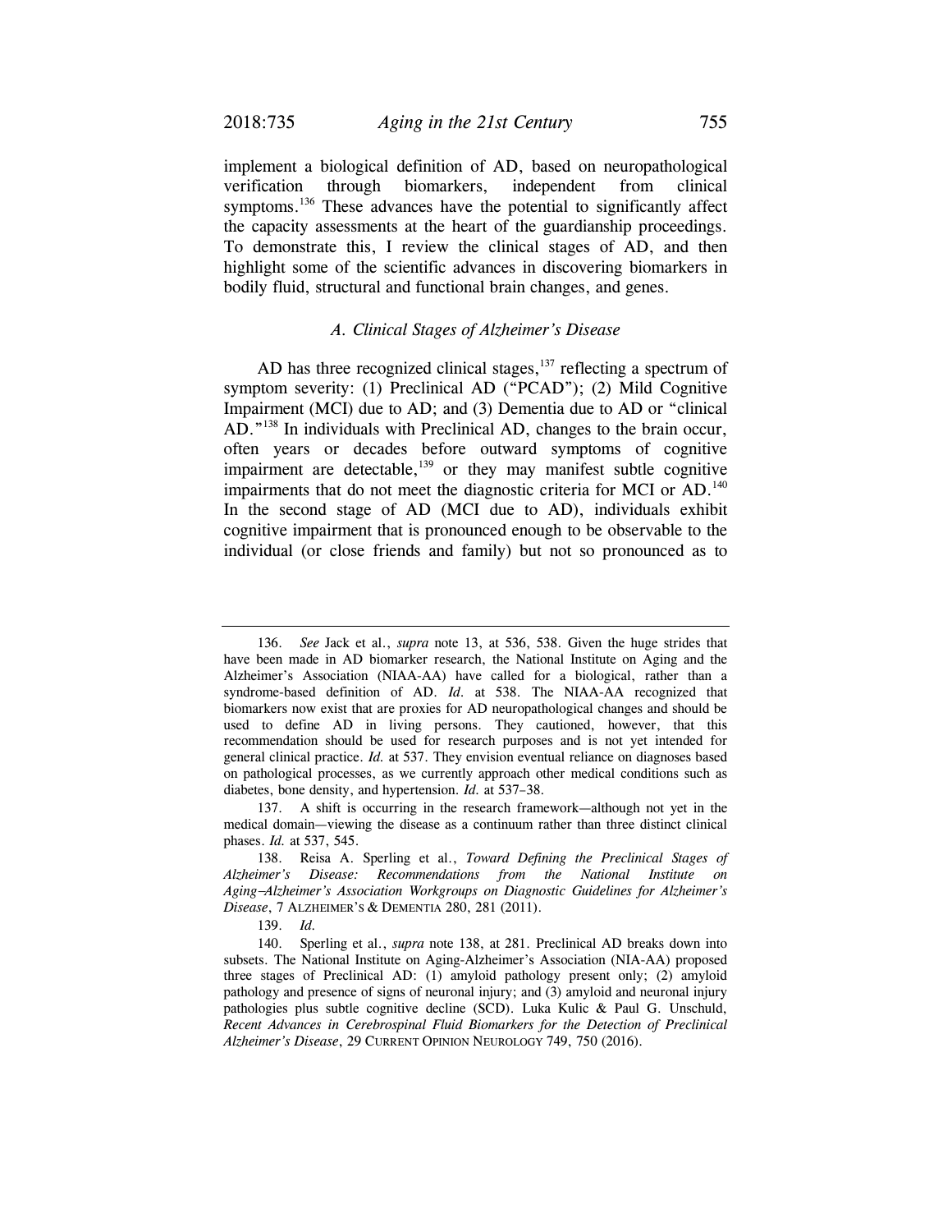implement a biological definition of AD, based on neuropathological verification through biomarkers, independent from clinical symptoms.[136] These advances have the potential to significantly affect the capacity assessments at the heart of the guardianship proceedings. To demonstrate this, I review the clinical stages of AD, and then highlight some of the scientific advances in discovering biomarkers in bodily fluid, structural and functional brain changes, and genes.

### *A. Clinical Stages of Alzheimer's Disease*

AD has three recognized clinical stages,[137] reflecting a spectrum of symptom severity: (1) Preclinical AD ("PCAD"); (2) Mild Cognitive Impairment (MCI) due to AD; and (3) Dementia due to AD or "clinical AD."[138] In individuals with Preclinical AD, changes to the brain occur, often years or decades before outward symptoms of cognitive impairment are detectable,[139] or they may manifest subtle cognitive impairments that do not meet the diagnostic criteria for MCI or AD.[140] In the second stage of AD (MCI due to AD), individuals exhibit cognitive impairment that is pronounced enough to be observable to the individual (or close friends and family) but not so pronounced as to

---

136. *See* Jack et al., *supra* note 13, at 536, 538. Given the huge strides that have been made in AD biomarker research, the National Institute on Aging and the Alzheimer's Association (NIAA-AA) have called for a biological, rather than a syndrome-based definition of AD. *Id.* at 538. The NIAA-AA recognized that biomarkers now exist that are proxies for AD neuropathological changes and should be used to define AD in living persons. They cautioned, however, that this recommendation should be used for research purposes and is not yet intended for general clinical practice. *Id.* at 537. They envision eventual reliance on diagnoses based on pathological processes, as we currently approach other medical conditions such as diabetes, bone density, and hypertension. *Id.* at 537–38.

137. A shift is occurring in the research framework—although not yet in the medical domain—viewing the disease as a continuum rather than three distinct clinical phases. *Id.* at 537, 545.

138. Reisa A. Sperling et al., *Toward Defining the Preclinical Stages of Alzheimer's Disease: Recommendations from the National Institute on Aging–Alzheimer's Association Workgroups on Diagnostic Guidelines for Alzheimer's Disease*, 7 ALZHEIMER'S & DEMENTIA 280, 281 (2011).

139. *Id.*

140. Sperling et al., *supra* note 138, at 281. Preclinical AD breaks down into subsets. The National Institute on Aging-Alzheimer's Association (NIA-AA) proposed three stages of Preclinical AD: (1) amyloid pathology present only; (2) amyloid pathology and presence of signs of neuronal injury; and (3) amyloid and neuronal injury pathologies plus subtle cognitive decline (SCD). Luka Kulic & Paul G. Unschuld, *Recent Advances in Cerebrospinal Fluid Biomarkers for the Detection of Preclinical Alzheimer's Disease*, 29 CURRENT OPINION NEUROLOGY 749, 750 (2016).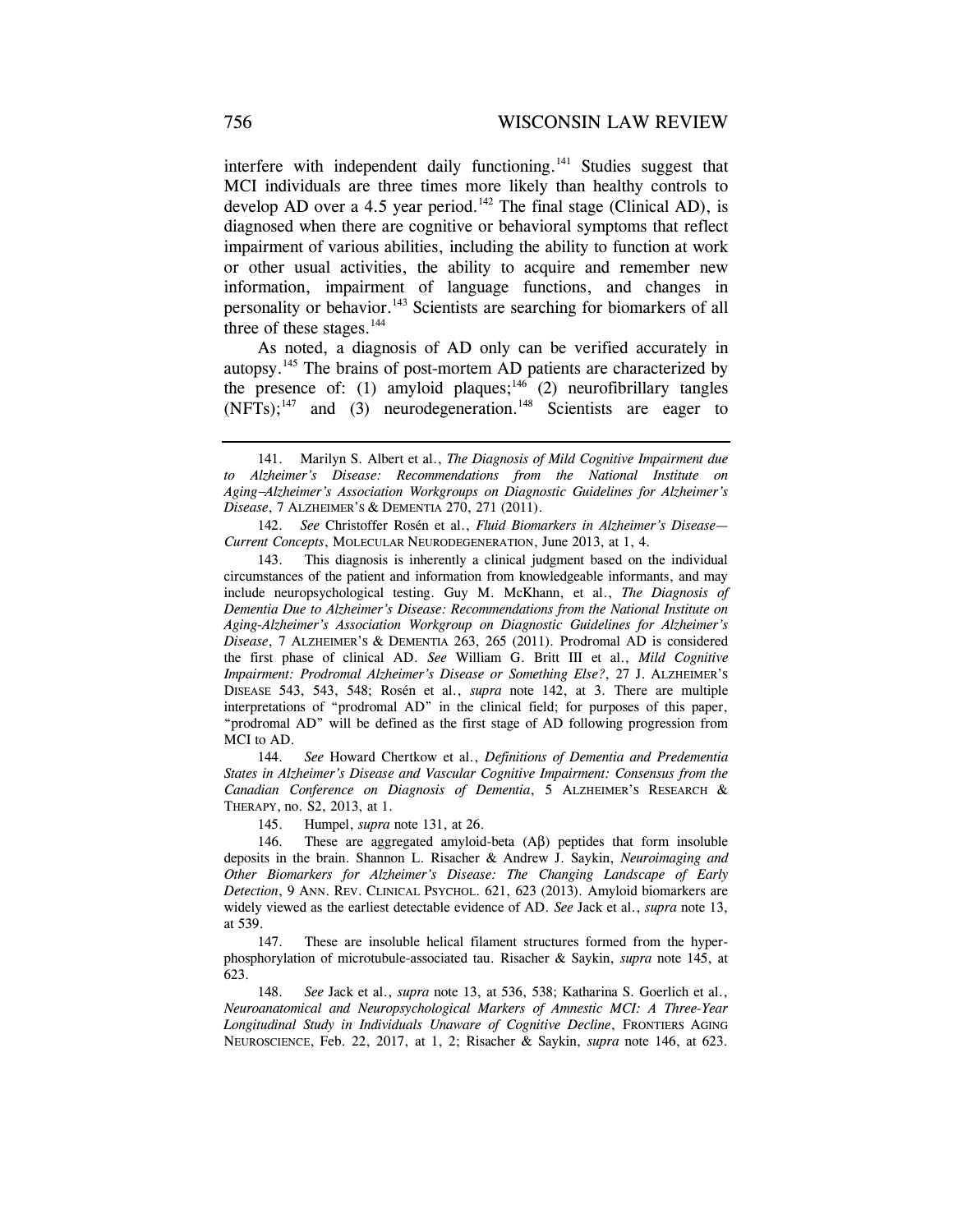interfere with independent daily functioning.[141] Studies suggest that MCI individuals are three times more likely than healthy controls to develop AD over a 4.5 year period.[142] The final stage (Clinical AD), is diagnosed when there are cognitive or behavioral symptoms that reflect impairment of various abilities, including the ability to function at work or other usual activities, the ability to acquire and remember new information, impairment of language functions, and changes in personality or behavior.[143] Scientists are searching for biomarkers of all three of these stages.[144]

As noted, a diagnosis of AD only can be verified accurately in autopsy.[145] The brains of post-mortem AD patients are characterized by the presence of: (1) amyloid plaques;[146] (2) neurofibrillary tangles (NFTs);[147] and (3) neurodegeneration.[148] Scientists are eager to

---

141. Marilyn S. Albert et al., *The Diagnosis of Mild Cognitive Impairment due to Alzheimer's Disease: Recommendations from the National Institute on Aging–Alzheimer's Association Workgroups on Diagnostic Guidelines for Alzheimer's Disease*, 7 ALZHEIMER'S & DEMENTIA 270, 271 (2011).

142. *See* Christoffer Rosén et al., *Fluid Biomarkers in Alzheimer's Disease—Current Concepts*, MOLECULAR NEURODEGENERATION, June 2013, at 1, 4.

143. This diagnosis is inherently a clinical judgment based on the individual circumstances of the patient and information from knowledgeable informants, and may include neuropsychological testing. Guy M. McKhann, et al., *The Diagnosis of Dementia Due to Alzheimer's Disease: Recommendations from the National Institute on Aging-Alzheimer's Association Workgroup on Diagnostic Guidelines for Alzheimer's Disease*, 7 ALZHEIMER'S & DEMENTIA 263, 265 (2011). Prodromal AD is considered the first phase of clinical AD. *See* William G. Britt III et al., *Mild Cognitive Impairment: Prodromal Alzheimer's Disease or Something Else?*, 27 J. ALZHEIMER'S DISEASE 543, 543, 548; Rosén et al., *supra* note 142, at 3. There are multiple interpretations of "prodromal AD" in the clinical field; for purposes of this paper, "prodromal AD" will be defined as the first stage of AD following progression from MCI to AD.

144. *See* Howard Chertkow et al., *Definitions of Dementia and Predementia States in Alzheimer's Disease and Vascular Cognitive Impairment: Consensus from the Canadian Conference on Diagnosis of Dementia*, 5 ALZHEIMER'S RESEARCH & THERAPY, no. S2, 2013, at 1.

145. Humpel, *supra* note 131, at 26.

146. These are aggregated amyloid-beta (Aβ) peptides that form insoluble deposits in the brain. Shannon L. Risacher & Andrew J. Saykin, *Neuroimaging and Other Biomarkers for Alzheimer's Disease: The Changing Landscape of Early Detection*, 9 ANN. REV. CLINICAL PSYCHOL. 621, 623 (2013). Amyloid biomarkers are widely viewed as the earliest detectable evidence of AD. *See* Jack et al., *supra* note 13, at 539.

147. These are insoluble helical filament structures formed from the hyper-phosphorylation of microtubule-associated tau. Risacher & Saykin, *supra* note 145, at 623.

148. *See* Jack et al., *supra* note 13, at 536, 538; Katharina S. Goerlich et al., *Neuroanatomical and Neuropsychological Markers of Amnestic MCI: A Three-Year Longitudinal Study in Individuals Unaware of Cognitive Decline*, FRONTIERS AGING NEUROSCIENCE, Feb. 22, 2017, at 1, 2; Risacher & Saykin, *supra* note 146, at 623.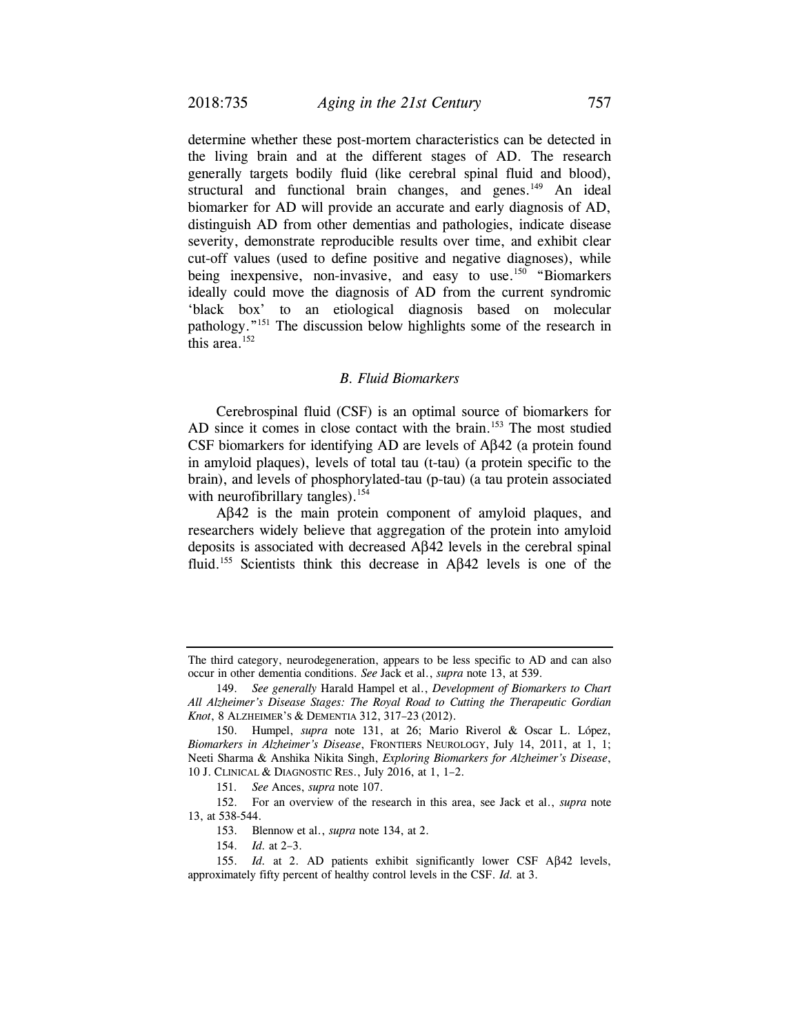determine whether these post-mortem characteristics can be detected in the living brain and at the different stages of AD. The research generally targets bodily fluid (like cerebral spinal fluid and blood), structural and functional brain changes, and genes.[149] An ideal biomarker for AD will provide an accurate and early diagnosis of AD, distinguish AD from other dementias and pathologies, indicate disease severity, demonstrate reproducible results over time, and exhibit clear cut-off values (used to define positive and negative diagnoses), while being inexpensive, non-invasive, and easy to use.[150] "Biomarkers ideally could move the diagnosis of AD from the current syndromic 'black box' to an etiological diagnosis based on molecular pathology."[151] The discussion below highlights some of the research in this area.[152]

### *B. Fluid Biomarkers*

Cerebrospinal fluid (CSF) is an optimal source of biomarkers for AD since it comes in close contact with the brain.[153] The most studied CSF biomarkers for identifying AD are levels of Aβ42 (a protein found in amyloid plaques), levels of total tau (t-tau) (a protein specific to the brain), and levels of phosphorylated-tau (p-tau) (a tau protein associated with neurofibrillary tangles).[154]

Aβ42 is the main protein component of amyloid plaques, and researchers widely believe that aggregation of the protein into amyloid deposits is associated with decreased Aβ42 levels in the cerebral spinal fluid.[155] Scientists think this decrease in Aβ42 levels is one of the

---

The third category, neurodegeneration, appears to be less specific to AD and can also occur in other dementia conditions. *See* Jack et al., *supra* note 13, at 539.

149. *See generally* Harald Hampel et al., *Development of Biomarkers to Chart All Alzheimer's Disease Stages: The Royal Road to Cutting the Therapeutic Gordian Knot*, 8 ALZHEIMER'S & DEMENTIA 312, 317–23 (2012).

150. Humpel, *supra* note 131, at 26; Mario Riverol & Oscar L. López, *Biomarkers in Alzheimer's Disease*, FRONTIERS NEUROLOGY, July 14, 2011, at 1, 1; Neeti Sharma & Anshika Nikita Singh, *Exploring Biomarkers for Alzheimer's Disease*, 10 J. CLINICAL & DIAGNOSTIC RES., July 2016, at 1, 1–2.

151. *See* Ances, *supra* note 107.

152. For an overview of the research in this area, see Jack et al., *supra* note 13, at 538-544.

153. Blennow et al., *supra* note 134, at 2.

154. *Id.* at 2–3.

155. *Id.* at 2. AD patients exhibit significantly lower CSF Aβ42 levels, approximately fifty percent of healthy control levels in the CSF. *Id.* at 3.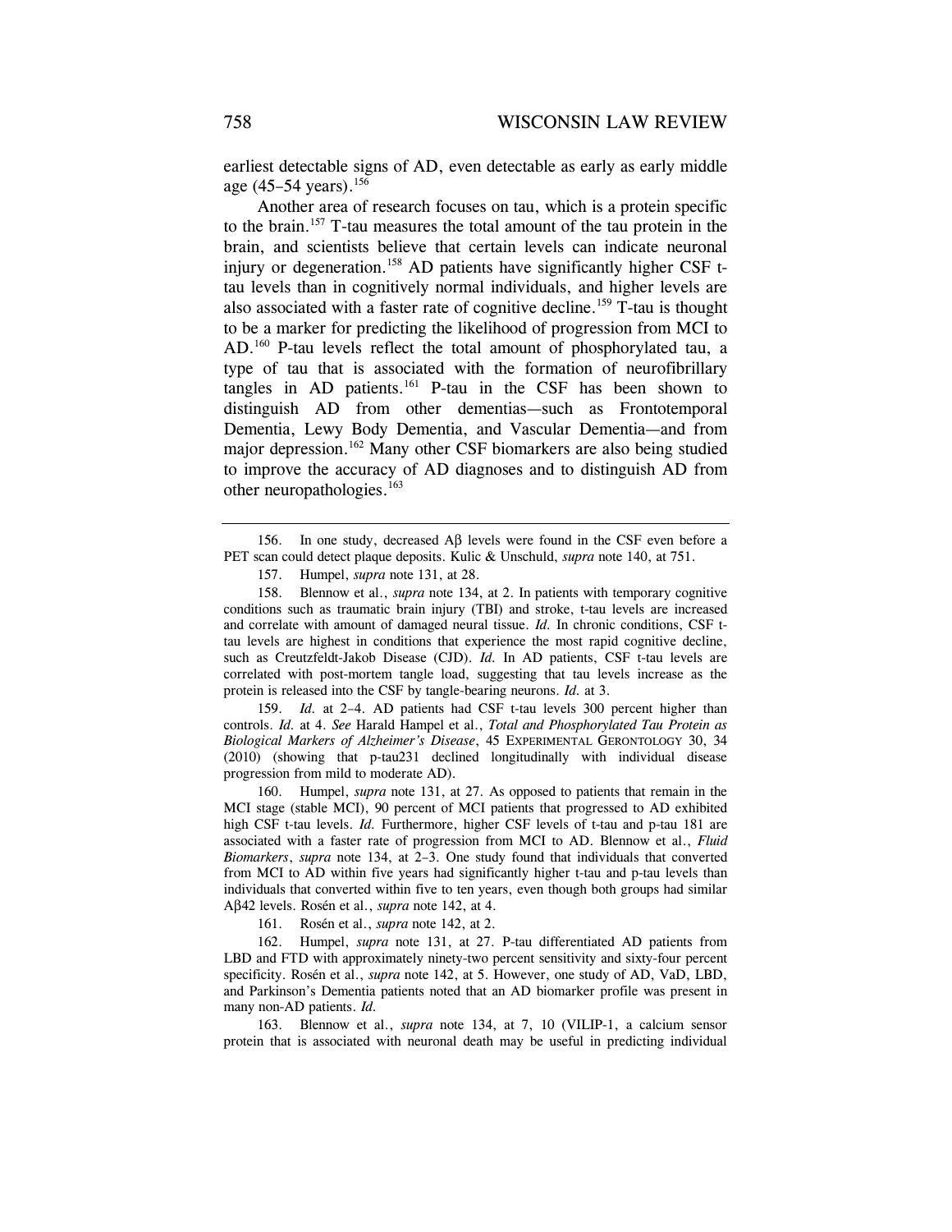earliest detectable signs of AD, even detectable as early as early middle age (45–54 years).[156]

Another area of research focuses on tau, which is a protein specific to the brain.[157] T-tau measures the total amount of the tau protein in the brain, and scientists believe that certain levels can indicate neuronal injury or degeneration.[158] AD patients have significantly higher CSF t-tau levels than in cognitively normal individuals, and higher levels are also associated with a faster rate of cognitive decline.[159] T-tau is thought to be a marker for predicting the likelihood of progression from MCI to AD.[160] P-tau levels reflect the total amount of phosphorylated tau, a type of tau that is associated with the formation of neurofibrillary tangles in AD patients.[161] P-tau in the CSF has been shown to distinguish AD from other dementias—such as Frontotemporal Dementia, Lewy Body Dementia, and Vascular Dementia—and from major depression.[162] Many other CSF biomarkers are also being studied to improve the accuracy of AD diagnoses and to distinguish AD from other neuropathologies.[163]

---

156. In one study, decreased Aβ levels were found in the CSF even before a PET scan could detect plaque deposits. Kulic & Unschuld, *supra* note 140, at 751.

157. Humpel, *supra* note 131, at 28.

158. Blennow et al., *supra* note 134, at 2. In patients with temporary cognitive conditions such as traumatic brain injury (TBI) and stroke, t-tau levels are increased and correlate with amount of damaged neural tissue. *Id.* In chronic conditions, CSF t-tau levels are highest in conditions that experience the most rapid cognitive decline, such as Creutzfeldt-Jakob Disease (CJD). *Id.* In AD patients, CSF t-tau levels are correlated with post-mortem tangle load, suggesting that tau levels increase as the protein is released into the CSF by tangle-bearing neurons. *Id.* at 3.

159. *Id.* at 2–4. AD patients had CSF t-tau levels 300 percent higher than controls. *Id.* at 4. *See* Harald Hampel et al., *Total and Phosphorylated Tau Protein as Biological Markers of Alzheimer's Disease*, 45 EXPERIMENTAL GERONTOLOGY 30, 34 (2010) (showing that p-tau231 declined longitudinally with individual disease progression from mild to moderate AD).

160. Humpel, *supra* note 131, at 27. As opposed to patients that remain in the MCI stage (stable MCI), 90 percent of MCI patients that progressed to AD exhibited high CSF t-tau levels. *Id.* Furthermore, higher CSF levels of t-tau and p-tau 181 are associated with a faster rate of progression from MCI to AD. Blennow et al., *Fluid Biomarkers*, *supra* note 134, at 2–3. One study found that individuals that converted from MCI to AD within five years had significantly higher t-tau and p-tau levels than individuals that converted within five to ten years, even though both groups had similar Aβ42 levels. Rosén et al., *supra* note 142, at 4.

161. Rosén et al., *supra* note 142, at 2.

162. Humpel, *supra* note 131, at 27. P-tau differentiated AD patients from LBD and FTD with approximately ninety-two percent sensitivity and sixty-four percent specificity. Rosén et al., *supra* note 142, at 5. However, one study of AD, VaD, LBD, and Parkinson's Dementia patients noted that an AD biomarker profile was present in many non-AD patients. *Id.*

163. Blennow et al., *supra* note 134, at 7, 10 (VILIP-1, a calcium sensor protein that is associated with neuronal death may be useful in predicting individual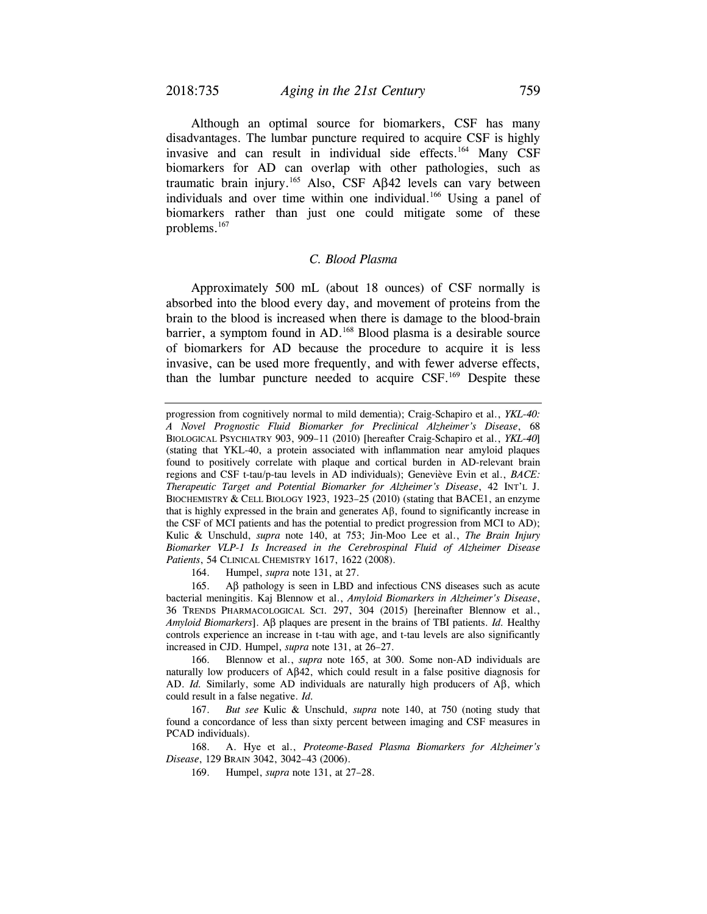Although an optimal source for biomarkers, CSF has many disadvantages. The lumbar puncture required to acquire CSF is highly invasive and can result in individual side effects.[164] Many CSF biomarkers for AD can overlap with other pathologies, such as traumatic brain injury.[165] Also, CSF Aβ42 levels can vary between individuals and over time within one individual.[166] Using a panel of biomarkers rather than just one could mitigate some of these problems.[167]

### *C. Blood Plasma*

Approximately 500 mL (about 18 ounces) of CSF normally is absorbed into the blood every day, and movement of proteins from the brain to the blood is increased when there is damage to the blood-brain barrier, a symptom found in AD.[168] Blood plasma is a desirable source of biomarkers for AD because the procedure to acquire it is less invasive, can be used more frequently, and with fewer adverse effects, than the lumbar puncture needed to acquire CSF.[169] Despite these

---

progression from cognitively normal to mild dementia); Craig-Schapiro et al., *YKL-40: A Novel Prognostic Fluid Biomarker for Preclinical Alzheimer's Disease*, 68 BIOLOGICAL PSYCHIATRY 903, 909–11 (2010) [hereafter Craig-Schapiro et al., *YKL-40*] (stating that YKL-40, a protein associated with inflammation near amyloid plaques found to positively correlate with plaque and cortical burden in AD-relevant brain regions and CSF t-tau/p-tau levels in AD individuals); Geneviève Evin et al., *BACE: Therapeutic Target and Potential Biomarker for Alzheimer's Disease*, 42 INT'L J. BIOCHEMISTRY & CELL BIOLOGY 1923, 1923–25 (2010) (stating that BACE1, an enzyme that is highly expressed in the brain and generates Aβ, found to significantly increase in the CSF of MCI patients and has the potential to predict progression from MCI to AD); Kulic & Unschuld, *supra* note 140, at 753; Jin-Moo Lee et al., *The Brain Injury Biomarker VLP-1 Is Increased in the Cerebrospinal Fluid of Alzheimer Disease Patients*, 54 CLINICAL CHEMISTRY 1617, 1622 (2008).

164. Humpel, *supra* note 131, at 27.

165. Aβ pathology is seen in LBD and infectious CNS diseases such as acute bacterial meningitis. Kaj Blennow et al., *Amyloid Biomarkers in Alzheimer's Disease*, 36 TRENDS PHARMACOLOGICAL SCI. 297, 304 (2015) [hereinafter Blennow et al., *Amyloid Biomarkers*]. Aβ plaques are present in the brains of TBI patients. *Id.* Healthy controls experience an increase in t-tau with age, and t-tau levels are also significantly increased in CJD. Humpel, *supra* note 131, at 26–27.

166. Blennow et al., *supra* note 165, at 300. Some non-AD individuals are naturally low producers of Aβ42, which could result in a false positive diagnosis for AD. *Id.* Similarly, some AD individuals are naturally high producers of Aβ, which could result in a false negative. *Id.*

167. *But see* Kulic & Unschuld, *supra* note 140, at 750 (noting study that found a concordance of less than sixty percent between imaging and CSF measures in PCAD individuals).

168. A. Hye et al., *Proteome-Based Plasma Biomarkers for Alzheimer's Disease*, 129 BRAIN 3042, 3042–43 (2006).

169. Humpel, *supra* note 131, at 27–28.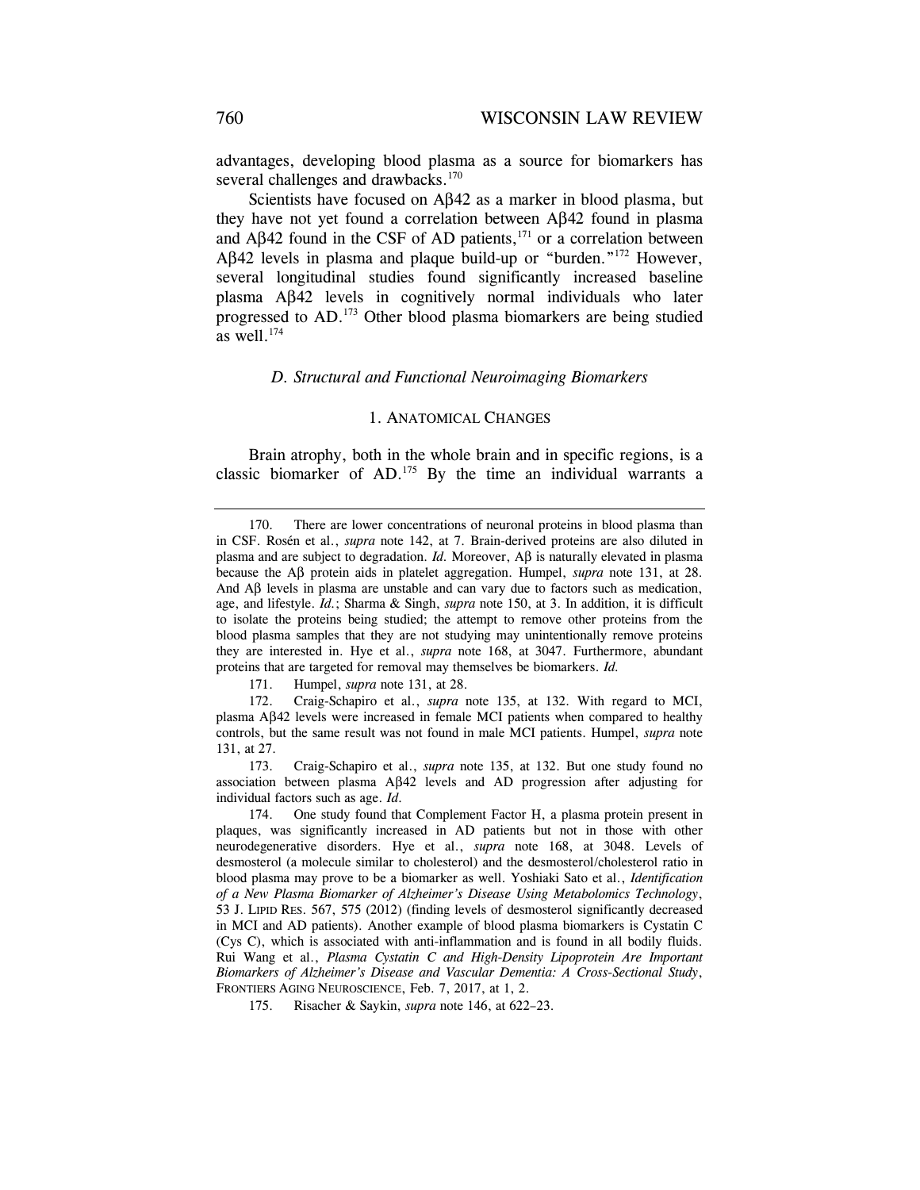advantages, developing blood plasma as a source for biomarkers has several challenges and drawbacks.[170]

Scientists have focused on Aβ42 as a marker in blood plasma, but they have not yet found a correlation between Aβ42 found in plasma and Aβ42 found in the CSF of AD patients,[171] or a correlation between Aβ42 levels in plasma and plaque build-up or "burden."[172] However, several longitudinal studies found significantly increased baseline plasma Aβ42 levels in cognitively normal individuals who later progressed to AD.[173] Other blood plasma biomarkers are being studied as well.[174]

### *D. Structural and Functional Neuroimaging Biomarkers*

#### 1. Anatomical Changes

Brain atrophy, both in the whole brain and in specific regions, is a classic biomarker of AD.[175] By the time an individual warrants a

---

170. There are lower concentrations of neuronal proteins in blood plasma than in CSF. Rosén et al., *supra* note 142, at 7. Brain-derived proteins are also diluted in plasma and are subject to degradation. *Id.* Moreover, Aβ is naturally elevated in plasma because the Aβ protein aids in platelet aggregation. Humpel, *supra* note 131, at 28. And Aβ levels in plasma are unstable and can vary due to factors such as medication, age, and lifestyle. *Id.*; Sharma & Singh, *supra* note 150, at 3. In addition, it is difficult to isolate the proteins being studied; the attempt to remove other proteins from the blood plasma samples that they are not studying may unintentionally remove proteins they are interested in. Hye et al., *supra* note 168, at 3047. Furthermore, abundant proteins that are targeted for removal may themselves be biomarkers. *Id.*

171. Humpel, *supra* note 131, at 28.

172. Craig-Schapiro et al., *supra* note 135, at 132. With regard to MCI, plasma Aβ42 levels were increased in female MCI patients when compared to healthy controls, but the same result was not found in male MCI patients. Humpel, *supra* note 131, at 27.

173. Craig-Schapiro et al., *supra* note 135, at 132. But one study found no association between plasma Aβ42 levels and AD progression after adjusting for individual factors such as age. *Id.*

174. One study found that Complement Factor H, a plasma protein present in plaques, was significantly increased in AD patients but not in those with other neurodegenerative disorders. Hye et al., *supra* note 168, at 3048. Levels of desmosterol (a molecule similar to cholesterol) and the desmosterol/cholesterol ratio in blood plasma may prove to be a biomarker as well. Yoshiaki Sato et al., *Identification of a New Plasma Biomarker of Alzheimer's Disease Using Metabolomics Technology*, 53 J. Lipid Res. 567, 575 (2012) (finding levels of desmosterol significantly decreased in MCI and AD patients). Another example of blood plasma biomarkers is Cystatin C (Cys C), which is associated with anti-inflammation and is found in all bodily fluids. Rui Wang et al., *Plasma Cystatin C and High-Density Lipoprotein Are Important Biomarkers of Alzheimer's Disease and Vascular Dementia: A Cross-Sectional Study*, Frontiers Aging Neuroscience, Feb. 7, 2017, at 1, 2.

175. Risacher & Saykin, *supra* note 146, at 622–23.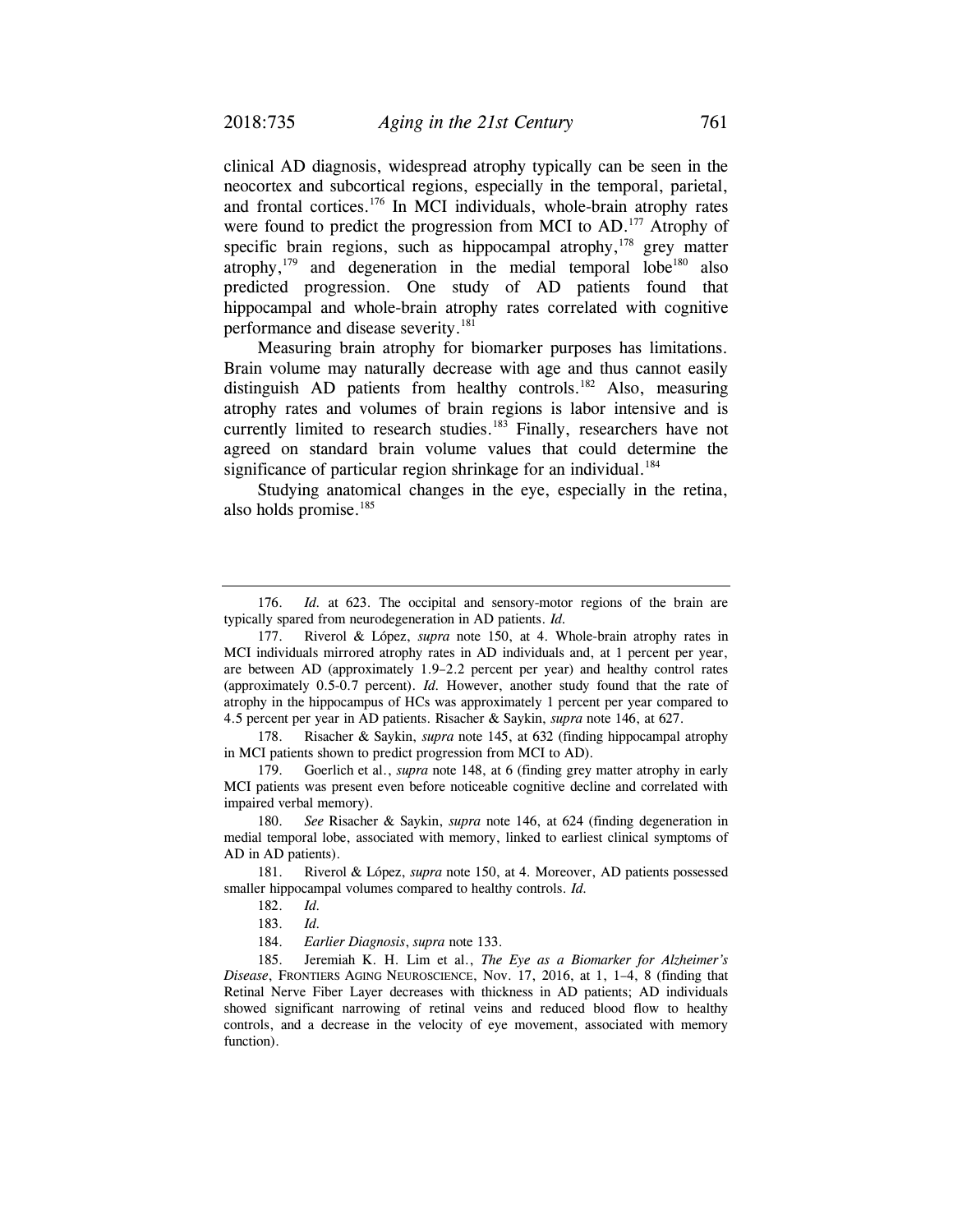clinical AD diagnosis, widespread atrophy typically can be seen in the neocortex and subcortical regions, especially in the temporal, parietal, and frontal cortices.[176] In MCI individuals, whole-brain atrophy rates were found to predict the progression from MCI to AD.[177] Atrophy of specific brain regions, such as hippocampal atrophy,[178] grey matter atrophy,[179] and degeneration in the medial temporal lobe[180] also predicted progression. One study of AD patients found that hippocampal and whole-brain atrophy rates correlated with cognitive performance and disease severity.[181]

Measuring brain atrophy for biomarker purposes has limitations. Brain volume may naturally decrease with age and thus cannot easily distinguish AD patients from healthy controls.[182] Also, measuring atrophy rates and volumes of brain regions is labor intensive and is currently limited to research studies.[183] Finally, researchers have not agreed on standard brain volume values that could determine the significance of particular region shrinkage for an individual.[184]

Studying anatomical changes in the eye, especially in the retina, also holds promise.[185]

---

176. *Id.* at 623. The occipital and sensory-motor regions of the brain are typically spared from neurodegeneration in AD patients. *Id.*

177. Riverol & López, *supra* note 150, at 4. Whole-brain atrophy rates in MCI individuals mirrored atrophy rates in AD individuals and, at 1 percent per year, are between AD (approximately 1.9–2.2 percent per year) and healthy control rates (approximately 0.5-0.7 percent). *Id.* However, another study found that the rate of atrophy in the hippocampus of HCs was approximately 1 percent per year compared to 4.5 percent per year in AD patients. Risacher & Saykin, *supra* note 146, at 627.

178. Risacher & Saykin, *supra* note 145, at 632 (finding hippocampal atrophy in MCI patients shown to predict progression from MCI to AD).

179. Goerlich et al., *supra* note 148, at 6 (finding grey matter atrophy in early MCI patients was present even before noticeable cognitive decline and correlated with impaired verbal memory).

180. *See* Risacher & Saykin, *supra* note 146, at 624 (finding degeneration in medial temporal lobe, associated with memory, linked to earliest clinical symptoms of AD in AD patients).

181. Riverol & López, *supra* note 150, at 4. Moreover, AD patients possessed smaller hippocampal volumes compared to healthy controls. *Id.*

182. *Id.*

183. *Id.*

184. *Earlier Diagnosis*, *supra* note 133.

185. Jeremiah K. H. Lim et al., *The Eye as a Biomarker for Alzheimer's Disease*, FRONTIERS AGING NEUROSCIENCE, Nov. 17, 2016, at 1, 1–4, 8 (finding that Retinal Nerve Fiber Layer decreases with thickness in AD patients; AD individuals showed significant narrowing of retinal veins and reduced blood flow to healthy controls, and a decrease in the velocity of eye movement, associated with memory function).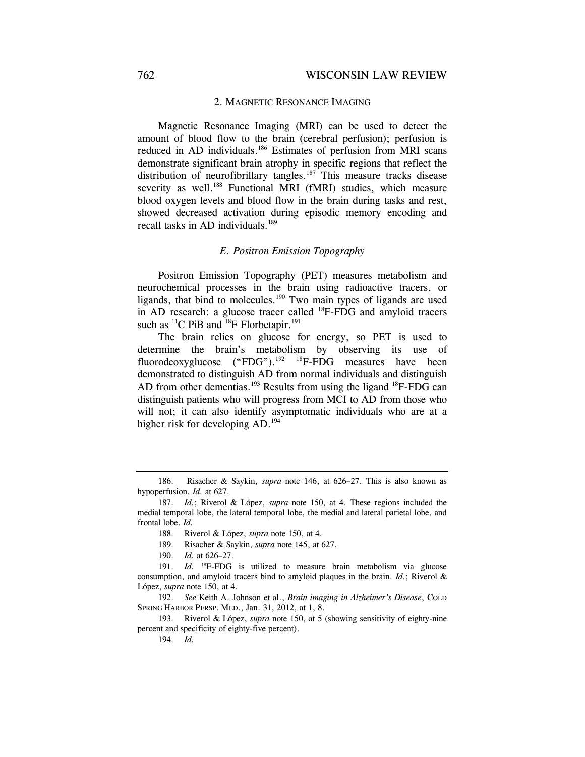### 2. Magnetic Resonance Imaging

Magnetic Resonance Imaging (MRI) can be used to detect the amount of blood flow to the brain (cerebral perfusion); perfusion is reduced in AD individuals.[186] Estimates of perfusion from MRI scans demonstrate significant brain atrophy in specific regions that reflect the distribution of neurofibrillary tangles.[187] This measure tracks disease severity as well.[188] Functional MRI (fMRI) studies, which measure blood oxygen levels and blood flow in the brain during tasks and rest, showed decreased activation during episodic memory encoding and recall tasks in AD individuals.[189]

## *E. Positron Emission Topography*

Positron Emission Topography (PET) measures metabolism and neurochemical processes in the brain using radioactive tracers, or ligands, that bind to molecules.[190] Two main types of ligands are used in AD research: a glucose tracer called $^{18}$F-FDG and amyloid tracers such as $^{11}$C PiB and $^{18}$F Florbetapir.[191]

The brain relies on glucose for energy, so PET is used to determine the brain's metabolism by observing its use of fluorodeoxyglucose ("FDG").[192] $^{18}$F-FDG measures have been demonstrated to distinguish AD from normal individuals and distinguish AD from other dementias.[193] Results from using the ligand $^{18}$F-FDG can distinguish patients who will progress from MCI to AD from those who will not; it can also identify asymptomatic individuals who are at a higher risk for developing AD.[194]

---

186. Risacher & Saykin, *supra* note 146, at 626–27. This is also known as hypoperfusion. *Id.* at 627.

187. *Id.*; Riverol & López, *supra* note 150, at 4. These regions included the medial temporal lobe, the lateral temporal lobe, the medial and lateral parietal lobe, and frontal lobe. *Id.*

188. Riverol & López, *supra* note 150, at 4.

189. Risacher & Saykin, *supra* note 145, at 627.

190. *Id.* at 626–27.

191. *Id.* $^{18}$F-FDG is utilized to measure brain metabolism via glucose consumption, and amyloid tracers bind to amyloid plaques in the brain. *Id.*; Riverol & López, *supra* note 150, at 4.

192. *See* Keith A. Johnson et al., *Brain imaging in Alzheimer's Disease*, COLD SPRING HARBOR PERSP. MED., Jan. 31, 2012, at 1, 8.

193. Riverol & López, *supra* note 150, at 5 (showing sensitivity of eighty-nine percent and specificity of eighty-five percent).

194. *Id.*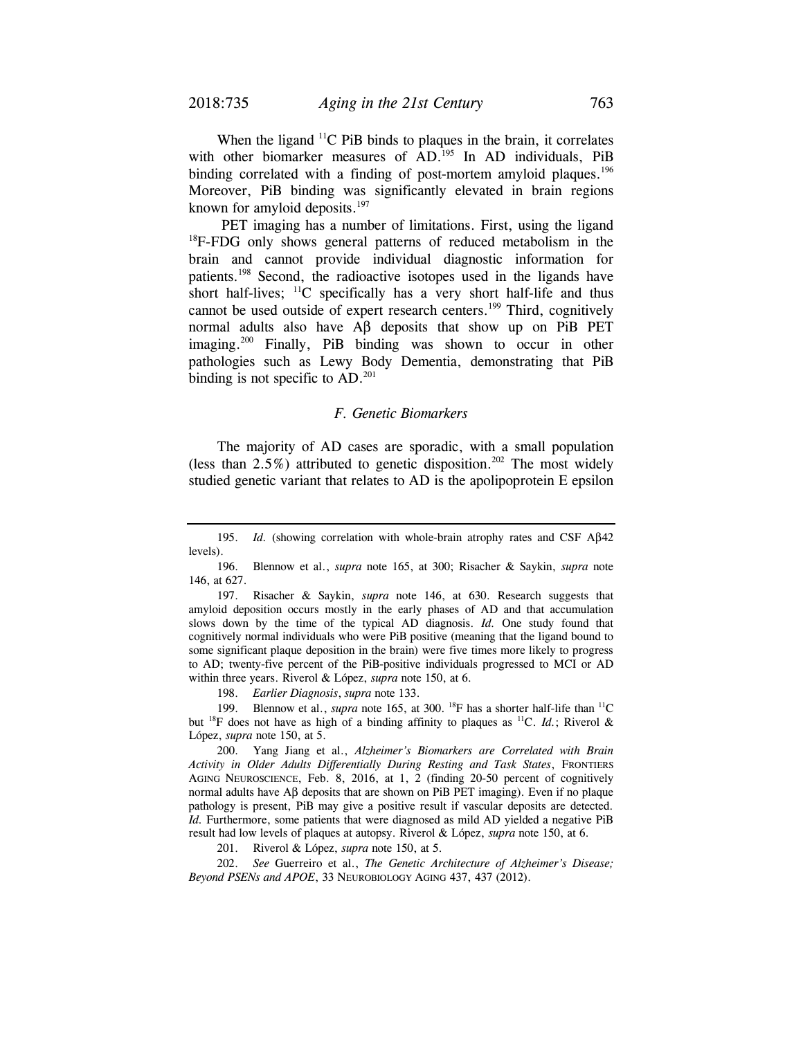When the ligand $^{11}C$ PiB binds to plaques in the brain, it correlates with other biomarker measures of AD.[195] In AD individuals, PiB binding correlated with a finding of post-mortem amyloid plaques.[196] Moreover, PiB binding was significantly elevated in brain regions known for amyloid deposits.[197]

PET imaging has a number of limitations. First, using the ligand $^{18}F$-FDG only shows general patterns of reduced metabolism in the brain and cannot provide individual diagnostic information for patients.[198] Second, the radioactive isotopes used in the ligands have short half-lives; $^{11}C$ specifically has a very short half-life and thus cannot be used outside of expert research centers.[199] Third, cognitively normal adults also have Aβ deposits that show up on PiB PET imaging.[200] Finally, PiB binding was shown to occur in other pathologies such as Lewy Body Dementia, demonstrating that PiB binding is not specific to AD.[201]

### *F. Genetic Biomarkers*

The majority of AD cases are sporadic, with a small population (less than 2.5%) attributed to genetic disposition.[202] The most widely studied genetic variant that relates to AD is the apolipoprotein E epsilon

---

195. *Id.* (showing correlation with whole-brain atrophy rates and CSF Aβ42 levels).

196. Blennow et al., *supra* note 165, at 300; Risacher & Saykin, *supra* note 146, at 627.

197. Risacher & Saykin, *supra* note 146, at 630. Research suggests that amyloid deposition occurs mostly in the early phases of AD and that accumulation slows down by the time of the typical AD diagnosis. *Id.* One study found that cognitively normal individuals who were PiB positive (meaning that the ligand bound to some significant plaque deposition in the brain) were five times more likely to progress to AD; twenty-five percent of the PiB-positive individuals progressed to MCI or AD within three years. Riverol & López, *supra* note 150, at 6.

198. *Earlier Diagnosis*, *supra* note 133.

199. Blennow et al., *supra* note 165, at 300. $^{18}F$ has a shorter half-life than $^{11}C$ but $^{18}F$ does not have as high of a binding affinity to plaques as $^{11}C$. *Id.*; Riverol & López, *supra* note 150, at 5.

200. Yang Jiang et al., *Alzheimer's Biomarkers are Correlated with Brain Activity in Older Adults Differentially During Resting and Task States*, FRONTIERS AGING NEUROSCIENCE, Feb. 8, 2016, at 1, 2 (finding 20-50 percent of cognitively normal adults have Aβ deposits that are shown on PiB PET imaging). Even if no plaque pathology is present, PiB may give a positive result if vascular deposits are detected. *Id.* Furthermore, some patients that were diagnosed as mild AD yielded a negative PiB result had low levels of plaques at autopsy. Riverol & López, *supra* note 150, at 6.

201. Riverol & López, *supra* note 150, at 5.

202. *See* Guerreiro et al., *The Genetic Architecture of Alzheimer's Disease; Beyond PSENs and APOE*, 33 NEUROBIOLOGY AGING 437, 437 (2012).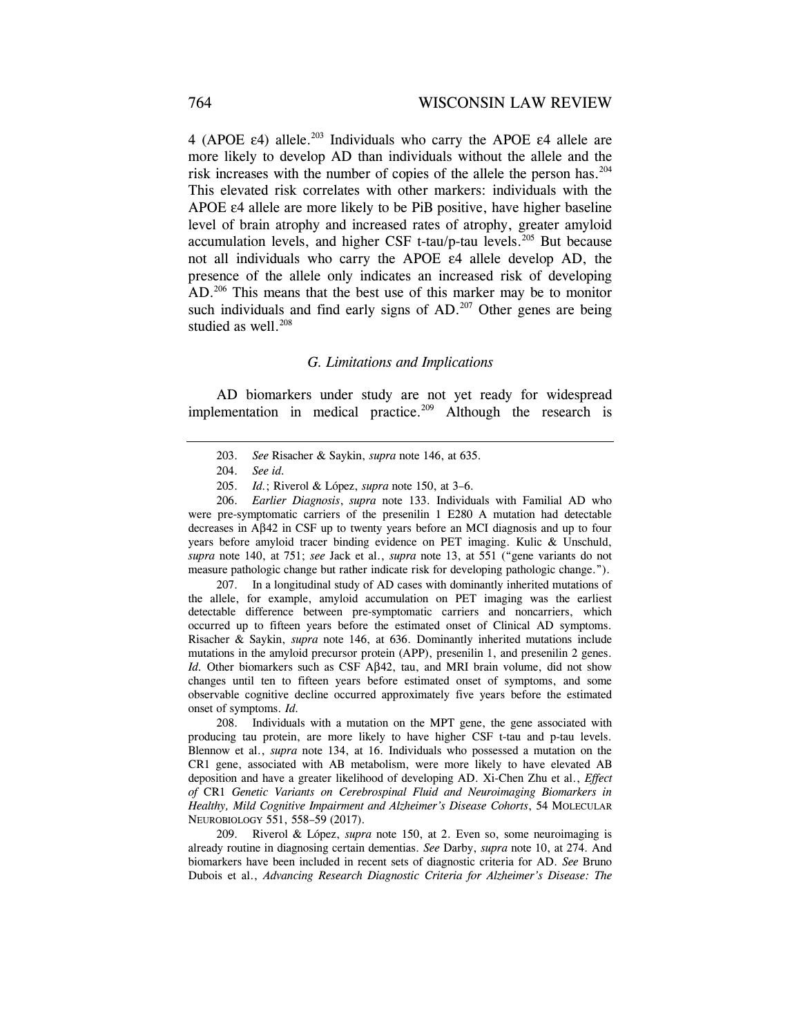4 (APOE ε4) allele.[203] Individuals who carry the APOE ε4 allele are more likely to develop AD than individuals without the allele and the risk increases with the number of copies of the allele the person has.[204] This elevated risk correlates with other markers: individuals with the APOE ε4 allele are more likely to be PiB positive, have higher baseline level of brain atrophy and increased rates of atrophy, greater amyloid accumulation levels, and higher CSF t-tau/p-tau levels.[205] But because not all individuals who carry the APOE ε4 allele develop AD, the presence of the allele only indicates an increased risk of developing AD.[206] This means that the best use of this marker may be to monitor such individuals and find early signs of AD.[207] Other genes are being studied as well.[208]

### *G. Limitations and Implications*

AD biomarkers under study are not yet ready for widespread implementation in medical practice.[209] Although the research is

---

203. *See* Risacher & Saykin, *supra* note 146, at 635.

204. *See id.*

205. *Id.*; Riverol & López, *supra* note 150, at 3–6.

206. *Earlier Diagnosis*, *supra* note 133. Individuals with Familial AD who were pre-symptomatic carriers of the presenilin 1 E280 A mutation had detectable decreases in Aβ42 in CSF up to twenty years before an MCI diagnosis and up to four years before amyloid tracer binding evidence on PET imaging. Kulic & Unschuld, *supra* note 140, at 751; *see* Jack et al., *supra* note 13, at 551 ("gene variants do not measure pathologic change but rather indicate risk for developing pathologic change.").

207. In a longitudinal study of AD cases with dominantly inherited mutations of the allele, for example, amyloid accumulation on PET imaging was the earliest detectable difference between pre-symptomatic carriers and noncarriers, which occurred up to fifteen years before the estimated onset of Clinical AD symptoms. Risacher & Saykin, *supra* note 146, at 636. Dominantly inherited mutations include mutations in the amyloid precursor protein (APP), presenilin 1, and presenilin 2 genes. *Id.* Other biomarkers such as CSF Aβ42, tau, and MRI brain volume, did not show changes until ten to fifteen years before estimated onset of symptoms, and some observable cognitive decline occurred approximately five years before the estimated onset of symptoms. *Id.*

208. Individuals with a mutation on the MPT gene, the gene associated with producing tau protein, are more likely to have higher CSF t-tau and p-tau levels. Blennow et al., *supra* note 134, at 16. Individuals who possessed a mutation on the CR1 gene, associated with AB metabolism, were more likely to have elevated AB deposition and have a greater likelihood of developing AD. Xi-Chen Zhu et al., *Effect of* CR1 *Genetic Variants on Cerebrospinal Fluid and Neuroimaging Biomarkers in Healthy, Mild Cognitive Impairment and Alzheimer's Disease Cohorts*, 54 MOLECULAR NEUROBIOLOGY 551, 558–59 (2017).

209. Riverol & López, *supra* note 150, at 2. Even so, some neuroimaging is already routine in diagnosing certain dementias. *See* Darby, *supra* note 10, at 274. And biomarkers have been included in recent sets of diagnostic criteria for AD. *See* Bruno Dubois et al., *Advancing Research Diagnostic Criteria for Alzheimer's Disease: The*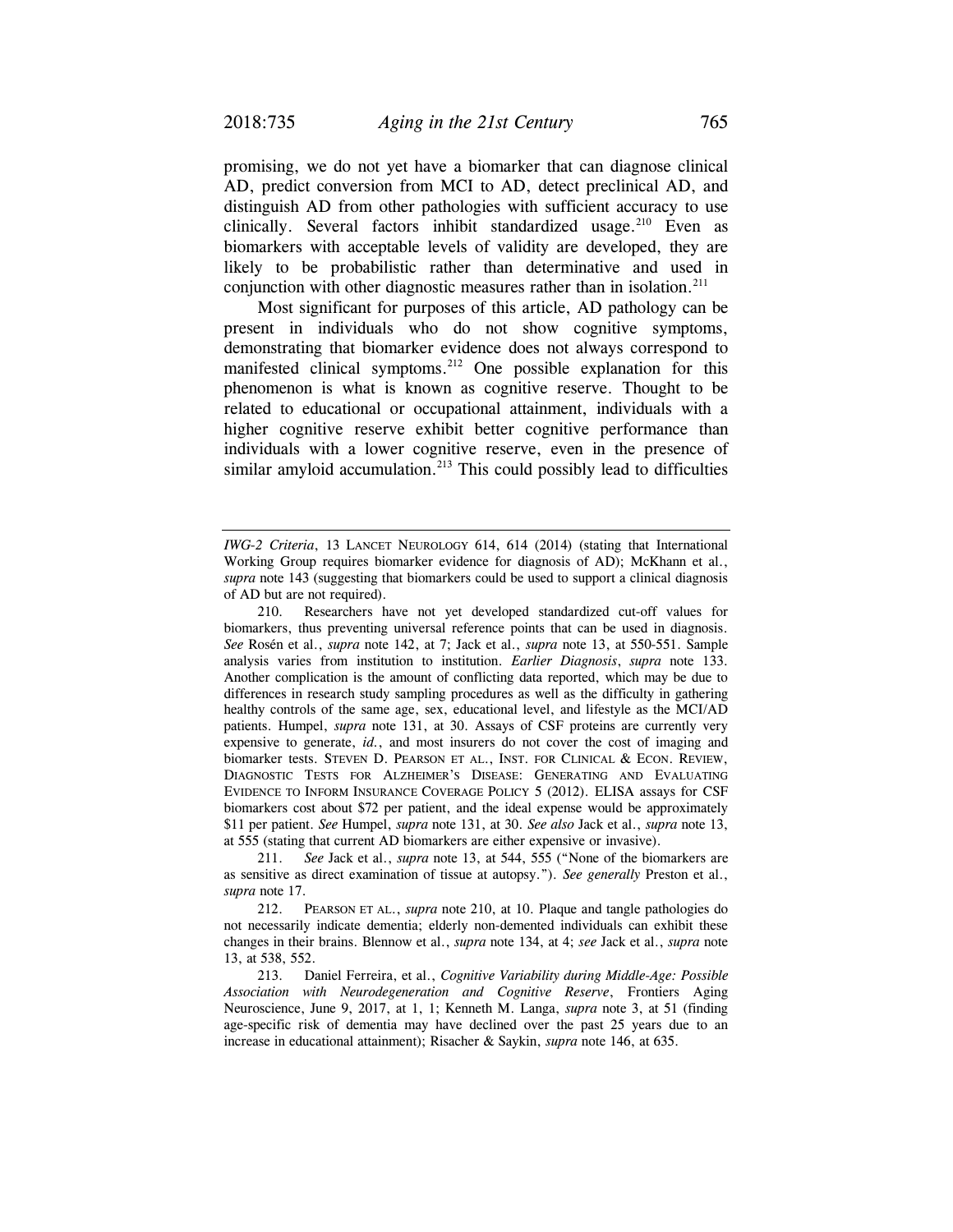promising, we do not yet have a biomarker that can diagnose clinical AD, predict conversion from MCI to AD, detect preclinical AD, and distinguish AD from other pathologies with sufficient accuracy to use clinically. Several factors inhibit standardized usage.[210] Even as biomarkers with acceptable levels of validity are developed, they are likely to be probabilistic rather than determinative and used in conjunction with other diagnostic measures rather than in isolation.[211]

Most significant for purposes of this article, AD pathology can be present in individuals who do not show cognitive symptoms, demonstrating that biomarker evidence does not always correspond to manifested clinical symptoms.[212] One possible explanation for this phenomenon is what is known as cognitive reserve. Thought to be related to educational or occupational attainment, individuals with a higher cognitive reserve exhibit better cognitive performance than individuals with a lower cognitive reserve, even in the presence of similar amyloid accumulation.[213] This could possibly lead to difficulties

---

*IWG-2 Criteria*, 13 LANCET NEUROLOGY 614, 614 (2014) (stating that International Working Group requires biomarker evidence for diagnosis of AD); McKhann et al., *supra* note 143 (suggesting that biomarkers could be used to support a clinical diagnosis of AD but are not required).

210. Researchers have not yet developed standardized cut-off values for biomarkers, thus preventing universal reference points that can be used in diagnosis. *See* Rosén et al., *supra* note 142, at 7; Jack et al., *supra* note 13, at 550-551. Sample analysis varies from institution to institution. *Earlier Diagnosis*, *supra* note 133. Another complication is the amount of conflicting data reported, which may be due to differences in research study sampling procedures as well as the difficulty in gathering healthy controls of the same age, sex, educational level, and lifestyle as the MCI/AD patients. Humpel, *supra* note 131, at 30. Assays of CSF proteins are currently very expensive to generate, *id.*, and most insurers do not cover the cost of imaging and biomarker tests. STEVEN D. PEARSON ET AL., INST. FOR CLINICAL & ECON. REVIEW, DIAGNOSTIC TESTS FOR ALZHEIMER'S DISEASE: GENERATING AND EVALUATING EVIDENCE TO INFORM INSURANCE COVERAGE POLICY 5 (2012). ELISA assays for CSF biomarkers cost about $72 per patient, and the ideal expense would be approximately $11 per patient. *See* Humpel, *supra* note 131, at 30. *See also* Jack et al., *supra* note 13, at 555 (stating that current AD biomarkers are either expensive or invasive).

211. *See* Jack et al., *supra* note 13, at 544, 555 ("None of the biomarkers are as sensitive as direct examination of tissue at autopsy."). *See generally* Preston et al., *supra* note 17.

212. PEARSON ET AL., *supra* note 210, at 10. Plaque and tangle pathologies do not necessarily indicate dementia; elderly non-demented individuals can exhibit these changes in their brains. Blennow et al., *supra* note 134, at 4; *see* Jack et al., *supra* note 13, at 538, 552.

213. Daniel Ferreira, et al., *Cognitive Variability during Middle-Age: Possible Association with Neurodegeneration and Cognitive Reserve*, Frontiers Aging Neuroscience, June 9, 2017, at 1, 1; Kenneth M. Langa, *supra* note 3, at 51 (finding age-specific risk of dementia may have declined over the past 25 years due to an increase in educational attainment); Risacher & Saykin, *supra* note 146, at 635.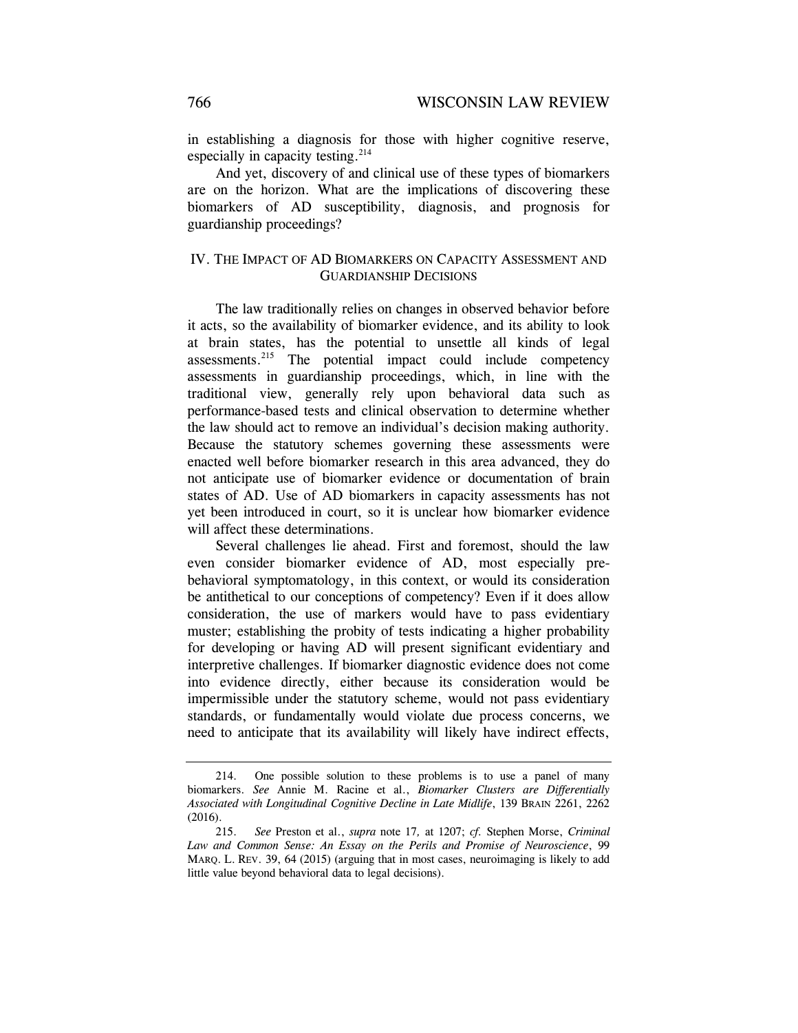in establishing a diagnosis for those with higher cognitive reserve, especially in capacity testing.[214]

And yet, discovery of and clinical use of these types of biomarkers are on the horizon. What are the implications of discovering these biomarkers of AD susceptibility, diagnosis, and prognosis for guardianship proceedings?

## IV. THE IMPACT OF AD BIOMARKERS ON CAPACITY ASSESSMENT AND GUARDIANSHIP DECISIONS

The law traditionally relies on changes in observed behavior before it acts, so the availability of biomarker evidence, and its ability to look at brain states, has the potential to unsettle all kinds of legal assessments.[215] The potential impact could include competency assessments in guardianship proceedings, which, in line with the traditional view, generally rely upon behavioral data such as performance-based tests and clinical observation to determine whether the law should act to remove an individual's decision making authority. Because the statutory schemes governing these assessments were enacted well before biomarker research in this area advanced, they do not anticipate use of biomarker evidence or documentation of brain states of AD. Use of AD biomarkers in capacity assessments has not yet been introduced in court, so it is unclear how biomarker evidence will affect these determinations.

Several challenges lie ahead. First and foremost, should the law even consider biomarker evidence of AD, most especially pre-behavioral symptomatology, in this context, or would its consideration be antithetical to our conceptions of competency? Even if it does allow consideration, the use of markers would have to pass evidentiary muster; establishing the probity of tests indicating a higher probability for developing or having AD will present significant evidentiary and interpretive challenges. If biomarker diagnostic evidence does not come into evidence directly, either because its consideration would be impermissible under the statutory scheme, would not pass evidentiary standards, or fundamentally would violate due process concerns, we need to anticipate that its availability will likely have indirect effects,

---

214. One possible solution to these problems is to use a panel of many biomarkers. *See* Annie M. Racine et al., *Biomarker Clusters are Differentially Associated with Longitudinal Cognitive Decline in Late Midlife*, 139 BRAIN 2261, 2262 (2016).

215. *See* Preston et al., *supra* note 17, at 1207; *cf.* Stephen Morse, *Criminal Law and Common Sense: An Essay on the Perils and Promise of Neuroscience*, 99 MARQ. L. REV. 39, 64 (2015) (arguing that in most cases, neuroimaging is likely to add little value beyond behavioral data to legal decisions).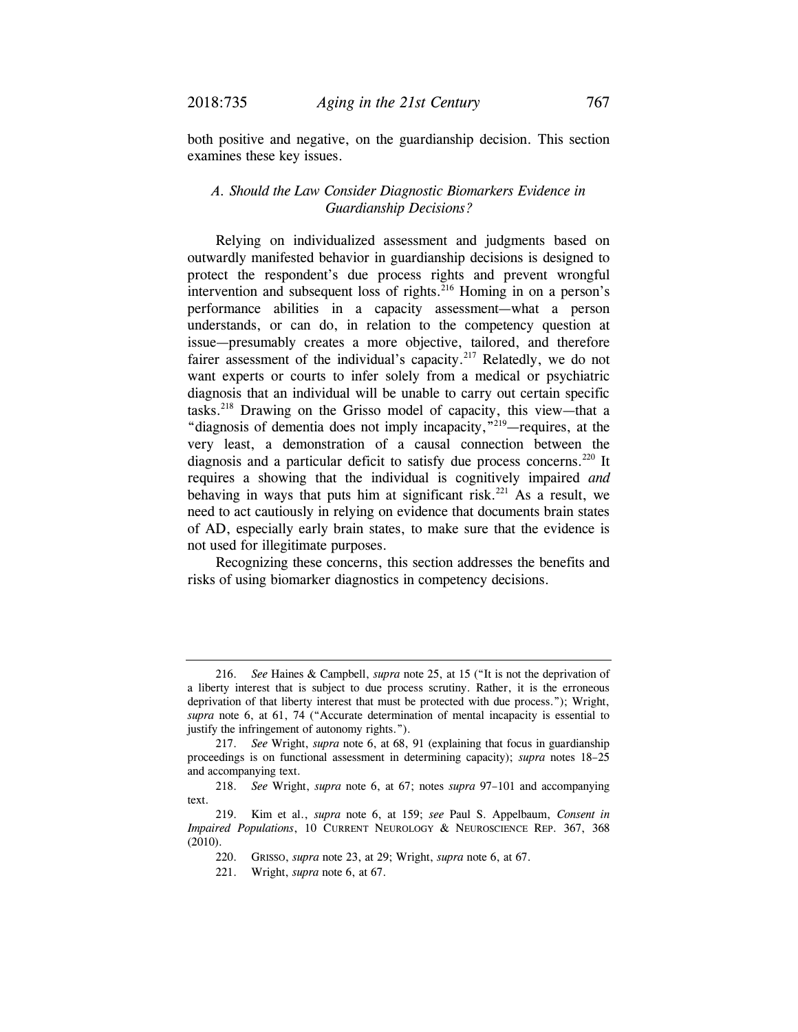both positive and negative, on the guardianship decision. This section examines these key issues.

### *A. Should the Law Consider Diagnostic Biomarkers Evidence in Guardianship Decisions?*

Relying on individualized assessment and judgments based on outwardly manifested behavior in guardianship decisions is designed to protect the respondent's due process rights and prevent wrongful intervention and subsequent loss of rights.[216] Homing in on a person's performance abilities in a capacity assessment—what a person understands, or can do, in relation to the competency question at issue—presumably creates a more objective, tailored, and therefore fairer assessment of the individual's capacity.[217] Relatedly, we do not want experts or courts to infer solely from a medical or psychiatric diagnosis that an individual will be unable to carry out certain specific tasks.[218] Drawing on the Grisso model of capacity, this view—that a "diagnosis of dementia does not imply incapacity,"[219]—requires, at the very least, a demonstration of a causal connection between the diagnosis and a particular deficit to satisfy due process concerns.[220] It requires a showing that the individual is cognitively impaired *and* behaving in ways that puts him at significant risk.[221] As a result, we need to act cautiously in relying on evidence that documents brain states of AD, especially early brain states, to make sure that the evidence is not used for illegitimate purposes.

Recognizing these concerns, this section addresses the benefits and risks of using biomarker diagnostics in competency decisions.

---

216. *See* Haines & Campbell, *supra* note 25, at 15 ("It is not the deprivation of a liberty interest that is subject to due process scrutiny. Rather, it is the erroneous deprivation of that liberty interest that must be protected with due process."); Wright, *supra* note 6, at 61, 74 ("Accurate determination of mental incapacity is essential to justify the infringement of autonomy rights.").

217. *See* Wright, *supra* note 6, at 68, 91 (explaining that focus in guardianship proceedings is on functional assessment in determining capacity); *supra* notes 18–25 and accompanying text.

218. *See* Wright, *supra* note 6, at 67; notes *supra* 97–101 and accompanying text.

219. Kim et al., *supra* note 6, at 159; *see* Paul S. Appelbaum, *Consent in Impaired Populations*, 10 CURRENT NEUROLOGY & NEUROSCIENCE REP. 367, 368 (2010).

220. GRISSO, *supra* note 23, at 29; Wright, *supra* note 6, at 67.

221. Wright, *supra* note 6, at 67.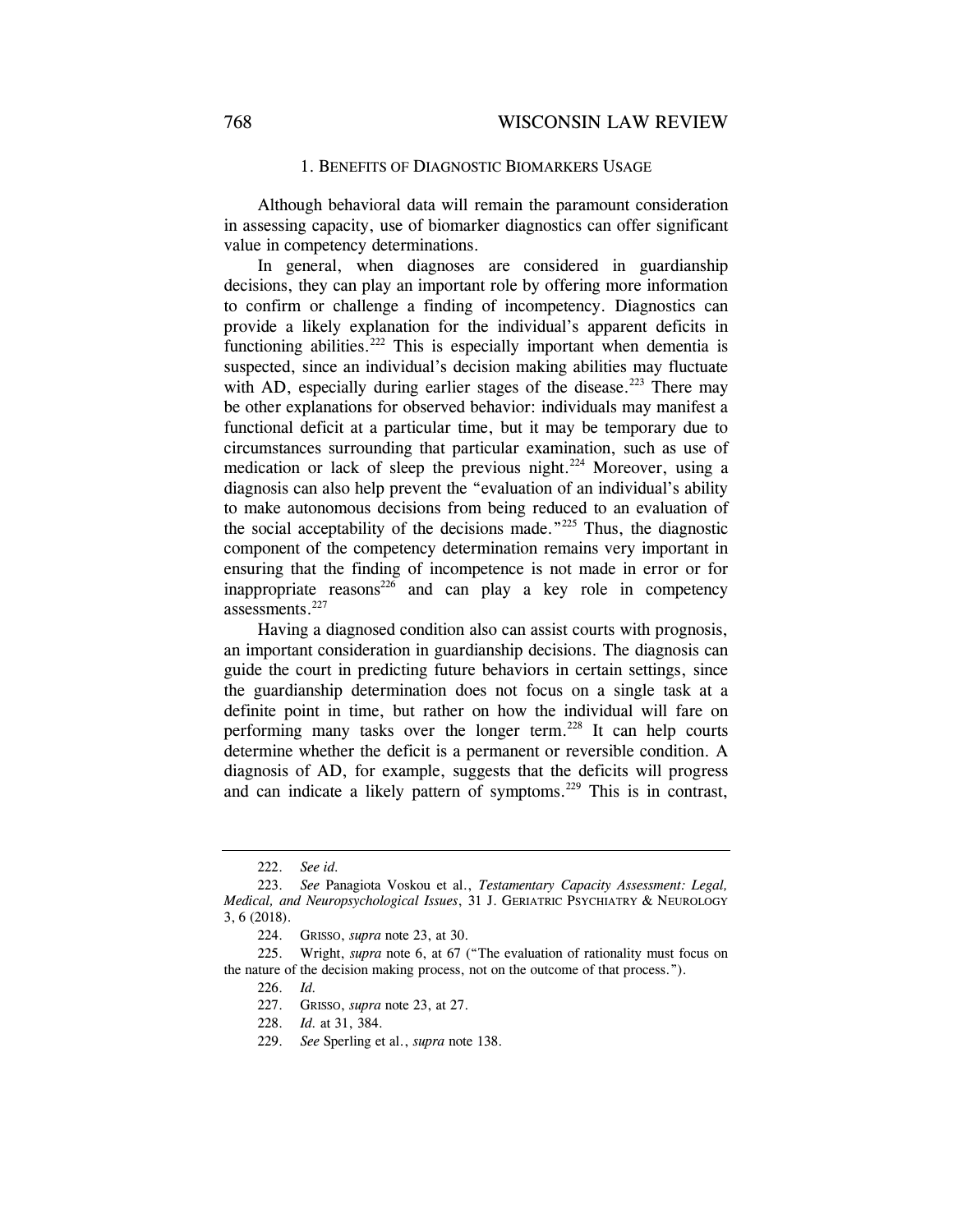### 1. Benefits of Diagnostic Biomarkers Usage

Although behavioral data will remain the paramount consideration in assessing capacity, use of biomarker diagnostics can offer significant value in competency determinations.

In general, when diagnoses are considered in guardianship decisions, they can play an important role by offering more information to confirm or challenge a finding of incompetency. Diagnostics can provide a likely explanation for the individual's apparent deficits in functioning abilities.[222] This is especially important when dementia is suspected, since an individual's decision making abilities may fluctuate with AD, especially during earlier stages of the disease.[223] There may be other explanations for observed behavior: individuals may manifest a functional deficit at a particular time, but it may be temporary due to circumstances surrounding that particular examination, such as use of medication or lack of sleep the previous night.[224] Moreover, using a diagnosis can also help prevent the "evaluation of an individual's ability to make autonomous decisions from being reduced to an evaluation of the social acceptability of the decisions made."[225] Thus, the diagnostic component of the competency determination remains very important in ensuring that the finding of incompetence is not made in error or for inappropriate reasons[226] and can play a key role in competency assessments.[227]

Having a diagnosed condition also can assist courts with prognosis, an important consideration in guardianship decisions. The diagnosis can guide the court in predicting future behaviors in certain settings, since the guardianship determination does not focus on a single task at a definite point in time, but rather on how the individual will fare on performing many tasks over the longer term.[228] It can help courts determine whether the deficit is a permanent or reversible condition. A diagnosis of AD, for example, suggests that the deficits will progress and can indicate a likely pattern of symptoms.[229] This is in contrast,

---

222. *See id.*

223. *See* Panagiota Voskou et al., *Testamentary Capacity Assessment: Legal, Medical, and Neuropsychological Issues*, 31 J. Geriatric Psychiatry & Neurology 3, 6 (2018).

224. Grisso, *supra* note 23, at 30.

225. Wright, *supra* note 6, at 67 ("The evaluation of rationality must focus on the nature of the decision making process, not on the outcome of that process.").

226. *Id.*

227. Grisso, *supra* note 23, at 27.

228. *Id.* at 31, 384.

229. *See* Sperling et al., *supra* note 138.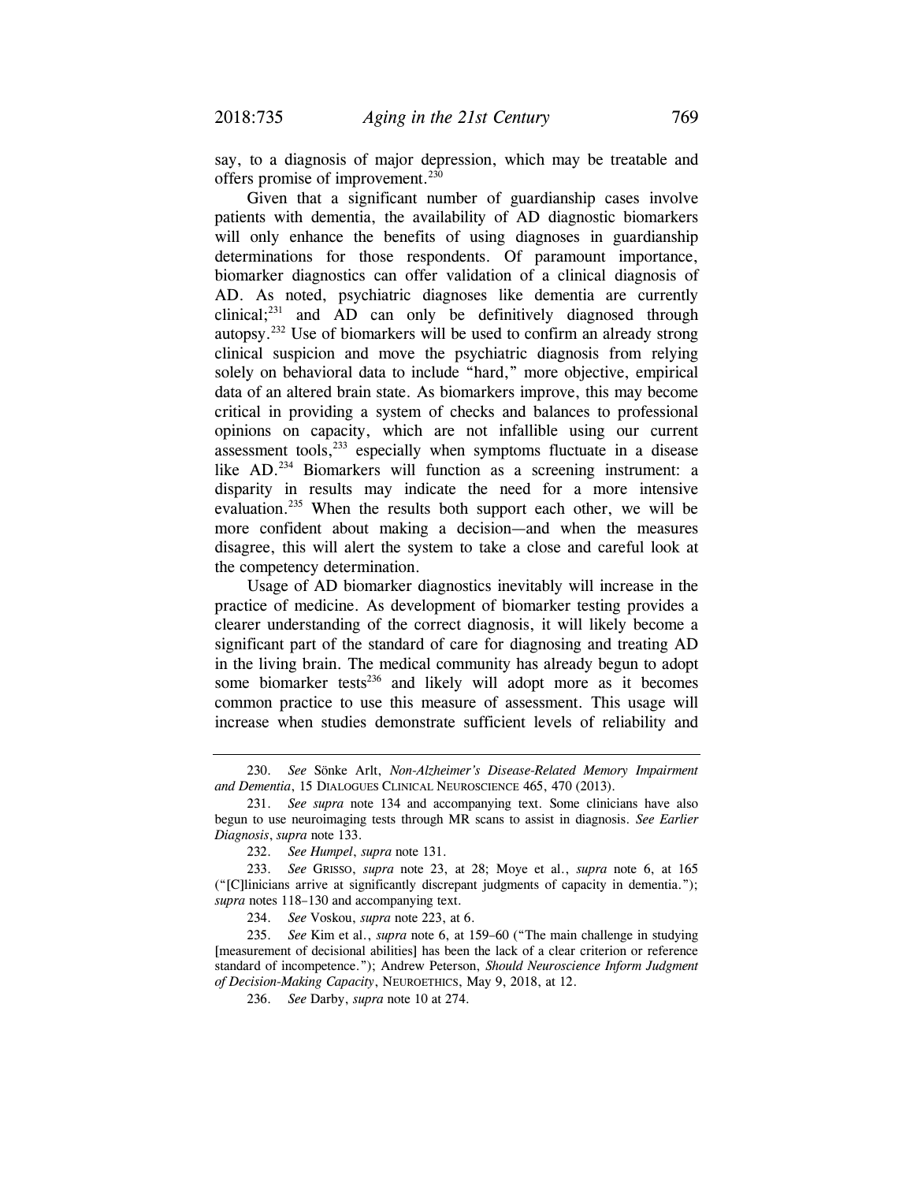say, to a diagnosis of major depression, which may be treatable and offers promise of improvement.[230]

Given that a significant number of guardianship cases involve patients with dementia, the availability of AD diagnostic biomarkers will only enhance the benefits of using diagnoses in guardianship determinations for those respondents. Of paramount importance, biomarker diagnostics can offer validation of a clinical diagnosis of AD. As noted, psychiatric diagnoses like dementia are currently clinical;[231] and AD can only be definitively diagnosed through autopsy.[232] Use of biomarkers will be used to confirm an already strong clinical suspicion and move the psychiatric diagnosis from relying solely on behavioral data to include "hard," more objective, empirical data of an altered brain state. As biomarkers improve, this may become critical in providing a system of checks and balances to professional opinions on capacity, which are not infallible using our current assessment tools,[233] especially when symptoms fluctuate in a disease like AD.[234] Biomarkers will function as a screening instrument: a disparity in results may indicate the need for a more intensive evaluation.[235] When the results both support each other, we will be more confident about making a decision—and when the measures disagree, this will alert the system to take a close and careful look at the competency determination.

Usage of AD biomarker diagnostics inevitably will increase in the practice of medicine. As development of biomarker testing provides a clearer understanding of the correct diagnosis, it will likely become a significant part of the standard of care for diagnosing and treating AD in the living brain. The medical community has already begun to adopt some biomarker tests[236] and likely will adopt more as it becomes common practice to use this measure of assessment. This usage will increase when studies demonstrate sufficient levels of reliability and

---

230. *See* Sönke Arlt, *Non-Alzheimer's Disease-Related Memory Impairment and Dementia*, 15 DIALOGUES CLINICAL NEUROSCIENCE 465, 470 (2013).

231. *See supra* note 134 and accompanying text. Some clinicians have also begun to use neuroimaging tests through MR scans to assist in diagnosis. *See Earlier Diagnosis*, *supra* note 133.

232. *See Humpel*, *supra* note 131.

233. *See* GRISSO, *supra* note 23, at 28; Moye et al., *supra* note 6, at 165 ("[C]linicians arrive at significantly discrepant judgments of capacity in dementia."); *supra* notes 118–130 and accompanying text.

234. *See* Voskou, *supra* note 223, at 6.

235. *See* Kim et al., *supra* note 6, at 159–60 ("The main challenge in studying [measurement of decisional abilities] has been the lack of a clear criterion or reference standard of incompetence."); Andrew Peterson, *Should Neuroscience Inform Judgment of Decision-Making Capacity*, NEUROETHICS, May 9, 2018, at 12.

236. *See* Darby, *supra* note 10 at 274.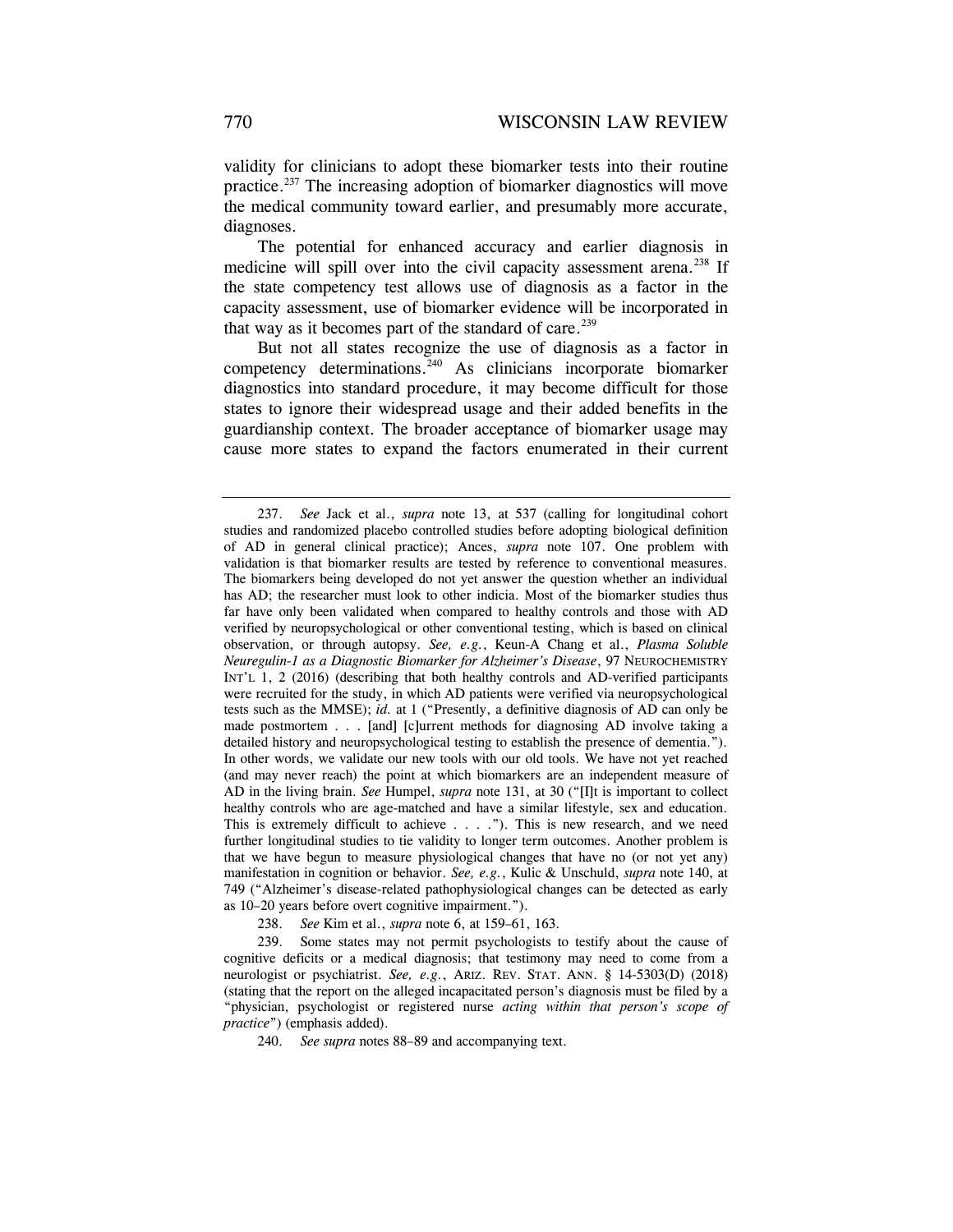validity for clinicians to adopt these biomarker tests into their routine practice.[237] The increasing adoption of biomarker diagnostics will move the medical community toward earlier, and presumably more accurate, diagnoses.

The potential for enhanced accuracy and earlier diagnosis in medicine will spill over into the civil capacity assessment arena.[238] If the state competency test allows use of diagnosis as a factor in the capacity assessment, use of biomarker evidence will be incorporated in that way as it becomes part of the standard of care.[239]

But not all states recognize the use of diagnosis as a factor in competency determinations.[240] As clinicians incorporate biomarker diagnostics into standard procedure, it may become difficult for those states to ignore their widespread usage and their added benefits in the guardianship context. The broader acceptance of biomarker usage may cause more states to expand the factors enumerated in their current

---

237. *See* Jack et al., *supra* note 13, at 537 (calling for longitudinal cohort studies and randomized placebo controlled studies before adopting biological definition of AD in general clinical practice); Ances, *supra* note 107. One problem with validation is that biomarker results are tested by reference to conventional measures. The biomarkers being developed do not yet answer the question whether an individual has AD; the researcher must look to other indicia. Most of the biomarker studies thus far have only been validated when compared to healthy controls and those with AD verified by neuropsychological or other conventional testing, which is based on clinical observation, or through autopsy. *See, e.g.*, Keun-A Chang et al., *Plasma Soluble Neuregulin-1 as a Diagnostic Biomarker for Alzheimer's Disease*, 97 NEUROCHEMISTRY INT'L 1, 2 (2016) (describing that both healthy controls and AD-verified participants were recruited for the study, in which AD patients were verified via neuropsychological tests such as the MMSE); *id.* at 1 ("Presently, a definitive diagnosis of AD can only be made postmortem . . . [and] [c]urrent methods for diagnosing AD involve taking a detailed history and neuropsychological testing to establish the presence of dementia."). In other words, we validate our new tools with our old tools. We have not yet reached (and may never reach) the point at which biomarkers are an independent measure of AD in the living brain. *See* Humpel, *supra* note 131, at 30 ("[I]t is important to collect healthy controls who are age-matched and have a similar lifestyle, sex and education. This is extremely difficult to achieve . . . ."). This is new research, and we need further longitudinal studies to tie validity to longer term outcomes. Another problem is that we have begun to measure physiological changes that have no (or not yet any) manifestation in cognition or behavior. *See, e.g.*, Kulic & Unschuld, *supra* note 140, at 749 ("Alzheimer's disease-related pathophysiological changes can be detected as early as 10–20 years before overt cognitive impairment.").

238. *See* Kim et al., *supra* note 6, at 159–61, 163.

239. Some states may not permit psychologists to testify about the cause of cognitive deficits or a medical diagnosis; that testimony may need to come from a neurologist or psychiatrist. *See, e.g.*, ARIZ. REV. STAT. ANN. § 14-5303(D) (2018) (stating that the report on the alleged incapacitated person's diagnosis must be filed by a "physician, psychologist or registered nurse *acting within that person's scope of practice*") (emphasis added).

240. *See supra* notes 88–89 and accompanying text.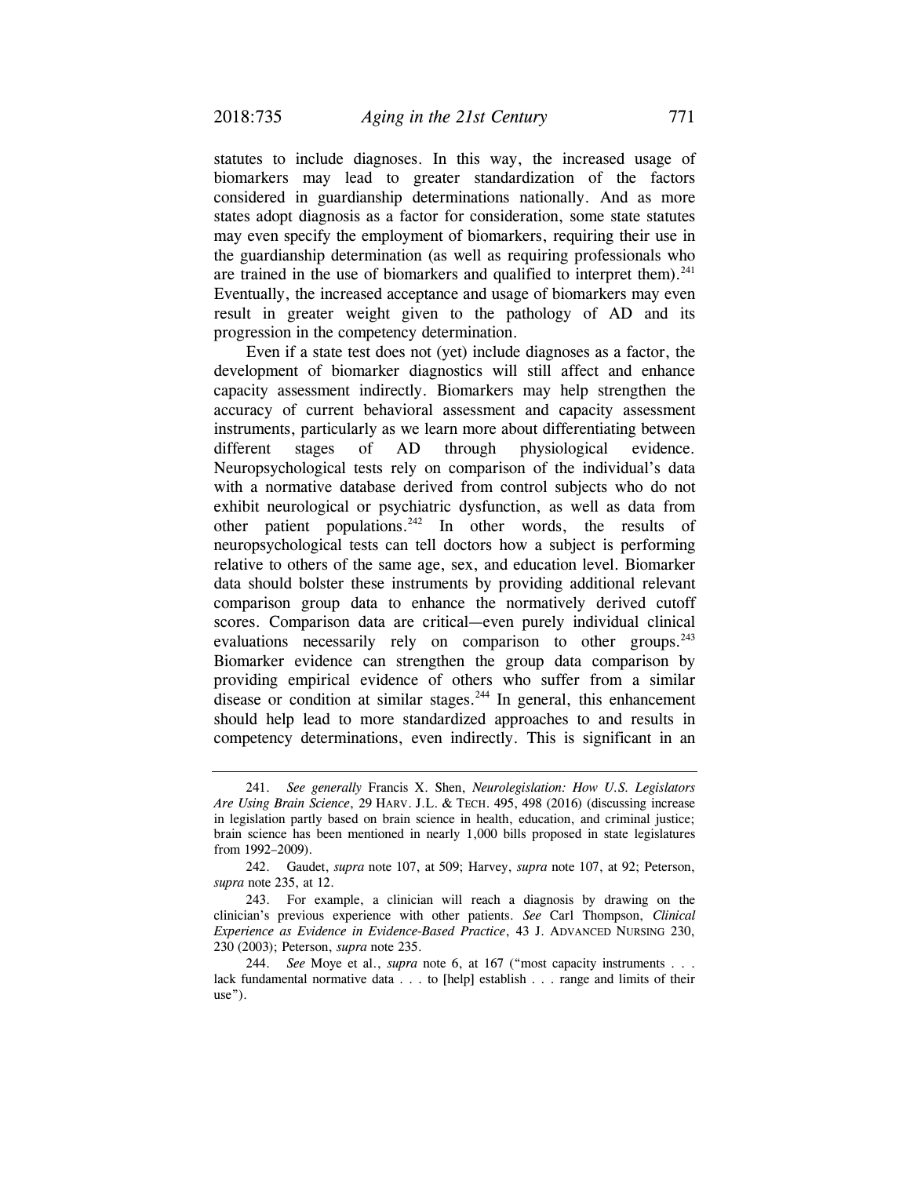statutes to include diagnoses. In this way, the increased usage of biomarkers may lead to greater standardization of the factors considered in guardianship determinations nationally. And as more states adopt diagnosis as a factor for consideration, some state statutes may even specify the employment of biomarkers, requiring their use in the guardianship determination (as well as requiring professionals who are trained in the use of biomarkers and qualified to interpret them).[241] Eventually, the increased acceptance and usage of biomarkers may even result in greater weight given to the pathology of AD and its progression in the competency determination.

Even if a state test does not (yet) include diagnoses as a factor, the development of biomarker diagnostics will still affect and enhance capacity assessment indirectly. Biomarkers may help strengthen the accuracy of current behavioral assessment and capacity assessment instruments, particularly as we learn more about differentiating between different stages of AD through physiological evidence. Neuropsychological tests rely on comparison of the individual's data with a normative database derived from control subjects who do not exhibit neurological or psychiatric dysfunction, as well as data from other patient populations.[242] In other words, the results of neuropsychological tests can tell doctors how a subject is performing relative to others of the same age, sex, and education level. Biomarker data should bolster these instruments by providing additional relevant comparison group data to enhance the normatively derived cutoff scores. Comparison data are critical—even purely individual clinical evaluations necessarily rely on comparison to other groups.[243] Biomarker evidence can strengthen the group data comparison by providing empirical evidence of others who suffer from a similar disease or condition at similar stages.[244] In general, this enhancement should help lead to more standardized approaches to and results in competency determinations, even indirectly. This is significant in an

---

241. *See generally* Francis X. Shen, *Neurolegislation: How U.S. Legislators Are Using Brain Science*, 29 HARV. J.L. & TECH. 495, 498 (2016) (discussing increase in legislation partly based on brain science in health, education, and criminal justice; brain science has been mentioned in nearly 1,000 bills proposed in state legislatures from 1992–2009).

242. Gaudet, *supra* note 107, at 509; Harvey, *supra* note 107, at 92; Peterson, *supra* note 235, at 12.

243. For example, a clinician will reach a diagnosis by drawing on the clinician's previous experience with other patients. *See* Carl Thompson, *Clinical Experience as Evidence in Evidence-Based Practice*, 43 J. ADVANCED NURSING 230, 230 (2003); Peterson, *supra* note 235.

244. *See* Moye et al., *supra* note 6, at 167 ("most capacity instruments . . . lack fundamental normative data . . . to [help] establish . . . range and limits of their use").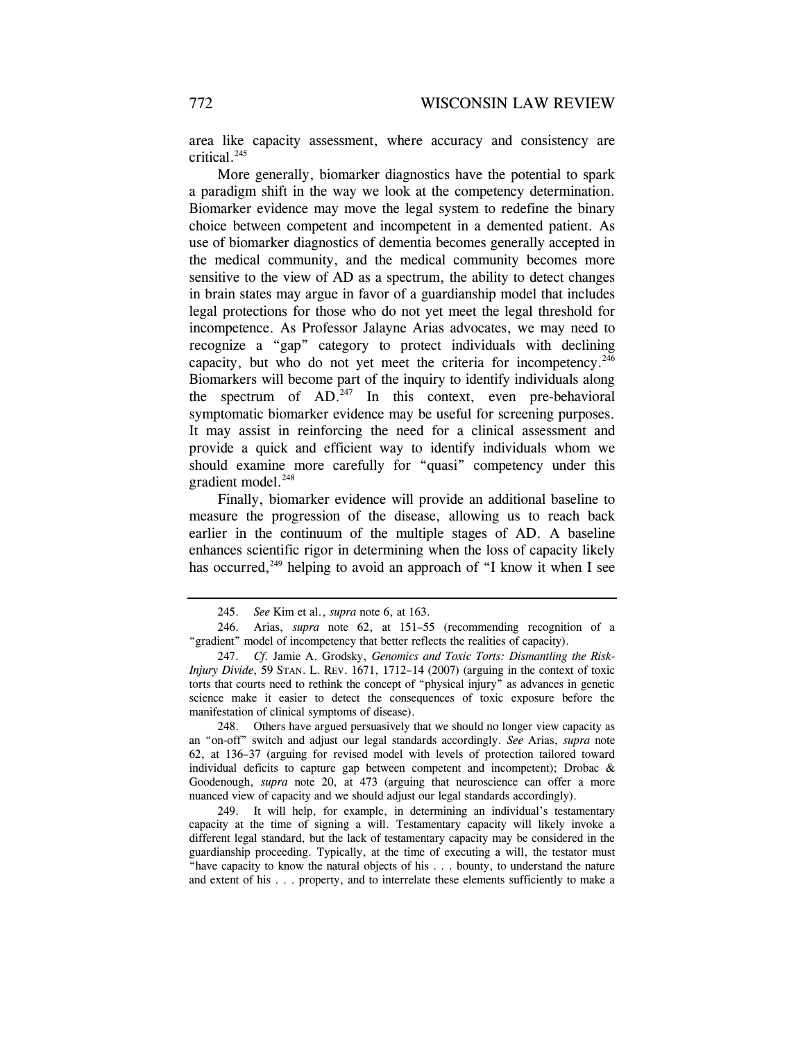area like capacity assessment, where accuracy and consistency are critical.[245]

More generally, biomarker diagnostics have the potential to spark a paradigm shift in the way we look at the competency determination. Biomarker evidence may move the legal system to redefine the binary choice between competent and incompetent in a demented patient. As use of biomarker diagnostics of dementia becomes generally accepted in the medical community, and the medical community becomes more sensitive to the view of AD as a spectrum, the ability to detect changes in brain states may argue in favor of a guardianship model that includes legal protections for those who do not yet meet the legal threshold for incompetence. As Professor Jalayne Arias advocates, we may need to recognize a "gap" category to protect individuals with declining capacity, but who do not yet meet the criteria for incompetency.[246] Biomarkers will become part of the inquiry to identify individuals along the spectrum of AD.[247] In this context, even pre-behavioral symptomatic biomarker evidence may be useful for screening purposes. It may assist in reinforcing the need for a clinical assessment and provide a quick and efficient way to identify individuals whom we should examine more carefully for "quasi" competency under this gradient model.[248]

Finally, biomarker evidence will provide an additional baseline to measure the progression of the disease, allowing us to reach back earlier in the continuum of the multiple stages of AD. A baseline enhances scientific rigor in determining when the loss of capacity likely has occurred,[249] helping to avoid an approach of "I know it when I see

---

245. *See* Kim et al., *supra* note 6, at 163.

246. Arias, *supra* note 62, at 151–55 (recommending recognition of a "gradient" model of incompetency that better reflects the realities of capacity).

247. *Cf.* Jamie A. Grodsky, *Genomics and Toxic Torts: Dismantling the Risk-Injury Divide*, 59 STAN. L. REV. 1671, 1712–14 (2007) (arguing in the context of toxic torts that courts need to rethink the concept of "physical injury" as advances in genetic science make it easier to detect the consequences of toxic exposure before the manifestation of clinical symptoms of disease).

248. Others have argued persuasively that we should no longer view capacity as an "on-off" switch and adjust our legal standards accordingly. *See* Arias, *supra* note 62, at 136–37 (arguing for revised model with levels of protection tailored toward individual deficits to capture gap between competent and incompetent); Drobac & Goodenough, *supra* note 20, at 473 (arguing that neuroscience can offer a more nuanced view of capacity and we should adjust our legal standards accordingly).

249. It will help, for example, in determining an individual's testamentary capacity at the time of signing a will. Testamentary capacity will likely invoke a different legal standard, but the lack of testamentary capacity may be considered in the guardianship proceeding. Typically, at the time of executing a will, the testator must "have capacity to know the natural objects of his . . . bounty, to understand the nature and extent of his . . . property, and to interrelate these elements sufficiently to make a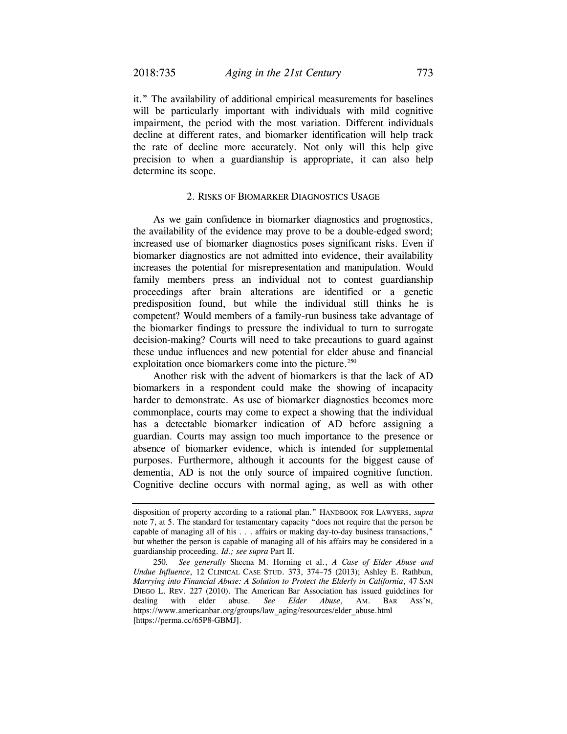it." The availability of additional empirical measurements for baselines will be particularly important with individuals with mild cognitive impairment, the period with the most variation. Different individuals decline at different rates, and biomarker identification will help track the rate of decline more accurately. Not only will this help give precision to when a guardianship is appropriate, it can also help determine its scope.

### 2. Risks of Biomarker Diagnostics Usage

As we gain confidence in biomarker diagnostics and prognostics, the availability of the evidence may prove to be a double-edged sword; increased use of biomarker diagnostics poses significant risks. Even if biomarker diagnostics are not admitted into evidence, their availability increases the potential for misrepresentation and manipulation. Would family members press an individual not to contest guardianship proceedings after brain alterations are identified or a genetic predisposition found, but while the individual still thinks he is competent? Would members of a family-run business take advantage of the biomarker findings to pressure the individual to turn to surrogate decision-making? Courts will need to take precautions to guard against these undue influences and new potential for elder abuse and financial exploitation once biomarkers come into the picture.[250]

Another risk with the advent of biomarkers is that the lack of AD biomarkers in a respondent could make the showing of incapacity harder to demonstrate. As use of biomarker diagnostics becomes more commonplace, courts may come to expect a showing that the individual has a detectable biomarker indication of AD before assigning a guardian. Courts may assign too much importance to the presence or absence of biomarker evidence, which is intended for supplemental purposes. Furthermore, although it accounts for the biggest cause of dementia, AD is not the only source of impaired cognitive function. Cognitive decline occurs with normal aging, as well as with other

---

disposition of property according to a rational plan." HANDBOOK FOR LAWYERS, *supra* note 7, at 5. The standard for testamentary capacity "does not require that the person be capable of managing all of his . . . affairs or making day-to-day business transactions," but whether the person is capable of managing all of his affairs may be considered in a guardianship proceeding. *Id.; see supra* Part II.

250. *See generally* Sheena M. Horning et al., *A Case of Elder Abuse and Undue Influence*, 12 CLINICAL CASE STUD. 373, 374–75 (2013); Ashley E. Rathbun, *Marrying into Financial Abuse: A Solution to Protect the Elderly in California*, 47 SAN DIEGO L. REV. 227 (2010). The American Bar Association has issued guidelines for dealing with elder abuse. *See Elder Abuse*, AM. BAR ASS'N, https://www.americanbar.org/groups/law_aging/resources/elder_abuse.html [https://perma.cc/65P8-GBMJ].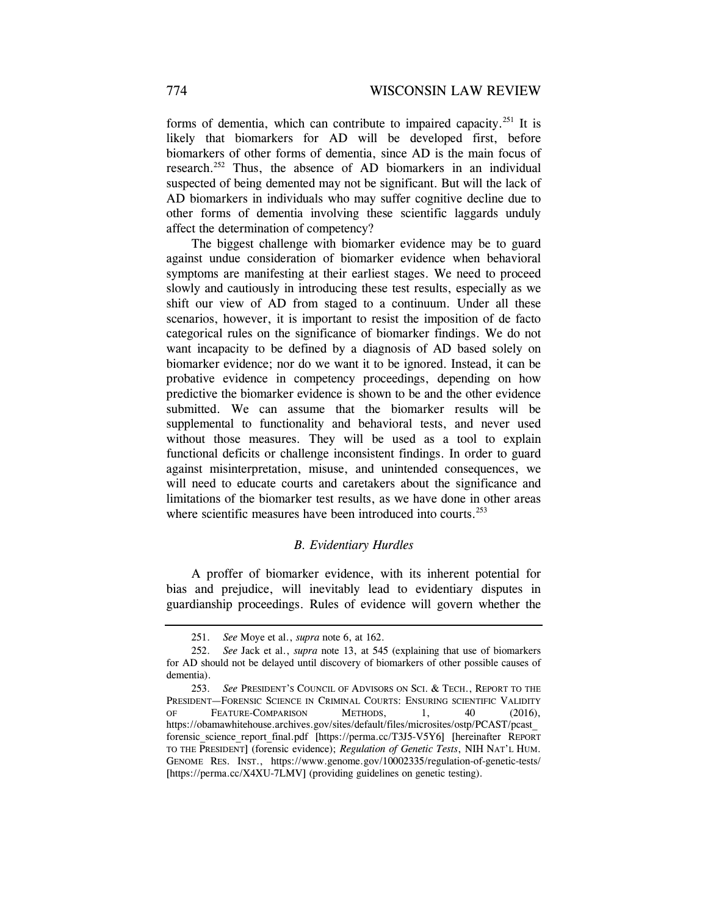forms of dementia, which can contribute to impaired capacity.[251] It is likely that biomarkers for AD will be developed first, before biomarkers of other forms of dementia, since AD is the main focus of research.[252] Thus, the absence of AD biomarkers in an individual suspected of being demented may not be significant. But will the lack of AD biomarkers in individuals who may suffer cognitive decline due to other forms of dementia involving these scientific laggards unduly affect the determination of competency?

The biggest challenge with biomarker evidence may be to guard against undue consideration of biomarker evidence when behavioral symptoms are manifesting at their earliest stages. We need to proceed slowly and cautiously in introducing these test results, especially as we shift our view of AD from staged to a continuum. Under all these scenarios, however, it is important to resist the imposition of de facto categorical rules on the significance of biomarker findings. We do not want incapacity to be defined by a diagnosis of AD based solely on biomarker evidence; nor do we want it to be ignored. Instead, it can be probative evidence in competency proceedings, depending on how predictive the biomarker evidence is shown to be and the other evidence submitted. We can assume that the biomarker results will be supplemental to functionality and behavioral tests, and never used without those measures. They will be used as a tool to explain functional deficits or challenge inconsistent findings. In order to guard against misinterpretation, misuse, and unintended consequences, we will need to educate courts and caretakers about the significance and limitations of the biomarker test results, as we have done in other areas where scientific measures have been introduced into courts.[253]

### *B. Evidentiary Hurdles*

A proffer of biomarker evidence, with its inherent potential for bias and prejudice, will inevitably lead to evidentiary disputes in guardianship proceedings. Rules of evidence will govern whether the

---

251. *See* Moye et al., *supra* note 6, at 162.

252. *See* Jack et al., *supra* note 13, at 545 (explaining that use of biomarkers for AD should not be delayed until discovery of biomarkers of other possible causes of dementia).

253. *See* PRESIDENT'S COUNCIL OF ADVISORS ON SCI. & TECH., REPORT TO THE PRESIDENT—FORENSIC SCIENCE IN CRIMINAL COURTS: ENSURING SCIENTIFIC VALIDITY OF FEATURE-COMPARISON METHODS, 1, 40 (2016), https://obamawhitehouse.archives.gov/sites/default/files/microsites/ostp/PCAST/pcast_forensic_science_report_final.pdf [https://perma.cc/T3J5-V5Y6] [hereinafter REPORT TO THE PRESIDENT] (forensic evidence); *Regulation of Genetic Tests*, NIH NAT'L HUM. GENOME RES. INST., https://www.genome.gov/10002335/regulation-of-genetic-tests/ [https://perma.cc/X4XU-7LMV] (providing guidelines on genetic testing).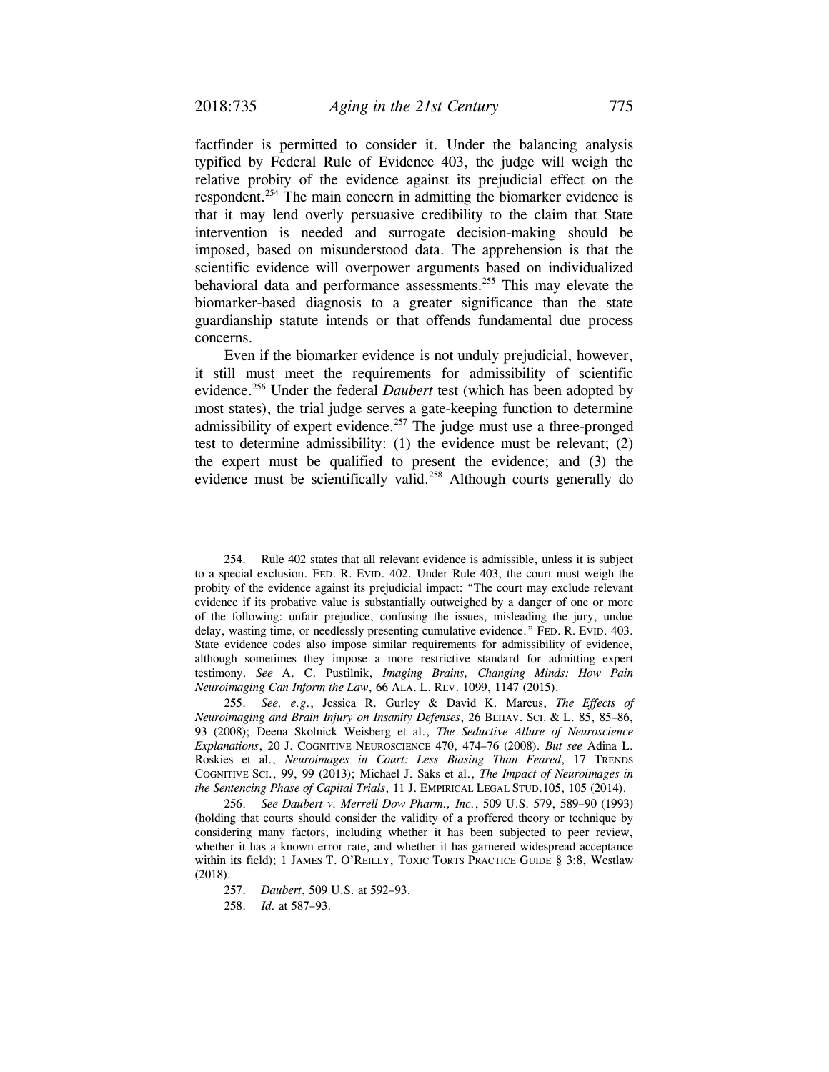factfinder is permitted to consider it. Under the balancing analysis typified by Federal Rule of Evidence 403, the judge will weigh the relative probity of the evidence against its prejudicial effect on the respondent.[254] The main concern in admitting the biomarker evidence is that it may lend overly persuasive credibility to the claim that State intervention is needed and surrogate decision-making should be imposed, based on misunderstood data. The apprehension is that the scientific evidence will overpower arguments based on individualized behavioral data and performance assessments.[255] This may elevate the biomarker-based diagnosis to a greater significance than the state guardianship statute intends or that offends fundamental due process concerns.

Even if the biomarker evidence is not unduly prejudicial, however, it still must meet the requirements for admissibility of scientific evidence.[256] Under the federal *Daubert* test (which has been adopted by most states), the trial judge serves a gate-keeping function to determine admissibility of expert evidence.[257] The judge must use a three-pronged test to determine admissibility: (1) the evidence must be relevant; (2) the expert must be qualified to present the evidence; and (3) the evidence must be scientifically valid.[258] Although courts generally do

---

254. Rule 402 states that all relevant evidence is admissible, unless it is subject to a special exclusion. FED. R. EVID. 402. Under Rule 403, the court must weigh the probity of the evidence against its prejudicial impact: "The court may exclude relevant evidence if its probative value is substantially outweighed by a danger of one or more of the following: unfair prejudice, confusing the issues, misleading the jury, undue delay, wasting time, or needlessly presenting cumulative evidence." FED. R. EVID. 403. State evidence codes also impose similar requirements for admissibility of evidence, although sometimes they impose a more restrictive standard for admitting expert testimony. *See* A. C. Pustilnik, *Imaging Brains, Changing Minds: How Pain Neuroimaging Can Inform the Law*, 66 ALA. L. REV. 1099, 1147 (2015).

255. *See, e.g.*, Jessica R. Gurley & David K. Marcus, *The Effects of Neuroimaging and Brain Injury on Insanity Defenses*, 26 BEHAV. SCI. & L. 85, 85–86, 93 (2008); Deena Skolnick Weisberg et al., *The Seductive Allure of Neuroscience Explanations*, 20 J. COGNITIVE NEUROSCIENCE 470, 474–76 (2008). *But see* Adina L. Roskies et al., *Neuroimages in Court: Less Biasing Than Feared*, 17 TRENDS COGNITIVE SCI., 99, 99 (2013); Michael J. Saks et al., *The Impact of Neuroimages in the Sentencing Phase of Capital Trials*, 11 J. EMPIRICAL LEGAL STUD.105, 105 (2014).

256. *See Daubert v. Merrell Dow Pharm., Inc.*, 509 U.S. 579, 589–90 (1993) (holding that courts should consider the validity of a proffered theory or technique by considering many factors, including whether it has been subjected to peer review, whether it has a known error rate, and whether it has garnered widespread acceptance within its field); 1 JAMES T. O'REILLY, TOXIC TORTS PRACTICE GUIDE § 3:8, Westlaw (2018).

257. *Daubert*, 509 U.S. at 592–93.

258. *Id.* at 587–93.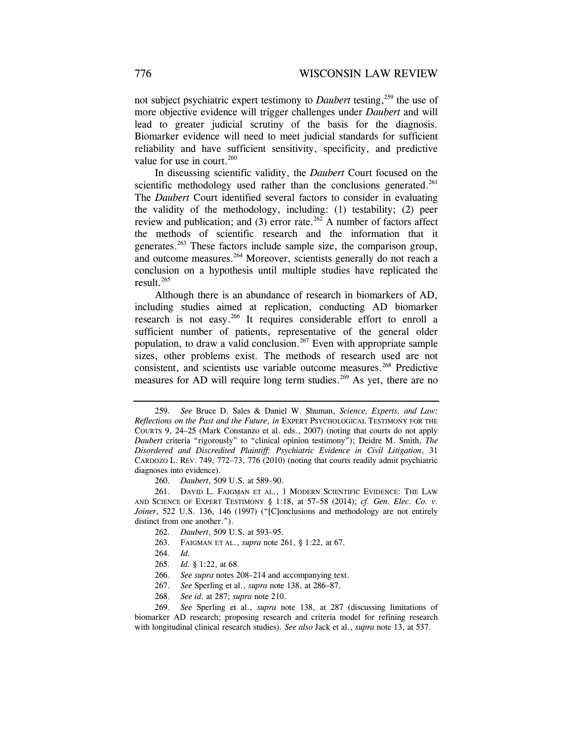not subject psychiatric expert testimony to *Daubert* testing,[259] the use of more objective evidence will trigger challenges under *Daubert* and will lead to greater judicial scrutiny of the basis for the diagnosis. Biomarker evidence will need to meet judicial standards for sufficient reliability and have sufficient sensitivity, specificity, and predictive value for use in court.[260]

In discussing scientific validity, the *Daubert* Court focused on the scientific methodology used rather than the conclusions generated.[261] The *Daubert* Court identified several factors to consider in evaluating the validity of the methodology, including: (1) testability; (2) peer review and publication; and (3) error rate.[262] A number of factors affect the methods of scientific research and the information that it generates.[263] These factors include sample size, the comparison group, and outcome measures.[264] Moreover, scientists generally do not reach a conclusion on a hypothesis until multiple studies have replicated the result.[265]

Although there is an abundance of research in biomarkers of AD, including studies aimed at replication, conducting AD biomarker research is not easy.[266] It requires considerable effort to enroll a sufficient number of patients, representative of the general older population, to draw a valid conclusion.[267] Even with appropriate sample sizes, other problems exist. The methods of research used are not consistent, and scientists use variable outcome measures.[268] Predictive measures for AD will require long term studies.[269] As yet, there are no

---

259. *See* Bruce D. Sales & Daniel W. Shuman, *Science, Experts, and Law: Reflections on the Past and the Future*, *in* EXPERT PSYCHOLOGICAL TESTIMONY FOR THE COURTS 9, 24–25 (Mark Constanzo et al. eds., 2007) (noting that courts do not apply *Daubert* criteria "rigorously" to "clinical opinion testimony"); Deidre M. Smith, *The Disordered and Discredited Plaintiff: Psychiatric Evidence in Civil Litigation*, 31 CARDOZO L. REV. 749, 772–73, 776 (2010) (noting that courts readily admit psychiatric diagnoses into evidence).

260. *Daubert*, 509 U.S. at 589–90.

261. DAVID L. FAIGMAN ET AL., 1 MODERN SCIENTIFIC EVIDENCE: THE LAW AND SCIENCE OF EXPERT TESTIMONY § 1:18, at 57–58 (2014); *cf. Gen. Elec. Co. v. Joiner*, 522 U.S. 136, 146 (1997) ("[C]onclusions and methodology are not entirely distinct from one another.").

262. *Daubert*, 509 U.S. at 593–95.

263. FAIGMAN ET AL., *supra* note 261, § 1:22, at 67.

264. *Id.*

265. *Id.* § 1:22, at 68.

266. *See supra* notes 208–214 and accompanying text.

267. *See* Sperling et al., *supra* note 138, at 286–87.

268. *See id.* at 287; *supra* note 210.

269. *See* Sperling et al., *supra* note 138, at 287 (discussing limitations of biomarker AD research; proposing research and criteria model for refining research with longitudinal clinical research studies). *See also* Jack et al., *supra* note 13, at 537.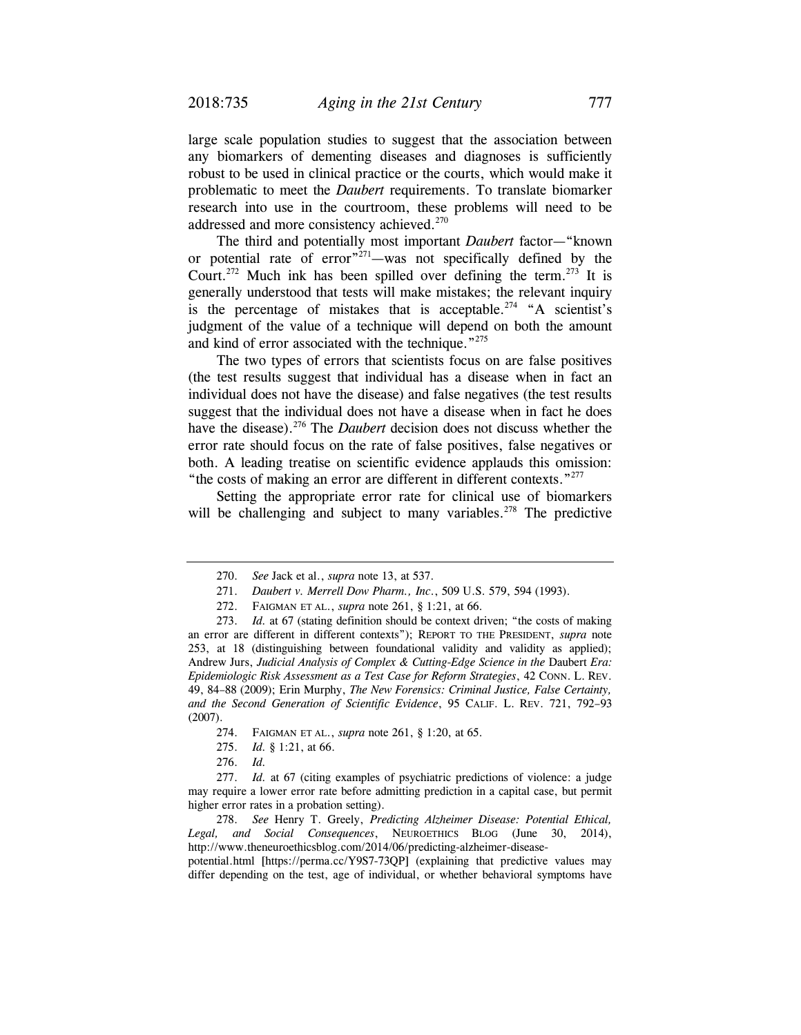large scale population studies to suggest that the association between any biomarkers of dementing diseases and diagnoses is sufficiently robust to be used in clinical practice or the courts, which would make it problematic to meet the *Daubert* requirements. To translate biomarker research into use in the courtroom, these problems will need to be addressed and more consistency achieved.[270]

The third and potentially most important *Daubert* factor—"known or potential rate of error"[271]—was not specifically defined by the Court.[272] Much ink has been spilled over defining the term.[273] It is generally understood that tests will make mistakes; the relevant inquiry is the percentage of mistakes that is acceptable.[274] "A scientist's judgment of the value of a technique will depend on both the amount and kind of error associated with the technique."[275]

The two types of errors that scientists focus on are false positives (the test results suggest that individual has a disease when in fact an individual does not have the disease) and false negatives (the test results suggest that the individual does not have a disease when in fact he does have the disease).[276] The *Daubert* decision does not discuss whether the error rate should focus on the rate of false positives, false negatives or both. A leading treatise on scientific evidence applauds this omission: "the costs of making an error are different in different contexts."[277]

Setting the appropriate error rate for clinical use of biomarkers will be challenging and subject to many variables.[278] The predictive

---

270. *See* Jack et al., *supra* note 13, at 537.

271. *Daubert v. Merrell Dow Pharm., Inc.*, 509 U.S. 579, 594 (1993).

272. FAIGMAN ET AL., *supra* note 261, § 1:21, at 66.

273. *Id.* at 67 (stating definition should be context driven; "the costs of making an error are different in different contexts"); REPORT TO THE PRESIDENT, *supra* note 253, at 18 (distinguishing between foundational validity and validity as applied); Andrew Jurs, *Judicial Analysis of Complex & Cutting-Edge Science in the* Daubert *Era: Epidemiologic Risk Assessment as a Test Case for Reform Strategies*, 42 CONN. L. REV. 49, 84–88 (2009); Erin Murphy, *The New Forensics: Criminal Justice, False Certainty, and the Second Generation of Scientific Evidence*, 95 CALIF. L. REV. 721, 792–93 (2007).

274. FAIGMAN ET AL., *supra* note 261, § 1:20, at 65.

275. *Id.* § 1:21, at 66.

276. *Id.*

277. *Id.* at 67 (citing examples of psychiatric predictions of violence: a judge may require a lower error rate before admitting prediction in a capital case, but permit higher error rates in a probation setting).

278. *See* Henry T. Greely, *Predicting Alzheimer Disease: Potential Ethical, Legal, and Social Consequences*, NEUROETHICS BLOG (June 30, 2014), http://www.theneuroethicsblog.com/2014/06/predicting-alzheimer-disease-potential.html [https://perma.cc/Y9S7-73QP] (explaining that predictive values may differ depending on the test, age of individual, or whether behavioral symptoms have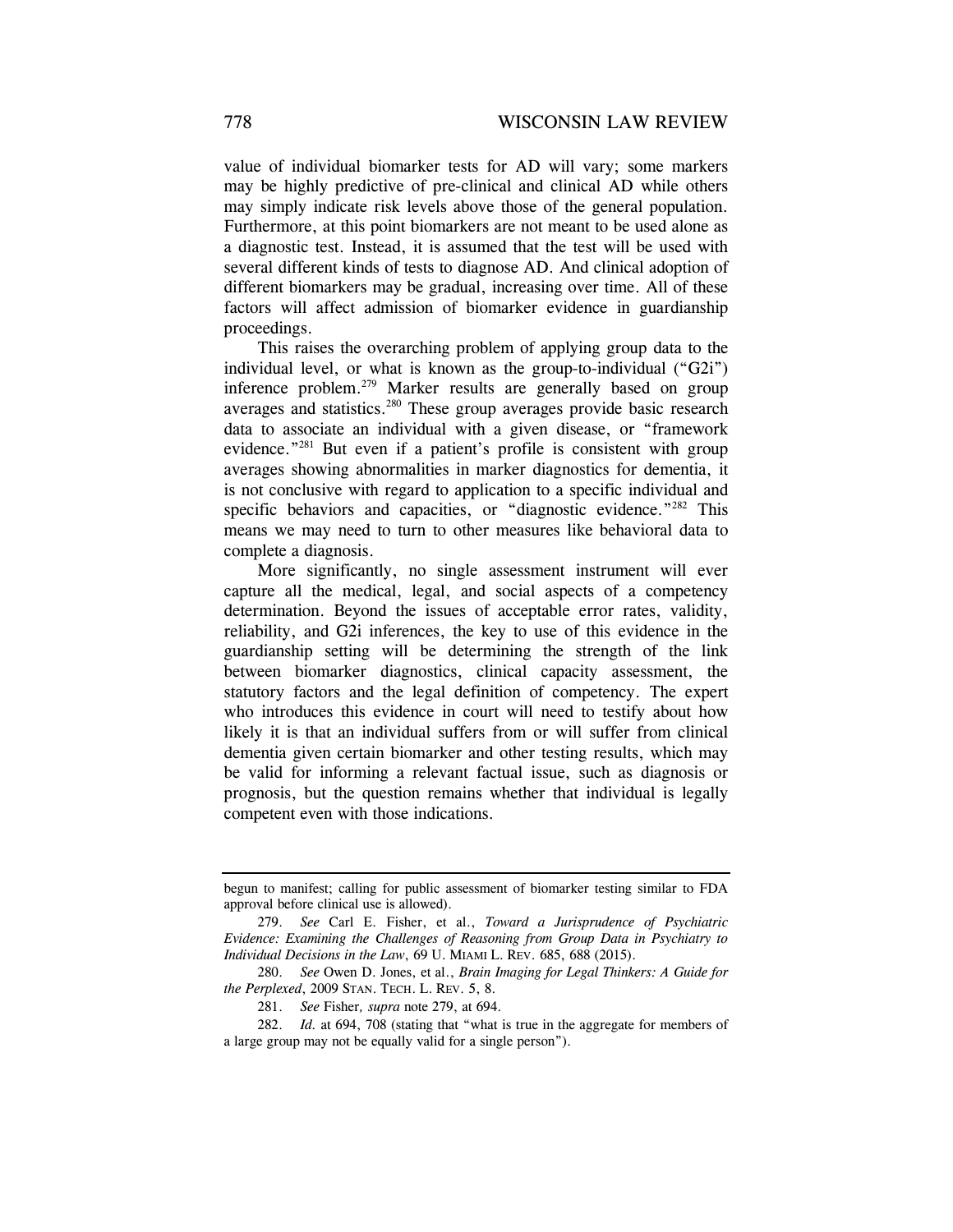value of individual biomarker tests for AD will vary; some markers may be highly predictive of pre-clinical and clinical AD while others may simply indicate risk levels above those of the general population. Furthermore, at this point biomarkers are not meant to be used alone as a diagnostic test. Instead, it is assumed that the test will be used with several different kinds of tests to diagnose AD. And clinical adoption of different biomarkers may be gradual, increasing over time. All of these factors will affect admission of biomarker evidence in guardianship proceedings.

This raises the overarching problem of applying group data to the individual level, or what is known as the group-to-individual ("G2i") inference problem.[279] Marker results are generally based on group averages and statistics.[280] These group averages provide basic research data to associate an individual with a given disease, or "framework evidence."[281] But even if a patient's profile is consistent with group averages showing abnormalities in marker diagnostics for dementia, it is not conclusive with regard to application to a specific individual and specific behaviors and capacities, or "diagnostic evidence."[282] This means we may need to turn to other measures like behavioral data to complete a diagnosis.

More significantly, no single assessment instrument will ever capture all the medical, legal, and social aspects of a competency determination. Beyond the issues of acceptable error rates, validity, reliability, and G2i inferences, the key to use of this evidence in the guardianship setting will be determining the strength of the link between biomarker diagnostics, clinical capacity assessment, the statutory factors and the legal definition of competency. The expert who introduces this evidence in court will need to testify about how likely it is that an individual suffers from or will suffer from clinical dementia given certain biomarker and other testing results, which may be valid for informing a relevant factual issue, such as diagnosis or prognosis, but the question remains whether that individual is legally competent even with those indications.

---

begun to manifest; calling for public assessment of biomarker testing similar to FDA approval before clinical use is allowed).

279. *See* Carl E. Fisher, et al., *Toward a Jurisprudence of Psychiatric Evidence: Examining the Challenges of Reasoning from Group Data in Psychiatry to Individual Decisions in the Law*, 69 U. MIAMI L. REV. 685, 688 (2015).

280. *See* Owen D. Jones, et al., *Brain Imaging for Legal Thinkers: A Guide for the Perplexed*, 2009 STAN. TECH. L. REV. 5, 8.

281. *See* Fisher, *supra* note 279, at 694.

282. *Id.* at 694, 708 (stating that "what is true in the aggregate for members of a large group may not be equally valid for a single person").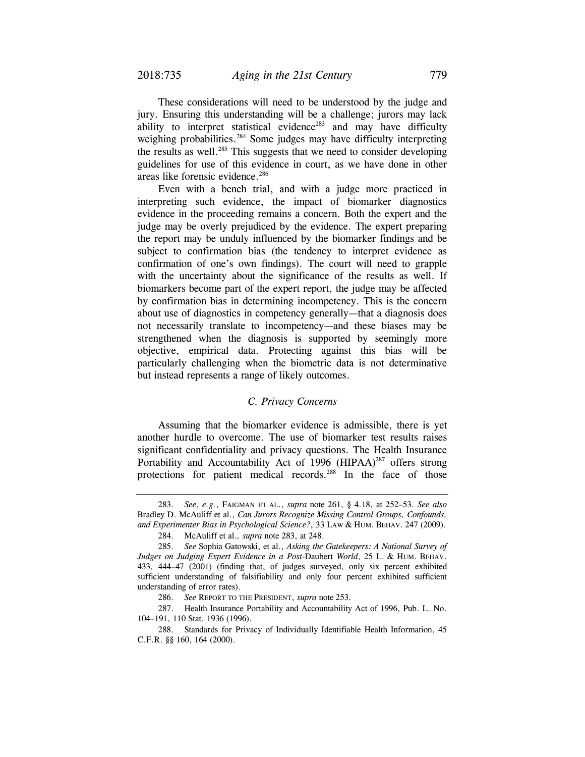These considerations will need to be understood by the judge and jury. Ensuring this understanding will be a challenge; jurors may lack ability to interpret statistical evidence[283] and may have difficulty weighing probabilities.[284] Some judges may have difficulty interpreting the results as well.[285] This suggests that we need to consider developing guidelines for use of this evidence in court, as we have done in other areas like forensic evidence.[286]

Even with a bench trial, and with a judge more practiced in interpreting such evidence, the impact of biomarker diagnostics evidence in the proceeding remains a concern. Both the expert and the judge may be overly prejudiced by the evidence. The expert preparing the report may be unduly influenced by the biomarker findings and be subject to confirmation bias (the tendency to interpret evidence as confirmation of one's own findings). The court will need to grapple with the uncertainty about the significance of the results as well. If biomarkers become part of the expert report, the judge may be affected by confirmation bias in determining incompetency. This is the concern about use of diagnostics in competency generally—that a diagnosis does not necessarily translate to incompetency—and these biases may be strengthened when the diagnosis is supported by seemingly more objective, empirical data. Protecting against this bias will be particularly challenging when the biometric data is not determinative but instead represents a range of likely outcomes.

### *C. Privacy Concerns*

Assuming that the biomarker evidence is admissible, there is yet another hurdle to overcome. The use of biomarker test results raises significant confidentiality and privacy questions. The Health Insurance Portability and Accountability Act of 1996 (HIPAA)[287] offers strong protections for patient medical records.[288] In the face of those

---

283. *See*, *e.g.*, FAIGMAN ET AL., *supra* note 261, § 4.18, at 252–53. *See also* Bradley D. McAuliff et al., *Can Jurors Recognize Missing Control Groups, Confounds, and Experimenter Bias in Psychological Science?*, 33 LAW & HUM. BEHAV. 247 (2009).

284. McAuliff et al.*, supra* note 283, at 248.

285. *See* Sophia Gatowski, et al., *Asking the Gatekeepers: A National Survey of Judges on Judging Expert Evidence in a Post-*Daubert *World*, 25 L. & HUM. BEHAV. 433, 444–47 (2001) (finding that, of judges surveyed, only six percent exhibited sufficient understanding of falsifiability and only four percent exhibited sufficient understanding of error rates).

286. *See* REPORT TO THE PRESIDENT, *supra* note 253.

287. Health Insurance Portability and Accountability Act of 1996, Pub. L. No. 104–191, 110 Stat. 1936 (1996).

288. Standards for Privacy of Individually Identifiable Health Information, 45 C.F.R. §§ 160, 164 (2000).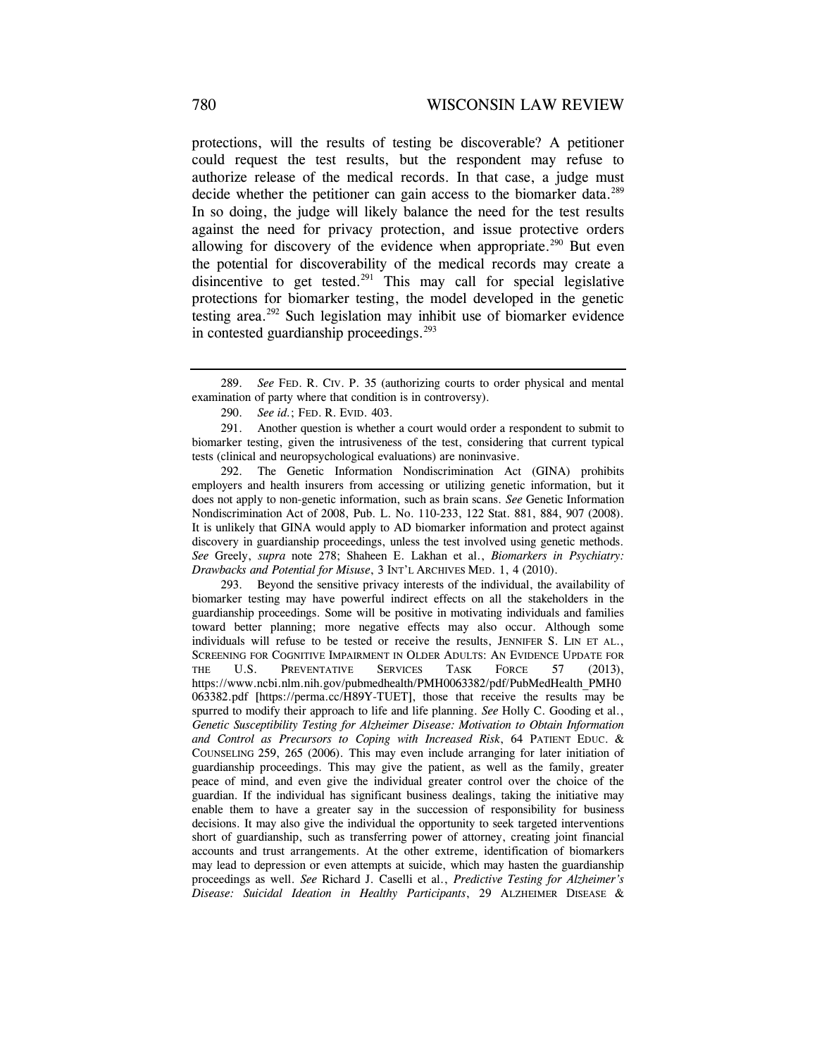protections, will the results of testing be discoverable? A petitioner could request the test results, but the respondent may refuse to authorize release of the medical records. In that case, a judge must decide whether the petitioner can gain access to the biomarker data.[289] In so doing, the judge will likely balance the need for the test results against the need for privacy protection, and issue protective orders allowing for discovery of the evidence when appropriate.[290] But even the potential for discoverability of the medical records may create a disincentive to get tested.[291] This may call for special legislative protections for biomarker testing, the model developed in the genetic testing area.[292] Such legislation may inhibit use of biomarker evidence in contested guardianship proceedings.[293]

---

289. *See* FED. R. CIV. P. 35 (authorizing courts to order physical and mental examination of party where that condition is in controversy).

290. *See id.*; FED. R. EVID. 403.

291. Another question is whether a court would order a respondent to submit to biomarker testing, given the intrusiveness of the test, considering that current typical tests (clinical and neuropsychological evaluations) are noninvasive.

292. The Genetic Information Nondiscrimination Act (GINA) prohibits employers and health insurers from accessing or utilizing genetic information, but it does not apply to non-genetic information, such as brain scans. *See* Genetic Information Nondiscrimination Act of 2008, Pub. L. No. 110-233, 122 Stat. 881, 884, 907 (2008). It is unlikely that GINA would apply to AD biomarker information and protect against discovery in guardianship proceedings, unless the test involved using genetic methods. *See* Greely, *supra* note 278; Shaheen E. Lakhan et al., *Biomarkers in Psychiatry: Drawbacks and Potential for Misuse*, 3 INT'L ARCHIVES MED. 1, 4 (2010).

293. Beyond the sensitive privacy interests of the individual, the availability of biomarker testing may have powerful indirect effects on all the stakeholders in the guardianship proceedings. Some will be positive in motivating individuals and families toward better planning; more negative effects may also occur. Although some individuals will refuse to be tested or receive the results, JENNIFER S. LIN ET AL., SCREENING FOR COGNITIVE IMPAIRMENT IN OLDER ADULTS: AN EVIDENCE UPDATE FOR THE U.S. PREVENTATIVE SERVICES TASK FORCE 57 (2013), https://www.ncbi.nlm.nih.gov/pubmedhealth/PMH0063382/pdf/PubMedHealth_PMH0063382.pdf [https://perma.cc/H89Y-TUET], those that receive the results may be spurred to modify their approach to life and life planning. *See* Holly C. Gooding et al., *Genetic Susceptibility Testing for Alzheimer Disease: Motivation to Obtain Information and Control as Precursors to Coping with Increased Risk*, 64 PATIENT EDUC. & COUNSELING 259, 265 (2006). This may even include arranging for later initiation of guardianship proceedings. This may give the patient, as well as the family, greater peace of mind, and even give the individual greater control over the choice of the guardian. If the individual has significant business dealings, taking the initiative may enable them to have a greater say in the succession of responsibility for business decisions. It may also give the individual the opportunity to seek targeted interventions short of guardianship, such as transferring power of attorney, creating joint financial accounts and trust arrangements. At the other extreme, identification of biomarkers may lead to depression or even attempts at suicide, which may hasten the guardianship proceedings as well. *See* Richard J. Caselli et al., *Predictive Testing for Alzheimer's Disease: Suicidal Ideation in Healthy Participants*, 29 ALZHEIMER DISEASE &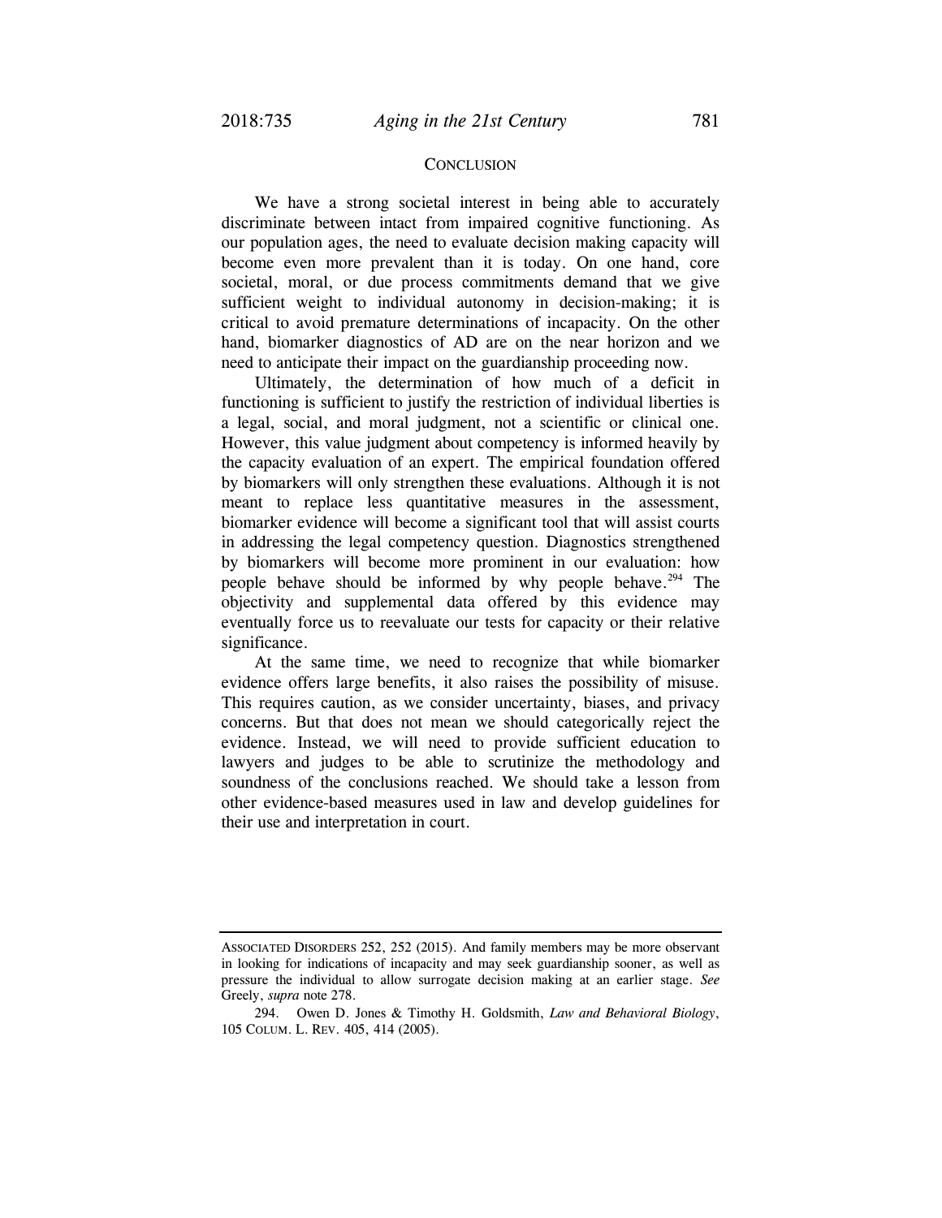## CONCLUSION

We have a strong societal interest in being able to accurately discriminate between intact from impaired cognitive functioning. As our population ages, the need to evaluate decision making capacity will become even more prevalent than it is today. On one hand, core societal, moral, or due process commitments demand that we give sufficient weight to individual autonomy in decision-making; it is critical to avoid premature determinations of incapacity. On the other hand, biomarker diagnostics of AD are on the near horizon and we need to anticipate their impact on the guardianship proceeding now.

Ultimately, the determination of how much of a deficit in functioning is sufficient to justify the restriction of individual liberties is a legal, social, and moral judgment, not a scientific or clinical one. However, this value judgment about competency is informed heavily by the capacity evaluation of an expert. The empirical foundation offered by biomarkers will only strengthen these evaluations. Although it is not meant to replace less quantitative measures in the assessment, biomarker evidence will become a significant tool that will assist courts in addressing the legal competency question. Diagnostics strengthened by biomarkers will become more prominent in our evaluation: how people behave should be informed by why people behave.[294] The objectivity and supplemental data offered by this evidence may eventually force us to reevaluate our tests for capacity or their relative significance.

At the same time, we need to recognize that while biomarker evidence offers large benefits, it also raises the possibility of misuse. This requires caution, as we consider uncertainty, biases, and privacy concerns. But that does not mean we should categorically reject the evidence. Instead, we will need to provide sufficient education to lawyers and judges to be able to scrutinize the methodology and soundness of the conclusions reached. We should take a lesson from other evidence-based measures used in law and develop guidelines for their use and interpretation in court.

---

ASSOCIATED DISORDERS 252, 252 (2015). And family members may be more observant in looking for indications of incapacity and may seek guardianship sooner, as well as pressure the individual to allow surrogate decision making at an earlier stage. *See* Greely, *supra* note 278.

294. Owen D. Jones & Timothy H. Goldsmith, *Law and Behavioral Biology*, 105 COLUM. L. REV. 405, 414 (2005).